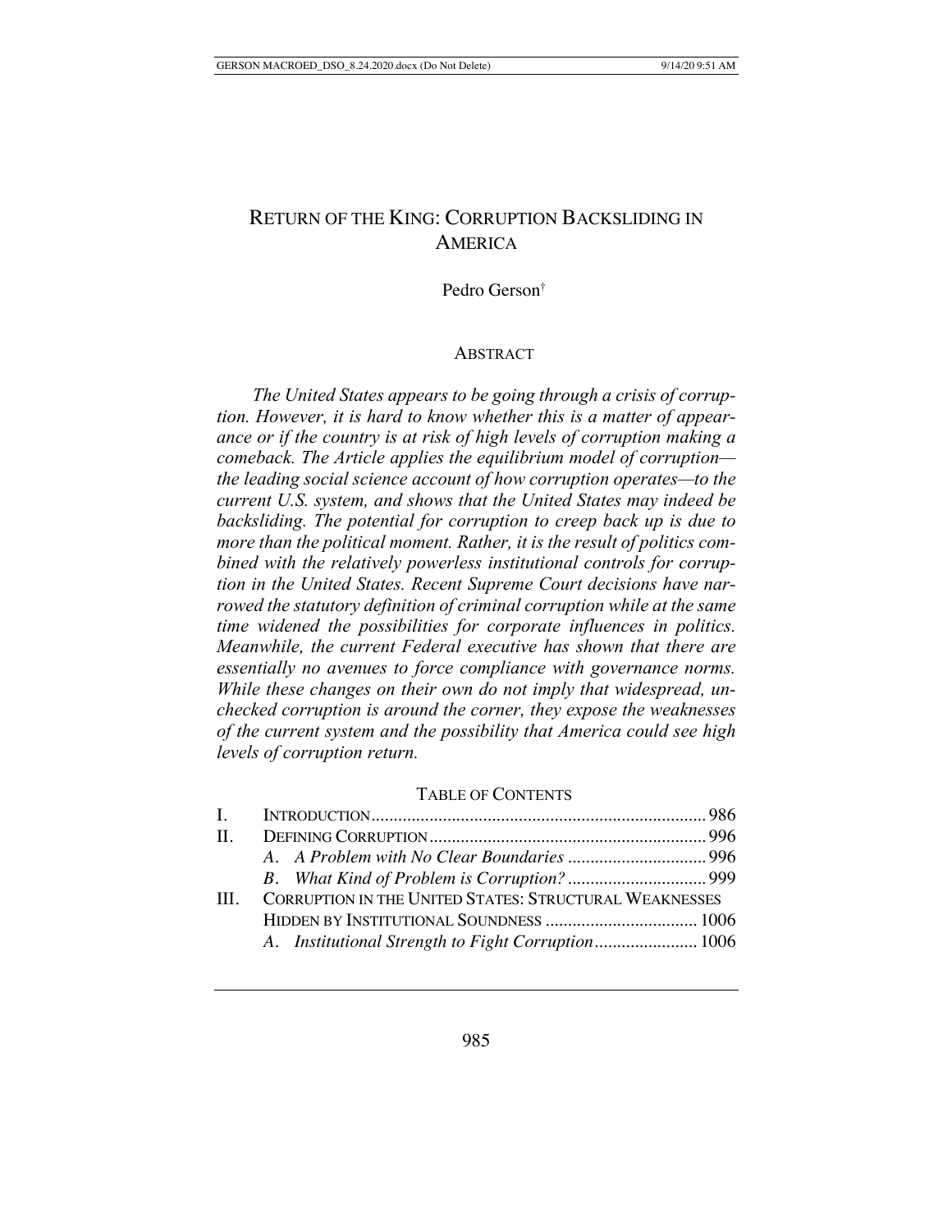# RETURN OF THE KING: CORRUPTION BACKSLIDING IN AMERICA

Pedro Gerson†

## ABSTRACT

*The United States appears to be going through a crisis of corruption. However, it is hard to know whether this is a matter of appearance or if the country is at risk of high levels of corruption making a comeback. The Article applies the equilibrium model of corruption—the leading social science account of how corruption operates—to the current U.S. system, and shows that the United States may indeed be backsliding. The potential for corruption to creep back up is due to more than the political moment. Rather, it is the result of politics combined with the relatively powerless institutional controls for corruption in the United States. Recent Supreme Court decisions have narrowed the statutory definition of criminal corruption while at the same time widened the possibilities for corporate influences in politics. Meanwhile, the current Federal executive has shown that there are essentially no avenues to force compliance with governance norms. While these changes on their own do not imply that widespread, unchecked corruption is around the corner, they expose the weaknesses of the current system and the possibility that America could see high levels of corruption return.*

## TABLE OF CONTENTS

| | | |
|---|---|---|
| I. | INTRODUCTION | 986 |
| II. | DEFINING CORRUPTION | 996 |
| | *A. A Problem with No Clear Boundaries* | 996 |
| | *B. What Kind of Problem is Corruption?* | 999 |
| III. | CORRUPTION IN THE UNITED STATES: STRUCTURAL WEAKNESSES HIDDEN BY INSTITUTIONAL SOUNDNESS | 1006 |
| | *A. Institutional Strength to Fight Corruption* | 1006 |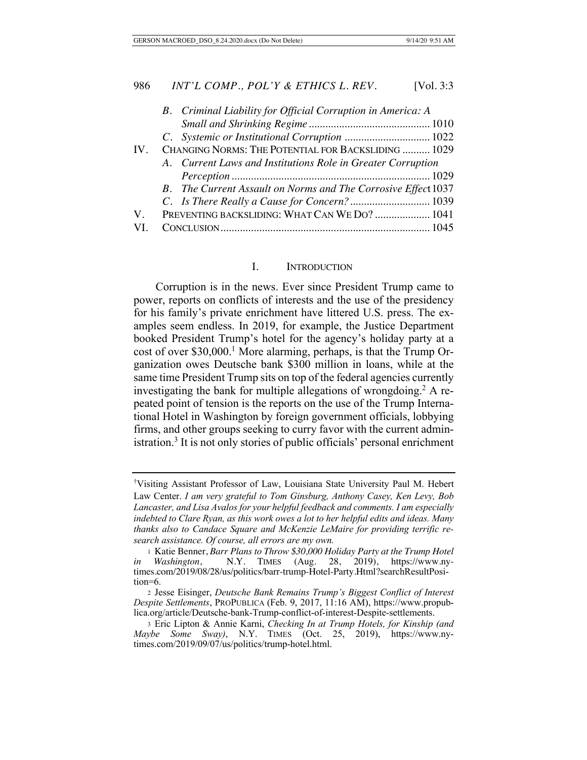B. *Criminal Liability for Official Corruption in America: A Small and Shrinking Regime* ........................................... 1010

C. *Systemic or Institutional Corruption* ............................... 1022

IV. CHANGING NORMS: THE POTENTIAL FOR BACKSLIDING .......... 1029

A. *Current Laws and Institutions Role in Greater Corruption Perception* ....................................................................... 1029

B. *The Current Assault on Norms and The Corrosive Effect* 1037

C. *Is There Really a Cause for Concern?* ............................ 1039

V. PREVENTING BACKSLIDING: WHAT CAN WE DO? .................... 1041

VI. CONCLUSION ........................................................................... 1045

## I. INTRODUCTION

Corruption is in the news. Ever since President Trump came to power, reports on conflicts of interests and the use of the presidency for his family's private enrichment have littered U.S. press. The examples seem endless. In 2019, for example, the Justice Department booked President Trump's hotel for the agency's holiday party at a cost of over $30,000.[1] More alarming, perhaps, is that the Trump Organization owes Deutsche bank $300 million in loans, while at the same time President Trump sits on top of the federal agencies currently investigating the bank for multiple allegations of wrongdoing.[2] A repeated point of tension is the reports on the use of the Trump International Hotel in Washington by foreign government officials, lobbying firms, and other groups seeking to curry favor with the current administration.[3] It is not only stories of public officials' personal enrichment

---

†Visiting Assistant Professor of Law, Louisiana State University Paul M. Hebert Law Center. *I am very grateful to Tom Ginsburg, Anthony Casey, Ken Levy, Bob Lancaster, and Lisa Avalos for your helpful feedback and comments. I am especially indebted to Clare Ryan, as this work owes a lot to her helpful edits and ideas. Many thanks also to Candace Square and McKenzie LeMaire for providing terrific research assistance. Of course, all errors are my own.*

1 Katie Benner, *Barr Plans to Throw $30,000 Holiday Party at the Trump Hotel in Washington*, N.Y. TIMES (Aug. 28, 2019), https://www.nytimes.com/2019/08/28/us/politics/barr-trump-Hotel-Party.Html?searchResultPosition=6.

2 Jesse Eisinger, *Deutsche Bank Remains Trump's Biggest Conflict of Interest Despite Settlements*, PROPUBLICA (Feb. 9, 2017, 11:16 AM), https://www.propublica.org/article/Deutsche-bank-Trump-conflict-of-interest-Despite-settlements.

3 Eric Lipton & Annie Karni, *Checking In at Trump Hotels, for Kinship (and Maybe Some Sway)*, N.Y. TIMES (Oct. 25, 2019), https://www.nytimes.com/2019/09/07/us/politics/trump-hotel.html.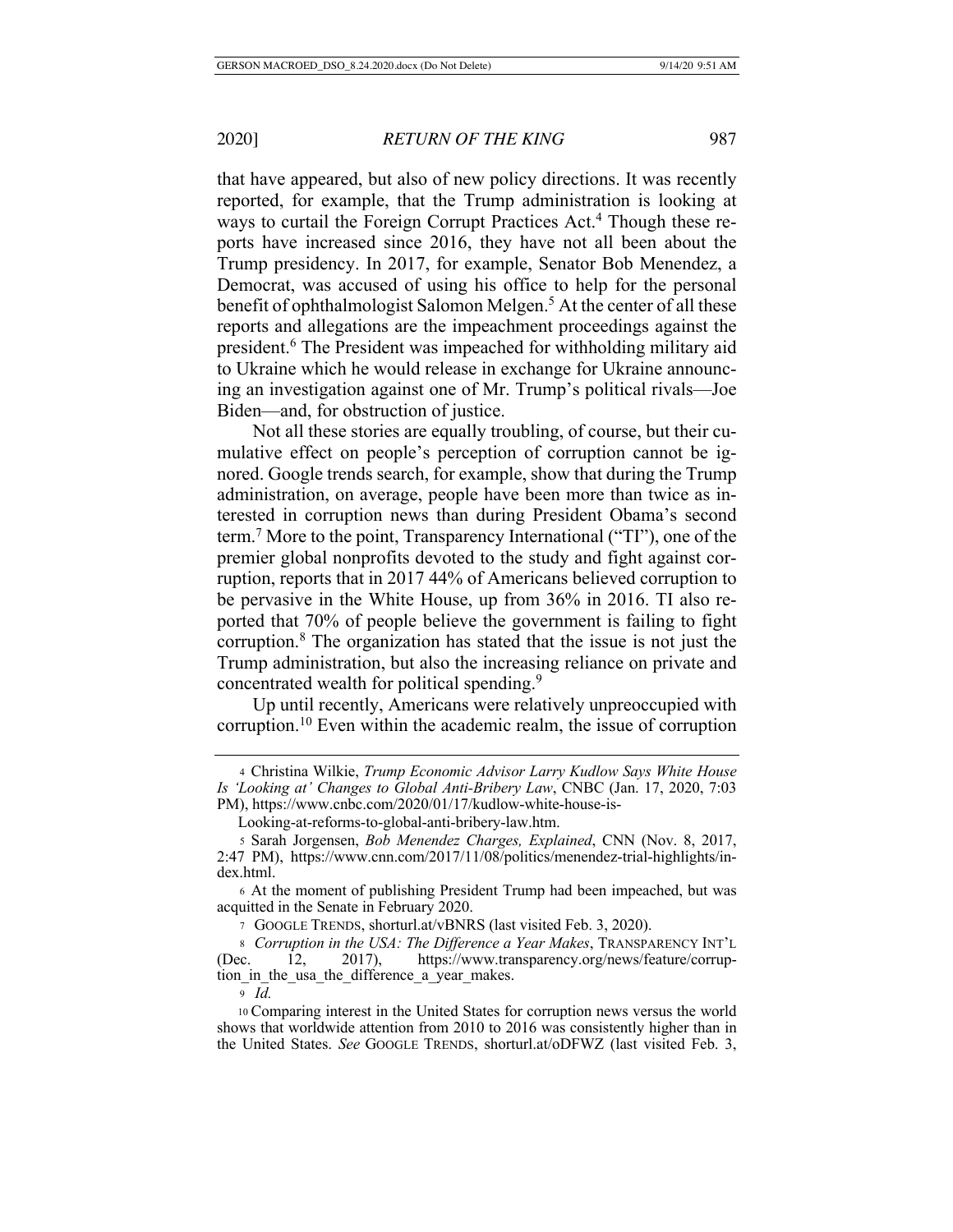that have appeared, but also of new policy directions. It was recently reported, for example, that the Trump administration is looking at ways to curtail the Foreign Corrupt Practices Act.[4] Though these reports have increased since 2016, they have not all been about the Trump presidency. In 2017, for example, Senator Bob Menendez, a Democrat, was accused of using his office to help for the personal benefit of ophthalmologist Salomon Melgen.[5] At the center of all these reports and allegations are the impeachment proceedings against the president.[6] The President was impeached for withholding military aid to Ukraine which he would release in exchange for Ukraine announcing an investigation against one of Mr. Trump's political rivals—Joe Biden—and, for obstruction of justice.

Not all these stories are equally troubling, of course, but their cumulative effect on people's perception of corruption cannot be ignored. Google trends search, for example, show that during the Trump administration, on average, people have been more than twice as interested in corruption news than during President Obama's second term.[7] More to the point, Transparency International ("TI"), one of the premier global nonprofits devoted to the study and fight against corruption, reports that in 2017 44% of Americans believed corruption to be pervasive in the White House, up from 36% in 2016. TI also reported that 70% of people believe the government is failing to fight corruption.[8] The organization has stated that the issue is not just the Trump administration, but also the increasing reliance on private and concentrated wealth for political spending.[9]

Up until recently, Americans were relatively unpreoccupied with corruption.[10] Even within the academic realm, the issue of corruption

---

4 Christina Wilkie, *Trump Economic Advisor Larry Kudlow Says White House Is 'Looking at' Changes to Global Anti-Bribery Law*, CNBC (Jan. 17, 2020, 7:03 PM), https://www.cnbc.com/2020/01/17/kudlow-white-house-is-Looking-at-reforms-to-global-anti-bribery-law.htm.

5 Sarah Jorgensen, *Bob Menendez Charges, Explained*, CNN (Nov. 8, 2017, 2:47 PM), https://www.cnn.com/2017/11/08/politics/menendez-trial-highlights/index.html.

6 At the moment of publishing President Trump had been impeached, but was acquitted in the Senate in February 2020.

7 GOOGLE TRENDS, shorturl.at/vBNRS (last visited Feb. 3, 2020).

8 *Corruption in the USA: The Difference a Year Makes*, TRANSPARENCY INT'L (Dec. 12, 2017), https://www.transparency.org/news/feature/corruption_in_the_usa_the_difference_a_year_makes.

9 *Id.*

10 Comparing interest in the United States for corruption news versus the world shows that worldwide attention from 2010 to 2016 was consistently higher than in the United States. *See* GOOGLE TRENDS, shorturl.at/oDFWZ (last visited Feb. 3,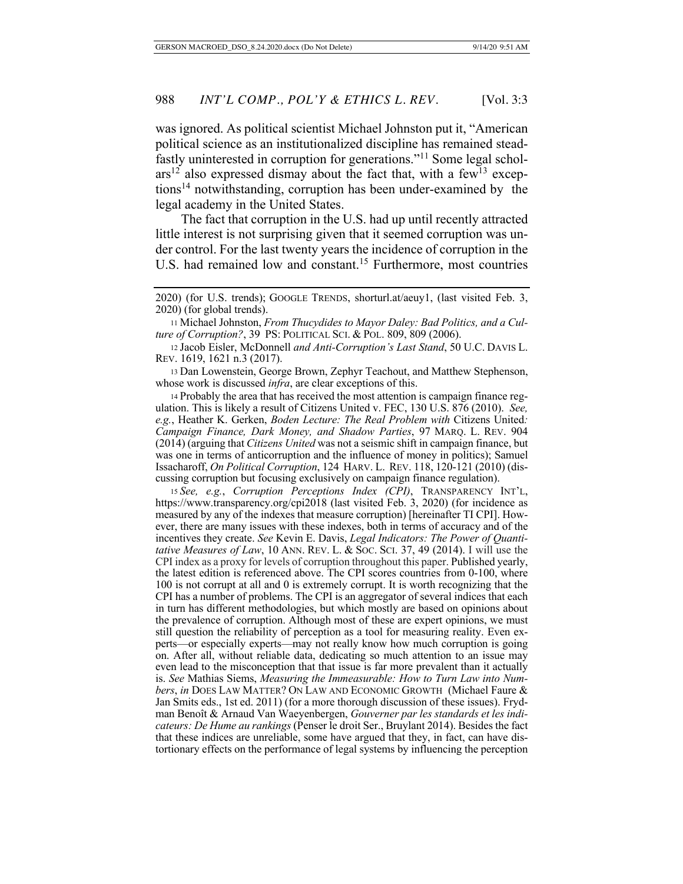was ignored. As political scientist Michael Johnston put it, "American political science as an institutionalized discipline has remained steadfastly uninterested in corruption for generations."[11] Some legal scholars[12] also expressed dismay about the fact that, with a few[13] exceptions[14] notwithstanding, corruption has been under-examined by the legal academy in the United States.

The fact that corruption in the U.S. had up until recently attracted little interest is not surprising given that it seemed corruption was under control. For the last twenty years the incidence of corruption in the U.S. had remained low and constant.[15] Furthermore, most countries

---

2020) (for U.S. trends); GOOGLE TRENDS, shorturl.at/aeuy1, (last visited Feb. 3, 2020) (for global trends).

11 Michael Johnston, *From Thucydides to Mayor Daley: Bad Politics, and a Culture of Corruption?*, 39 PS: POLITICAL SCI. & POL. 809, 809 (2006).

12 Jacob Eisler, McDonnell *and Anti-Corruption's Last Stand*, 50 U.C. DAVIS L. REV. 1619, 1621 n.3 (2017).

13 Dan Lowenstein, George Brown, Zephyr Teachout, and Matthew Stephenson, whose work is discussed *infra*, are clear exceptions of this.

14 Probably the area that has received the most attention is campaign finance regulation. This is likely a result of Citizens United v. FEC, 130 U.S. 876 (2010). *See, e.g.*, Heather K. Gerken, *Boden Lecture: The Real Problem with* Citizens United*: Campaign Finance, Dark Money, and Shadow Parties*, 97 MARQ. L. REV. 904 (2014) (arguing that *Citizens United* was not a seismic shift in campaign finance, but was one in terms of anticorruption and the influence of money in politics); Samuel Issacharoff, *On Political Corruption*, 124 HARV. L. REV. 118, 120-121 (2010) (discussing corruption but focusing exclusively on campaign finance regulation).

15 *See, e.g.*, *Corruption Perceptions Index (CPI)*, TRANSPARENCY INT'L, https://www.transparency.org/cpi2018 (last visited Feb. 3, 2020) (for incidence as measured by any of the indexes that measure corruption) [hereinafter TI CPI]. However, there are many issues with these indexes, both in terms of accuracy and of the incentives they create. *See* Kevin E. Davis, *Legal Indicators: The Power of Quantitative Measures of Law*, 10 ANN. REV. L. & SOC. SCI. 37, 49 (2014). I will use the CPI index as a proxy for levels of corruption throughout this paper. Published yearly, the latest edition is referenced above. The CPI scores countries from 0-100, where 100 is not corrupt at all and 0 is extremely corrupt. It is worth recognizing that the CPI has a number of problems. The CPI is an aggregator of several indices that each in turn has different methodologies, but which mostly are based on opinions about the prevalence of corruption. Although most of these are expert opinions, we must still question the reliability of perception as a tool for measuring reality. Even experts—or especially experts—may not really know how much corruption is going on. After all, without reliable data, dedicating so much attention to an issue may even lead to the misconception that that issue is far more prevalent than it actually is. *See* Mathias Siems, *Measuring the Immeasurable: How to Turn Law into Numbers*, *in* DOES LAW MATTER? ON LAW AND ECONOMIC GROWTH (Michael Faure & Jan Smits eds., 1st ed. 2011) (for a more thorough discussion of these issues). Frydman Benoît & Arnaud Van Waeyenbergen, *Gouverner par les standards et les indicateurs: De Hume au rankings* (Penser le droit Ser., Bruylant 2014). Besides the fact that these indices are unreliable, some have argued that they, in fact, can have distortionary effects on the performance of legal systems by influencing the perception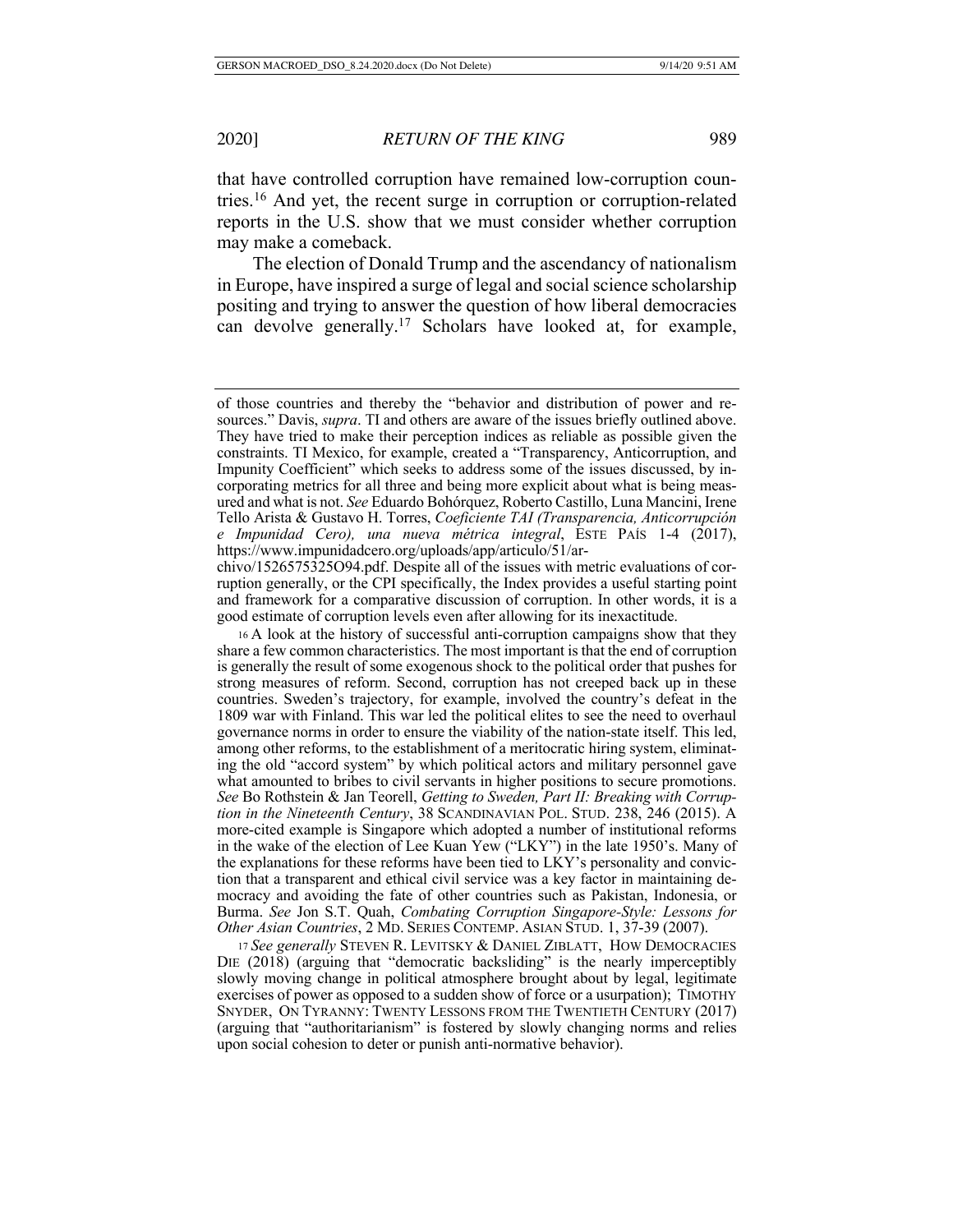that have controlled corruption have remained low-corruption countries.[16] And yet, the recent surge in corruption or corruption-related reports in the U.S. show that we must consider whether corruption may make a comeback.

The election of Donald Trump and the ascendancy of nationalism in Europe, have inspired a surge of legal and social science scholarship positing and trying to answer the question of how liberal democracies can devolve generally.[17] Scholars have looked at, for example,

---

of those countries and thereby the "behavior and distribution of power and resources." Davis, *supra*. TI and others are aware of the issues briefly outlined above. They have tried to make their perception indices as reliable as possible given the constraints. TI Mexico, for example, created a "Transparency, Anticorruption, and Impunity Coefficient" which seeks to address some of the issues discussed, by incorporating metrics for all three and being more explicit about what is being measured and what is not. *See* Eduardo Bohórquez, Roberto Castillo, Luna Mancini, Irene Tello Arista & Gustavo H. Torres, *Coeficiente TAI (Transparencia, Anticorrupción e Impunidad Cero), una nueva métrica integral*, ESTE PAÍS 1-4 (2017), https://www.impunidadcero.org/uploads/app/articulo/51/archivo/1526575325O94.pdf. Despite all of the issues with metric evaluations of corruption generally, or the CPI specifically, the Index provides a useful starting point and framework for a comparative discussion of corruption. In other words, it is a good estimate of corruption levels even after allowing for its inexactitude.

[16] A look at the history of successful anti-corruption campaigns show that they share a few common characteristics. The most important is that the end of corruption is generally the result of some exogenous shock to the political order that pushes for strong measures of reform. Second, corruption has not creeped back up in these countries. Sweden's trajectory, for example, involved the country's defeat in the 1809 war with Finland. This war led the political elites to see the need to overhaul governance norms in order to ensure the viability of the nation-state itself. This led, among other reforms, to the establishment of a meritocratic hiring system, eliminating the old "accord system" by which political actors and military personnel gave what amounted to bribes to civil servants in higher positions to secure promotions. *See* Bo Rothstein & Jan Teorell, *Getting to Sweden, Part II: Breaking with Corruption in the Nineteenth Century*, 38 SCANDINAVIAN POL. STUD. 238, 246 (2015). A more-cited example is Singapore which adopted a number of institutional reforms in the wake of the election of Lee Kuan Yew ("LKY") in the late 1950's. Many of the explanations for these reforms have been tied to LKY's personality and conviction that a transparent and ethical civil service was a key factor in maintaining democracy and avoiding the fate of other countries such as Pakistan, Indonesia, or Burma. *See* Jon S.T. Quah, *Combating Corruption Singapore-Style: Lessons for Other Asian Countries*, 2 MD. SERIES CONTEMP. ASIAN STUD. 1, 37-39 (2007).

[17] *See generally* STEVEN R. LEVITSKY & DANIEL ZIBLATT, HOW DEMOCRACIES DIE (2018) (arguing that "democratic backsliding" is the nearly imperceptibly slowly moving change in political atmosphere brought about by legal, legitimate exercises of power as opposed to a sudden show of force or a usurpation); TIMOTHY SNYDER, ON TYRANNY: TWENTY LESSONS FROM THE TWENTIETH CENTURY (2017) (arguing that "authoritarianism" is fostered by slowly changing norms and relies upon social cohesion to deter or punish anti-normative behavior).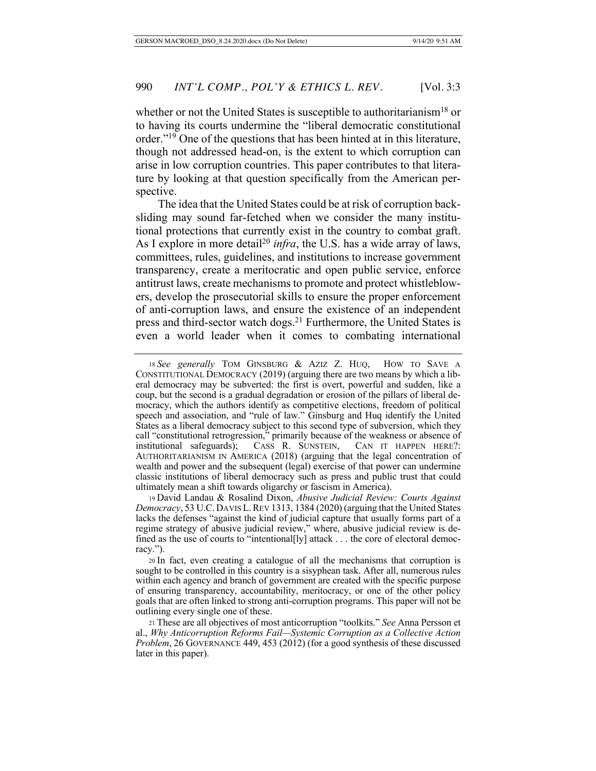whether or not the United States is susceptible to authoritarianism[18] or to having its courts undermine the "liberal democratic constitutional order."[19] One of the questions that has been hinted at in this literature, though not addressed head-on, is the extent to which corruption can arise in low corruption countries. This paper contributes to that literature by looking at that question specifically from the American perspective.

The idea that the United States could be at risk of corruption backsliding may sound far-fetched when we consider the many institutional protections that currently exist in the country to combat graft. As I explore in more detail[20] *infra*, the U.S. has a wide array of laws, committees, rules, guidelines, and institutions to increase government transparency, create a meritocratic and open public service, enforce antitrust laws, create mechanisms to promote and protect whistleblowers, develop the prosecutorial skills to ensure the proper enforcement of anti-corruption laws, and ensure the existence of an independent press and third-sector watch dogs.[21] Furthermore, the United States is even a world leader when it comes to combating international

---

[18] *See generally* TOM GINSBURG & AZIZ Z. HUQ, HOW TO SAVE A CONSTITUTIONAL DEMOCRACY (2019) (arguing there are two means by which a liberal democracy may be subverted: the first is overt, powerful and sudden, like a coup, but the second is a gradual degradation or erosion of the pillars of liberal democracy, which the authors identify as competitive elections, freedom of political speech and association, and "rule of law." Ginsburg and Huq identify the United States as a liberal democracy subject to this second type of subversion, which they call "constitutional retrogression," primarily because of the weakness or absence of institutional safeguards); CASS R. SUNSTEIN, CAN IT HAPPEN HERE?: AUTHORITARIANISM IN AMERICA (2018) (arguing that the legal concentration of wealth and power and the subsequent (legal) exercise of that power can undermine classic institutions of liberal democracy such as press and public trust that could ultimately mean a shift towards oligarchy or fascism in America).

[19] David Landau & Rosalind Dixon, *Abusive Judicial Review: Courts Against Democracy*, 53 U.C. DAVIS L. REV 1313, 1384 (2020) (arguing that the United States lacks the defenses "against the kind of judicial capture that usually forms part of a regime strategy of abusive judicial review," where, abusive judicial review is defined as the use of courts to "intentional[ly] attack . . . the core of electoral democracy.").

[20] In fact, even creating a catalogue of all the mechanisms that corruption is sought to be controlled in this country is a sisyphean task. After all, numerous rules within each agency and branch of government are created with the specific purpose of ensuring transparency, accountability, meritocracy, or one of the other policy goals that are often linked to strong anti-corruption programs. This paper will not be outlining every single one of these.

[21] These are all objectives of most anticorruption "toolkits." *See* Anna Persson et al., *Why Anticorruption Reforms Fail—Systemic Corruption as a Collective Action Problem*, 26 GOVERNANCE 449, 453 (2012) (for a good synthesis of these discussed later in this paper).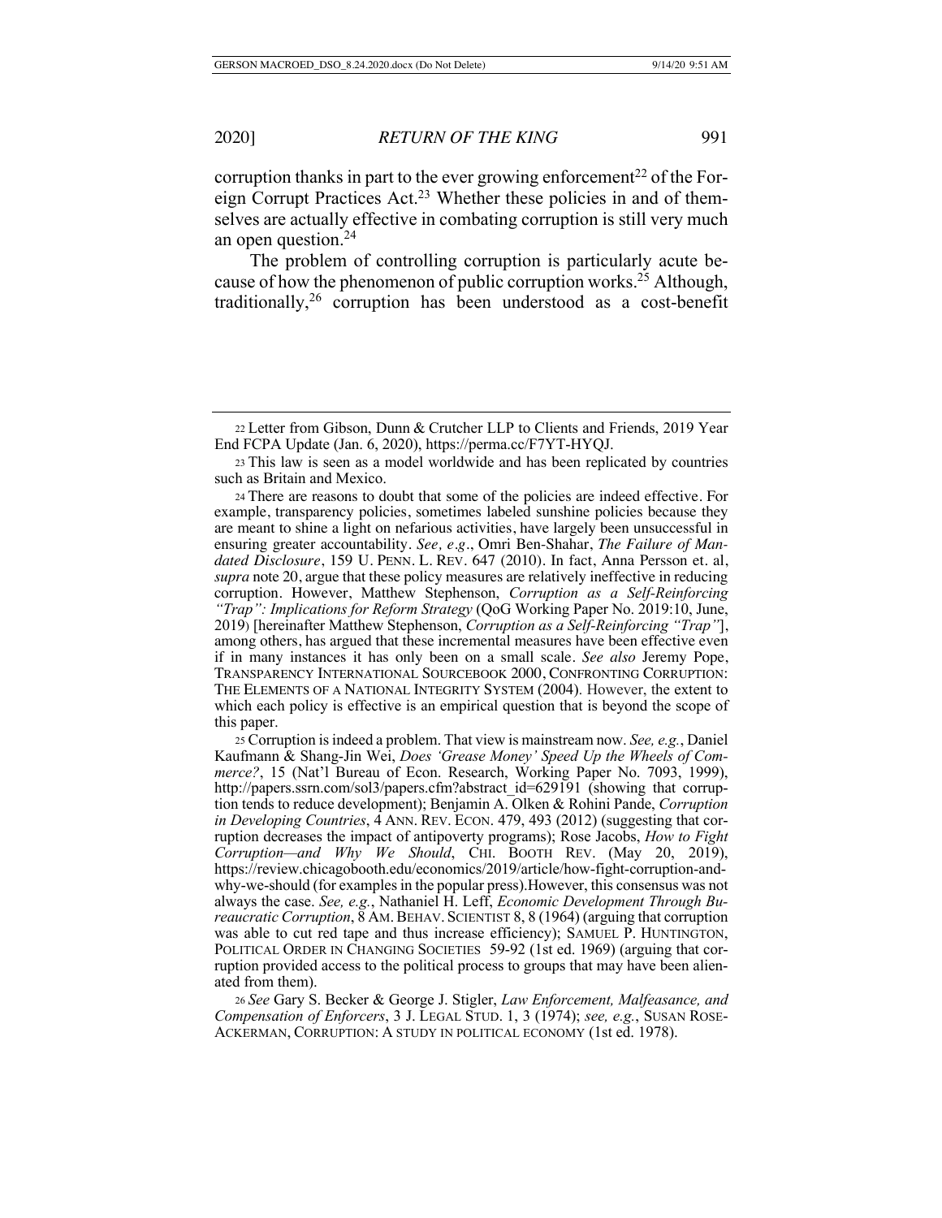corruption thanks in part to the ever growing enforcement[22] of the Foreign Corrupt Practices Act.[23] Whether these policies in and of themselves are actually effective in combating corruption is still very much an open question.[24]

The problem of controlling corruption is particularly acute because of how the phenomenon of public corruption works.[25] Although, traditionally,[26] corruption has been understood as a cost-benefit

---

[22] Letter from Gibson, Dunn & Crutcher LLP to Clients and Friends, 2019 Year End FCPA Update (Jan. 6, 2020), https://perma.cc/F7YT-HYQJ.

[23] This law is seen as a model worldwide and has been replicated by countries such as Britain and Mexico.

[24] There are reasons to doubt that some of the policies are indeed effective. For example, transparency policies, sometimes labeled sunshine policies because they are meant to shine a light on nefarious activities, have largely been unsuccessful in ensuring greater accountability. *See, e.g*., Omri Ben-Shahar, *The Failure of Mandated Disclosure*, 159 U. PENN. L. REV. 647 (2010). In fact, Anna Persson et. al, *supra* note 20, argue that these policy measures are relatively ineffective in reducing corruption. However, Matthew Stephenson, *Corruption as a Self-Reinforcing "Trap": Implications for Reform Strategy* (QoG Working Paper No. 2019:10, June, 2019) [hereinafter Matthew Stephenson, *Corruption as a Self-Reinforcing "Trap"*], among others, has argued that these incremental measures have been effective even if in many instances it has only been on a small scale. *See also* Jeremy Pope, TRANSPARENCY INTERNATIONAL SOURCEBOOK 2000, CONFRONTING CORRUPTION: THE ELEMENTS OF A NATIONAL INTEGRITY SYSTEM (2004). However, the extent to which each policy is effective is an empirical question that is beyond the scope of this paper.

[25] Corruption is indeed a problem. That view is mainstream now. *See, e.g.*, Daniel Kaufmann & Shang-Jin Wei, *Does 'Grease Money' Speed Up the Wheels of Commerce?*, 15 (Nat'l Bureau of Econ. Research, Working Paper No. 7093, 1999), http://papers.ssrn.com/sol3/papers.cfm?abstract_id=629191 (showing that corruption tends to reduce development); Benjamin A. Olken & Rohini Pande, *Corruption in Developing Countries*, 4 ANN. REV. ECON. 479, 493 (2012) (suggesting that corruption decreases the impact of antipoverty programs); Rose Jacobs, *How to Fight Corruption—and Why We Should*, CHI. BOOTH REV. (May 20, 2019), https://review.chicagobooth.edu/economics/2019/article/how-fight-corruption-and-why-we-should (for examples in the popular press).However, this consensus was not always the case. *See, e.g.*, Nathaniel H. Leff, *Economic Development Through Bureaucratic Corruption*, 8 AM. BEHAV. SCIENTIST 8, 8 (1964) (arguing that corruption was able to cut red tape and thus increase efficiency); SAMUEL P. HUNTINGTON, POLITICAL ORDER IN CHANGING SOCIETIES 59-92 (1st ed. 1969) (arguing that corruption provided access to the political process to groups that may have been alienated from them).

[26] *See* Gary S. Becker & George J. Stigler, *Law Enforcement, Malfeasance, and Compensation of Enforcers*, 3 J. LEGAL STUD. 1, 3 (1974); *see, e.g.*, SUSAN ROSE-ACKERMAN, CORRUPTION: A STUDY IN POLITICAL ECONOMY (1st ed. 1978).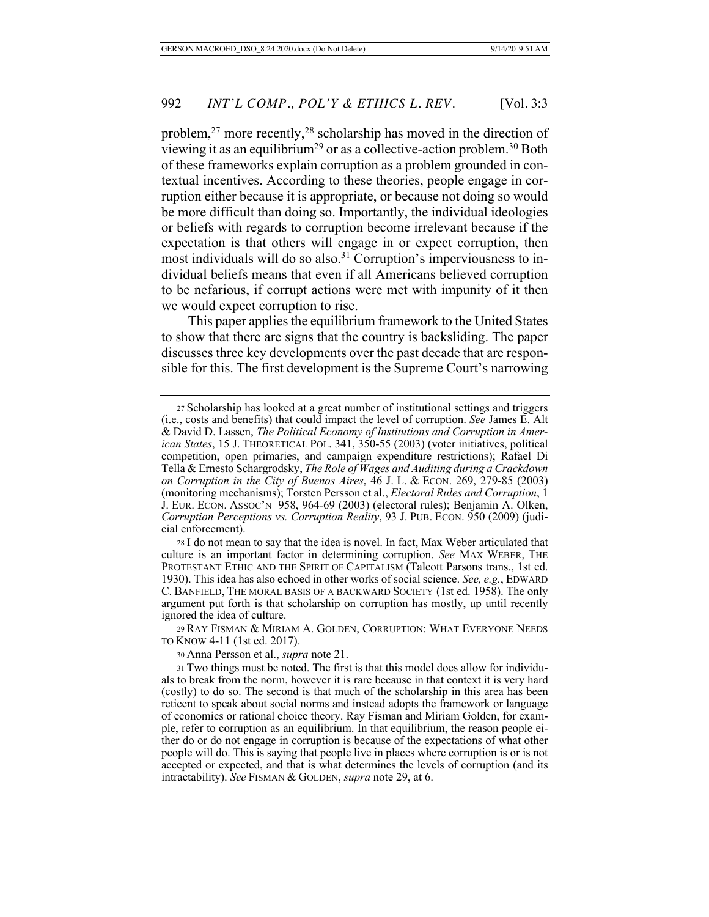problem,[27] more recently,[28] scholarship has moved in the direction of viewing it as an equilibrium[29] or as a collective-action problem.[30] Both of these frameworks explain corruption as a problem grounded in contextual incentives. According to these theories, people engage in corruption either because it is appropriate, or because not doing so would be more difficult than doing so. Importantly, the individual ideologies or beliefs with regards to corruption become irrelevant because if the expectation is that others will engage in or expect corruption, then most individuals will do so also.[31] Corruption's imperviousness to individual beliefs means that even if all Americans believed corruption to be nefarious, if corrupt actions were met with impunity of it then we would expect corruption to rise.

This paper applies the equilibrium framework to the United States to show that there are signs that the country is backsliding. The paper discusses three key developments over the past decade that are responsible for this. The first development is the Supreme Court's narrowing

---

[27] Scholarship has looked at a great number of institutional settings and triggers (i.e., costs and benefits) that could impact the level of corruption. *See* James E. Alt & David D. Lassen, *The Political Economy of Institutions and Corruption in American States*, 15 J. THEORETICAL POL. 341, 350-55 (2003) (voter initiatives, political competition, open primaries, and campaign expenditure restrictions); Rafael Di Tella & Ernesto Schargrodsky, *The Role of Wages and Auditing during a Crackdown on Corruption in the City of Buenos Aires*, 46 J. L. & ECON. 269, 279-85 (2003) (monitoring mechanisms); Torsten Persson et al., *Electoral Rules and Corruption*, 1 J. EUR. ECON. ASSOC'N 958, 964-69 (2003) (electoral rules); Benjamin A. Olken, *Corruption Perceptions vs. Corruption Reality*, 93 J. PUB. ECON. 950 (2009) (judicial enforcement).

[28] I do not mean to say that the idea is novel. In fact, Max Weber articulated that culture is an important factor in determining corruption. *See* MAX WEBER, THE PROTESTANT ETHIC AND THE SPIRIT OF CAPITALISM (Talcott Parsons trans., 1st ed. 1930). This idea has also echoed in other works of social science. *See, e.g.*, EDWARD C. BANFIELD, THE MORAL BASIS OF A BACKWARD SOCIETY (1st ed. 1958). The only argument put forth is that scholarship on corruption has mostly, up until recently ignored the idea of culture.

[29] RAY FISMAN & MIRIAM A. GOLDEN, CORRUPTION: WHAT EVERYONE NEEDS TO KNOW 4-11 (1st ed. 2017).

[30] Anna Persson et al., *supra* note 21.

[31] Two things must be noted. The first is that this model does allow for individuals to break from the norm, however it is rare because in that context it is very hard (costly) to do so. The second is that much of the scholarship in this area has been reticent to speak about social norms and instead adopts the framework or language of economics or rational choice theory. Ray Fisman and Miriam Golden, for example, refer to corruption as an equilibrium. In that equilibrium, the reason people either do or do not engage in corruption is because of the expectations of what other people will do. This is saying that people live in places where corruption is or is not accepted or expected, and that is what determines the levels of corruption (and its intractability). *See* FISMAN & GOLDEN, *supra* note 29, at 6.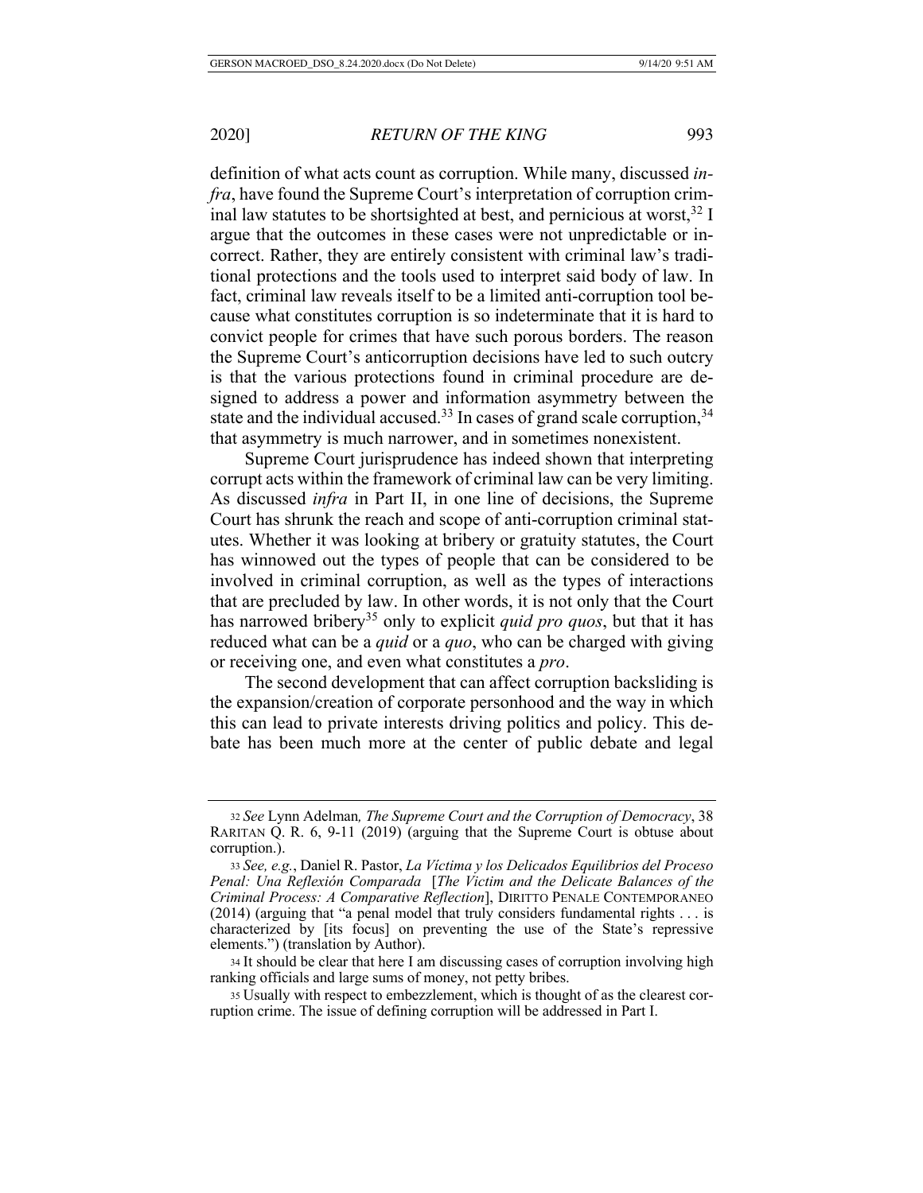definition of what acts count as corruption. While many, discussed *infra*, have found the Supreme Court's interpretation of corruption criminal law statutes to be shortsighted at best, and pernicious at worst,[32] I argue that the outcomes in these cases were not unpredictable or incorrect. Rather, they are entirely consistent with criminal law's traditional protections and the tools used to interpret said body of law. In fact, criminal law reveals itself to be a limited anti-corruption tool because what constitutes corruption is so indeterminate that it is hard to convict people for crimes that have such porous borders. The reason the Supreme Court's anticorruption decisions have led to such outcry is that the various protections found in criminal procedure are designed to address a power and information asymmetry between the state and the individual accused.[33] In cases of grand scale corruption,[34] that asymmetry is much narrower, and in sometimes nonexistent.

Supreme Court jurisprudence has indeed shown that interpreting corrupt acts within the framework of criminal law can be very limiting. As discussed *infra* in Part II, in one line of decisions, the Supreme Court has shrunk the reach and scope of anti-corruption criminal statutes. Whether it was looking at bribery or gratuity statutes, the Court has winnowed out the types of people that can be considered to be involved in criminal corruption, as well as the types of interactions that are precluded by law. In other words, it is not only that the Court has narrowed bribery[35] only to explicit *quid pro quos*, but that it has reduced what can be a *quid* or a *quo*, who can be charged with giving or receiving one, and even what constitutes a *pro*.

The second development that can affect corruption backsliding is the expansion/creation of corporate personhood and the way in which this can lead to private interests driving politics and policy. This debate has been much more at the center of public debate and legal

---

[32] *See* Lynn Adelman*, The Supreme Court and the Corruption of Democracy*, 38 RARITAN Q. R. 6, 9-11 (2019) (arguing that the Supreme Court is obtuse about corruption.).

[33] *See, e.g.*, Daniel R. Pastor, *La Víctima y los Delicados Equilibrios del Proceso Penal: Una Reflexión Comparada* [*The Victim and the Delicate Balances of the Criminal Process: A Comparative Reflection*], DIRITTO PENALE CONTEMPORANEO (2014) (arguing that "a penal model that truly considers fundamental rights . . . is characterized by [its focus] on preventing the use of the State's repressive elements.") (translation by Author).

[34] It should be clear that here I am discussing cases of corruption involving high ranking officials and large sums of money, not petty bribes.

[35] Usually with respect to embezzlement, which is thought of as the clearest corruption crime. The issue of defining corruption will be addressed in Part I.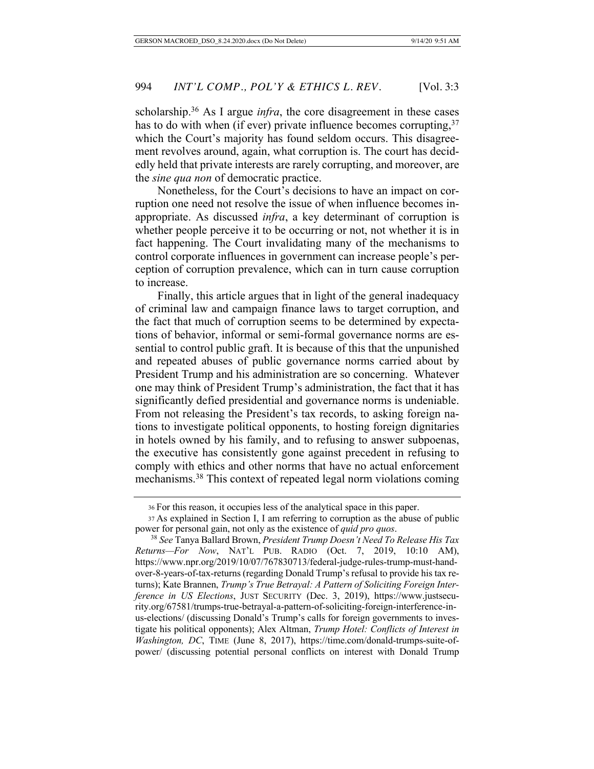scholarship.[36] As I argue *infra*, the core disagreement in these cases has to do with when (if ever) private influence becomes corrupting,[37] which the Court's majority has found seldom occurs. This disagreement revolves around, again, what corruption is. The court has decidedly held that private interests are rarely corrupting, and moreover, are the *sine qua non* of democratic practice.

Nonetheless, for the Court's decisions to have an impact on corruption one need not resolve the issue of when influence becomes inappropriate. As discussed *infra*, a key determinant of corruption is whether people perceive it to be occurring or not, not whether it is in fact happening. The Court invalidating many of the mechanisms to control corporate influences in government can increase people's perception of corruption prevalence, which can in turn cause corruption to increase.

Finally, this article argues that in light of the general inadequacy of criminal law and campaign finance laws to target corruption, and the fact that much of corruption seems to be determined by expectations of behavior, informal or semi-formal governance norms are essential to control public graft. It is because of this that the unpunished and repeated abuses of public governance norms carried about by President Trump and his administration are so concerning. Whatever one may think of President Trump's administration, the fact that it has significantly defied presidential and governance norms is undeniable. From not releasing the President's tax records, to asking foreign nations to investigate political opponents, to hosting foreign dignitaries in hotels owned by his family, and to refusing to answer subpoenas, the executive has consistently gone against precedent in refusing to comply with ethics and other norms that have no actual enforcement mechanisms.[38] This context of repeated legal norm violations coming

---

[36] For this reason, it occupies less of the analytical space in this paper.

[37] As explained in Section I, I am referring to corruption as the abuse of public power for personal gain, not only as the existence of *quid pro quos*.

[38] *See* Tanya Ballard Brown, *President Trump Doesn't Need To Release His Tax Returns—For Now*, NAT'L PUB. RADIO (Oct. 7, 2019, 10:10 AM), https://www.npr.org/2019/10/07/767830713/federal-judge-rules-trump-must-hand-over-8-years-of-tax-returns (regarding Donald Trump's refusal to provide his tax returns); Kate Brannen, *Trump's True Betrayal: A Pattern of Soliciting Foreign Interference in US Elections*, JUST SECURITY (Dec. 3, 2019), https://www.justsecurity.org/67581/trumps-true-betrayal-a-pattern-of-soliciting-foreign-interference-in-us-elections/ (discussing Donald's Trump's calls for foreign governments to investigate his political opponents); Alex Altman, *Trump Hotel: Conflicts of Interest in Washington, DC*, TIME (June 8, 2017), https://time.com/donald-trumps-suite-of-power/ (discussing potential personal conflicts on interest with Donald Trump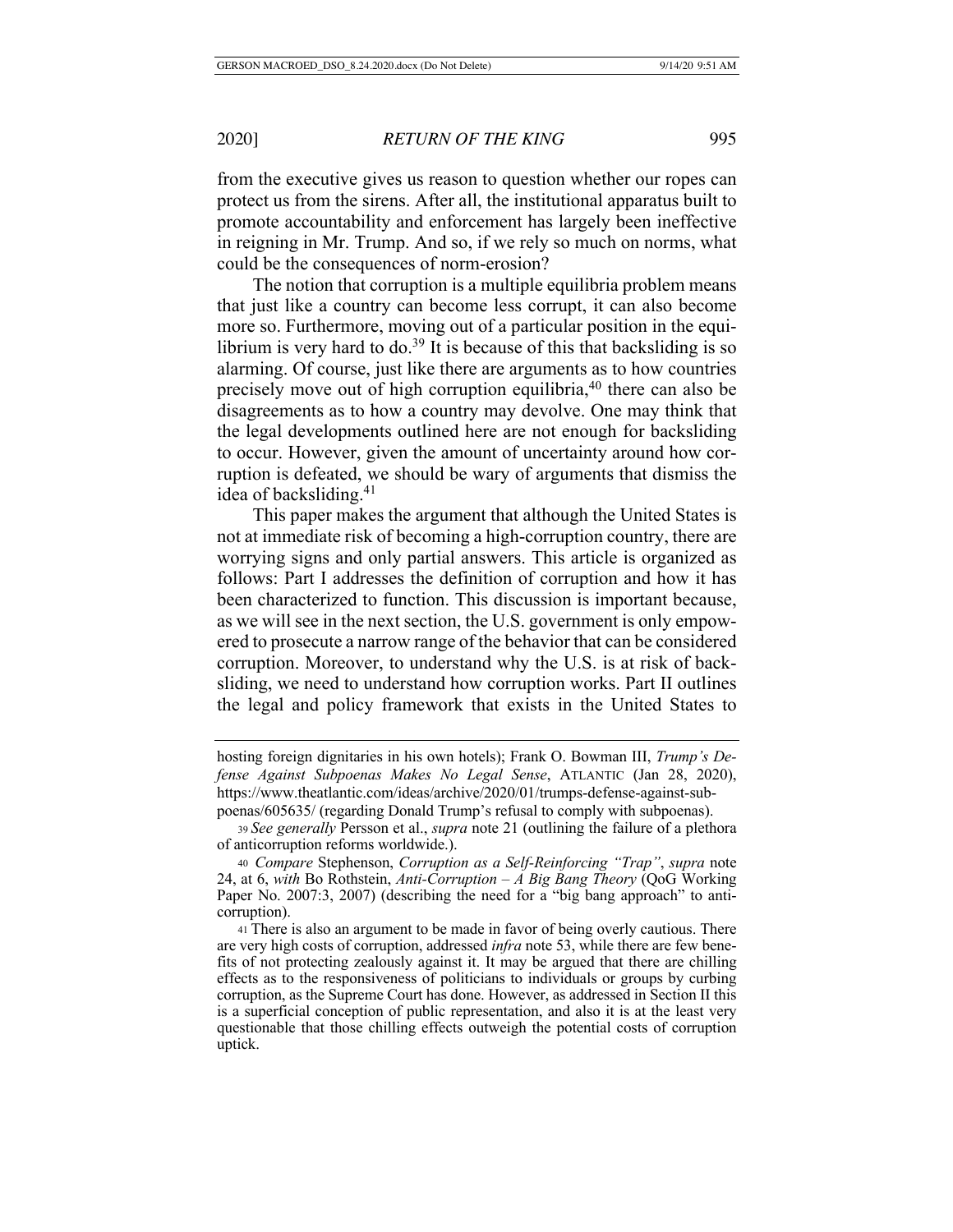from the executive gives us reason to question whether our ropes can protect us from the sirens. After all, the institutional apparatus built to promote accountability and enforcement has largely been ineffective in reigning in Mr. Trump. And so, if we rely so much on norms, what could be the consequences of norm-erosion?

The notion that corruption is a multiple equilibria problem means that just like a country can become less corrupt, it can also become more so. Furthermore, moving out of a particular position in the equilibrium is very hard to do.[39] It is because of this that backsliding is so alarming. Of course, just like there are arguments as to how countries precisely move out of high corruption equilibria,[40] there can also be disagreements as to how a country may devolve. One may think that the legal developments outlined here are not enough for backsliding to occur. However, given the amount of uncertainty around how corruption is defeated, we should be wary of arguments that dismiss the idea of backsliding.[41]

This paper makes the argument that although the United States is not at immediate risk of becoming a high-corruption country, there are worrying signs and only partial answers. This article is organized as follows: Part I addresses the definition of corruption and how it has been characterized to function. This discussion is important because, as we will see in the next section, the U.S. government is only empowered to prosecute a narrow range of the behavior that can be considered corruption. Moreover, to understand why the U.S. is at risk of backsliding, we need to understand how corruption works. Part II outlines the legal and policy framework that exists in the United States to

---

hosting foreign dignitaries in his own hotels); Frank O. Bowman III, *Trump's Defense Against Subpoenas Makes No Legal Sense*, ATLANTIC (Jan 28, 2020), https://www.theatlantic.com/ideas/archive/2020/01/trumps-defense-against-subpoenas/605635/ (regarding Donald Trump's refusal to comply with subpoenas).

[39] *See generally* Persson et al., *supra* note 21 (outlining the failure of a plethora of anticorruption reforms worldwide.).

[40] *Compare* Stephenson, *Corruption as a Self-Reinforcing "Trap"*, *supra* note 24, at 6, *with* Bo Rothstein, *Anti-Corruption – A Big Bang Theory* (QoG Working Paper No. 2007:3, 2007) (describing the need for a "big bang approach" to anticorruption).

[41] There is also an argument to be made in favor of being overly cautious. There are very high costs of corruption, addressed *infra* note 53, while there are few benefits of not protecting zealously against it. It may be argued that there are chilling effects as to the responsiveness of politicians to individuals or groups by curbing corruption, as the Supreme Court has done. However, as addressed in Section II this is a superficial conception of public representation, and also it is at the least very questionable that those chilling effects outweigh the potential costs of corruption uptick.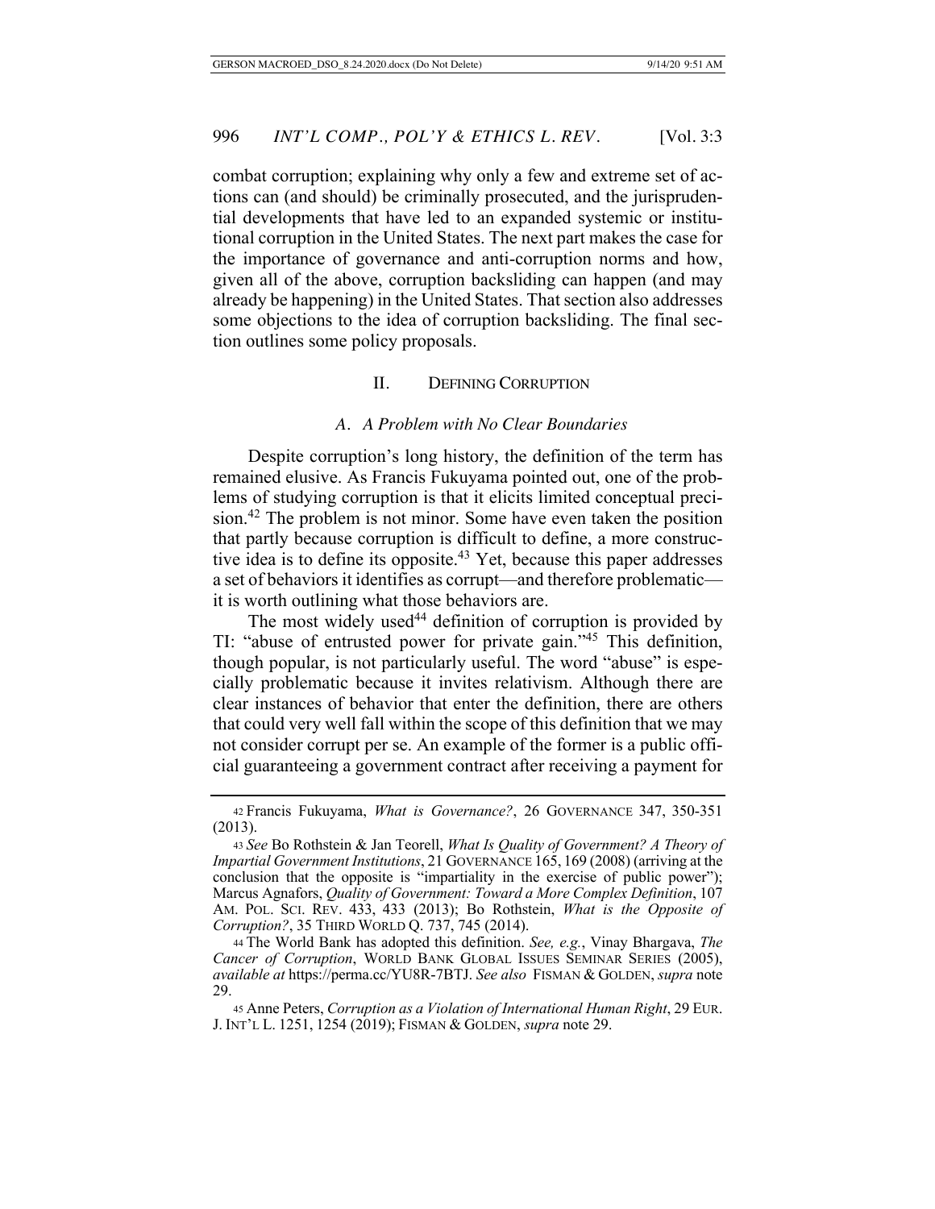combat corruption; explaining why only a few and extreme set of actions can (and should) be criminally prosecuted, and the jurisprudential developments that have led to an expanded systemic or institutional corruption in the United States. The next part makes the case for the importance of governance and anti-corruption norms and how, given all of the above, corruption backsliding can happen (and may already be happening) in the United States. That section also addresses some objections to the idea of corruption backsliding. The final section outlines some policy proposals.

## II. DEFINING CORRUPTION

### *A. A Problem with No Clear Boundaries*

Despite corruption's long history, the definition of the term has remained elusive. As Francis Fukuyama pointed out, one of the problems of studying corruption is that it elicits limited conceptual precision.[42] The problem is not minor. Some have even taken the position that partly because corruption is difficult to define, a more constructive idea is to define its opposite.[43] Yet, because this paper addresses a set of behaviors it identifies as corrupt—and therefore problematic—it is worth outlining what those behaviors are.

The most widely used[44] definition of corruption is provided by TI: "abuse of entrusted power for private gain."[45] This definition, though popular, is not particularly useful. The word "abuse" is especially problematic because it invites relativism. Although there are clear instances of behavior that enter the definition, there are others that could very well fall within the scope of this definition that we may not consider corrupt per se. An example of the former is a public official guaranteeing a government contract after receiving a payment for

---

42 Francis Fukuyama, *What is Governance?*, 26 GOVERNANCE 347, 350-351 (2013).

43 *See* Bo Rothstein & Jan Teorell, *What Is Quality of Government? A Theory of Impartial Government Institutions*, 21 GOVERNANCE 165, 169 (2008) (arriving at the conclusion that the opposite is "impartiality in the exercise of public power"); Marcus Agnafors, *Quality of Government: Toward a More Complex Definition*, 107 AM. POL. SCI. REV. 433, 433 (2013); Bo Rothstein, *What is the Opposite of Corruption?*, 35 THIRD WORLD Q. 737, 745 (2014).

44 The World Bank has adopted this definition. *See, e.g.*, Vinay Bhargava, *The Cancer of Corruption*, WORLD BANK GLOBAL ISSUES SEMINAR SERIES (2005), *available at* https://perma.cc/YU8R-7BTJ. *See also* FISMAN & GOLDEN, *supra* note 29.

45 Anne Peters, *Corruption as a Violation of International Human Right*, 29 EUR. J. INT'L L. 1251, 1254 (2019); FISMAN & GOLDEN, *supra* note 29.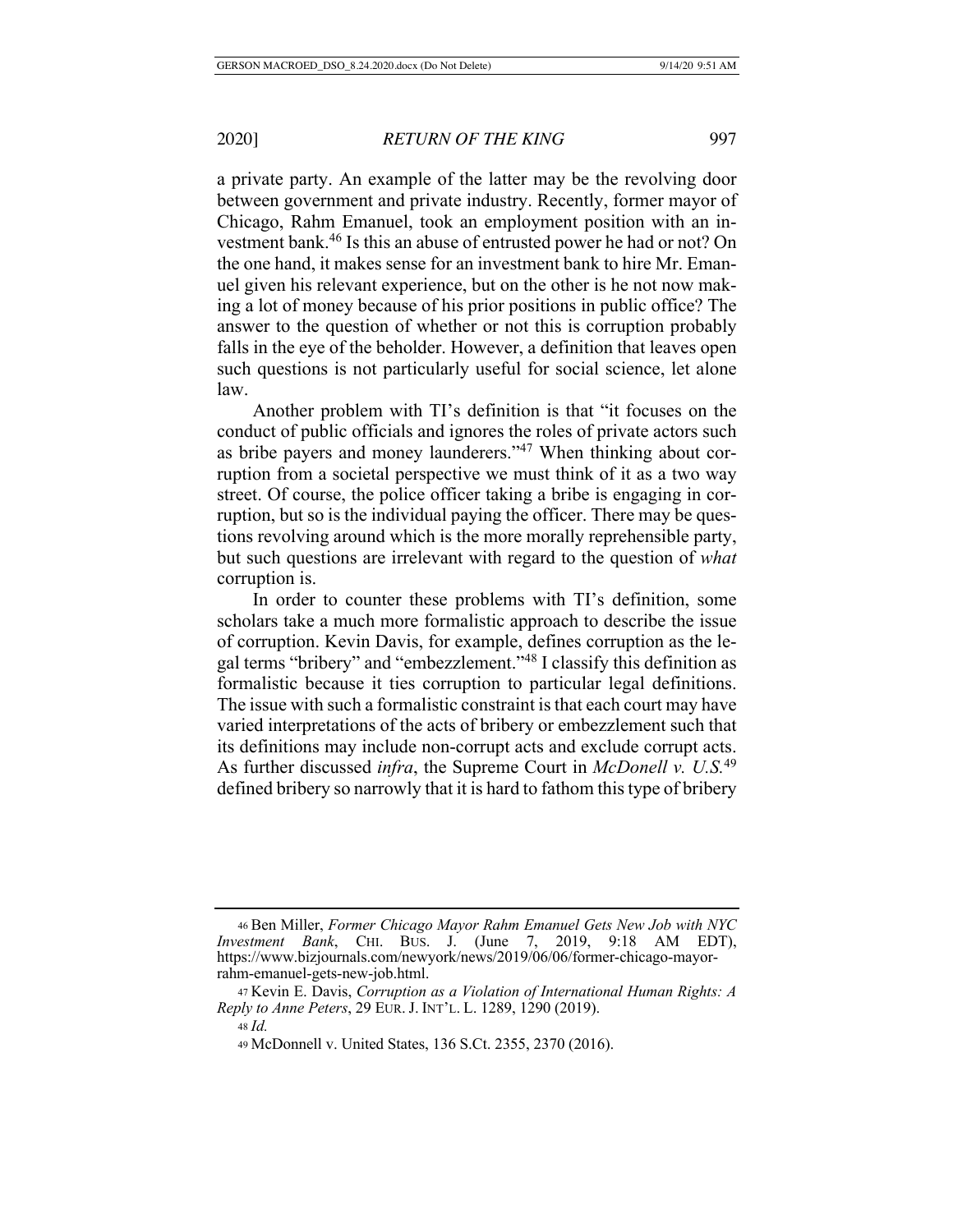a private party. An example of the latter may be the revolving door between government and private industry. Recently, former mayor of Chicago, Rahm Emanuel, took an employment position with an investment bank.[46] Is this an abuse of entrusted power he had or not? On the one hand, it makes sense for an investment bank to hire Mr. Emanuel given his relevant experience, but on the other is he not now making a lot of money because of his prior positions in public office? The answer to the question of whether or not this is corruption probably falls in the eye of the beholder. However, a definition that leaves open such questions is not particularly useful for social science, let alone law.

Another problem with TI's definition is that "it focuses on the conduct of public officials and ignores the roles of private actors such as bribe payers and money launderers."[47] When thinking about corruption from a societal perspective we must think of it as a two way street. Of course, the police officer taking a bribe is engaging in corruption, but so is the individual paying the officer. There may be questions revolving around which is the more morally reprehensible party, but such questions are irrelevant with regard to the question of *what* corruption is.

In order to counter these problems with TI's definition, some scholars take a much more formalistic approach to describe the issue of corruption. Kevin Davis, for example, defines corruption as the legal terms "bribery" and "embezzlement."[48] I classify this definition as formalistic because it ties corruption to particular legal definitions. The issue with such a formalistic constraint is that each court may have varied interpretations of the acts of bribery or embezzlement such that its definitions may include non-corrupt acts and exclude corrupt acts. As further discussed *infra*, the Supreme Court in *McDonell v. U.S.*[49] defined bribery so narrowly that it is hard to fathom this type of bribery

---

[46] Ben Miller, *Former Chicago Mayor Rahm Emanuel Gets New Job with NYC Investment Bank*, CHI. BUS. J. (June 7, 2019, 9:18 AM EDT), https://www.bizjournals.com/newyork/news/2019/06/06/former-chicago-mayor-rahm-emanuel-gets-new-job.html.

[47] Kevin E. Davis, *Corruption as a Violation of International Human Rights: A Reply to Anne Peters*, 29 EUR. J. INT'L. L. 1289, 1290 (2019).

[48] *Id.*

[49] McDonnell v. United States, 136 S.Ct. 2355, 2370 (2016).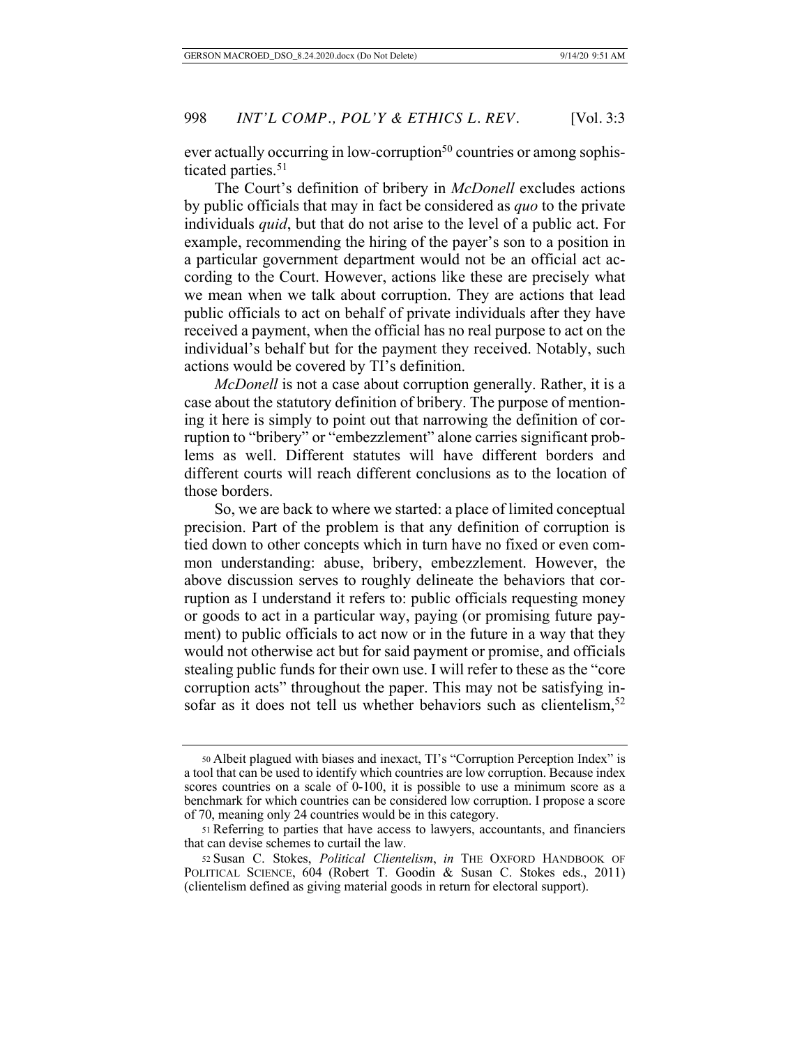ever actually occurring in low-corruption[50] countries or among sophisticated parties.[51]

The Court's definition of bribery in *McDonell* excludes actions by public officials that may in fact be considered as *quo* to the private individuals *quid*, but that do not arise to the level of a public act. For example, recommending the hiring of the payer's son to a position in a particular government department would not be an official act according to the Court. However, actions like these are precisely what we mean when we talk about corruption. They are actions that lead public officials to act on behalf of private individuals after they have received a payment, when the official has no real purpose to act on the individual's behalf but for the payment they received. Notably, such actions would be covered by TI's definition.

*McDonell* is not a case about corruption generally. Rather, it is a case about the statutory definition of bribery. The purpose of mentioning it here is simply to point out that narrowing the definition of corruption to "bribery" or "embezzlement" alone carries significant problems as well. Different statutes will have different borders and different courts will reach different conclusions as to the location of those borders.

So, we are back to where we started: a place of limited conceptual precision. Part of the problem is that any definition of corruption is tied down to other concepts which in turn have no fixed or even common understanding: abuse, bribery, embezzlement. However, the above discussion serves to roughly delineate the behaviors that corruption as I understand it refers to: public officials requesting money or goods to act in a particular way, paying (or promising future payment) to public officials to act now or in the future in a way that they would not otherwise act but for said payment or promise, and officials stealing public funds for their own use. I will refer to these as the "core corruption acts" throughout the paper. This may not be satisfying insofar as it does not tell us whether behaviors such as clientelism,[52]

---

[50] Albeit plagued with biases and inexact, TI's "Corruption Perception Index" is a tool that can be used to identify which countries are low corruption. Because index scores countries on a scale of 0-100, it is possible to use a minimum score as a benchmark for which countries can be considered low corruption. I propose a score of 70, meaning only 24 countries would be in this category.

[51] Referring to parties that have access to lawyers, accountants, and financiers that can devise schemes to curtail the law.

[52] Susan C. Stokes, *Political Clientelism*, *in* THE OXFORD HANDBOOK OF POLITICAL SCIENCE, 604 (Robert T. Goodin & Susan C. Stokes eds., 2011) (clientelism defined as giving material goods in return for electoral support).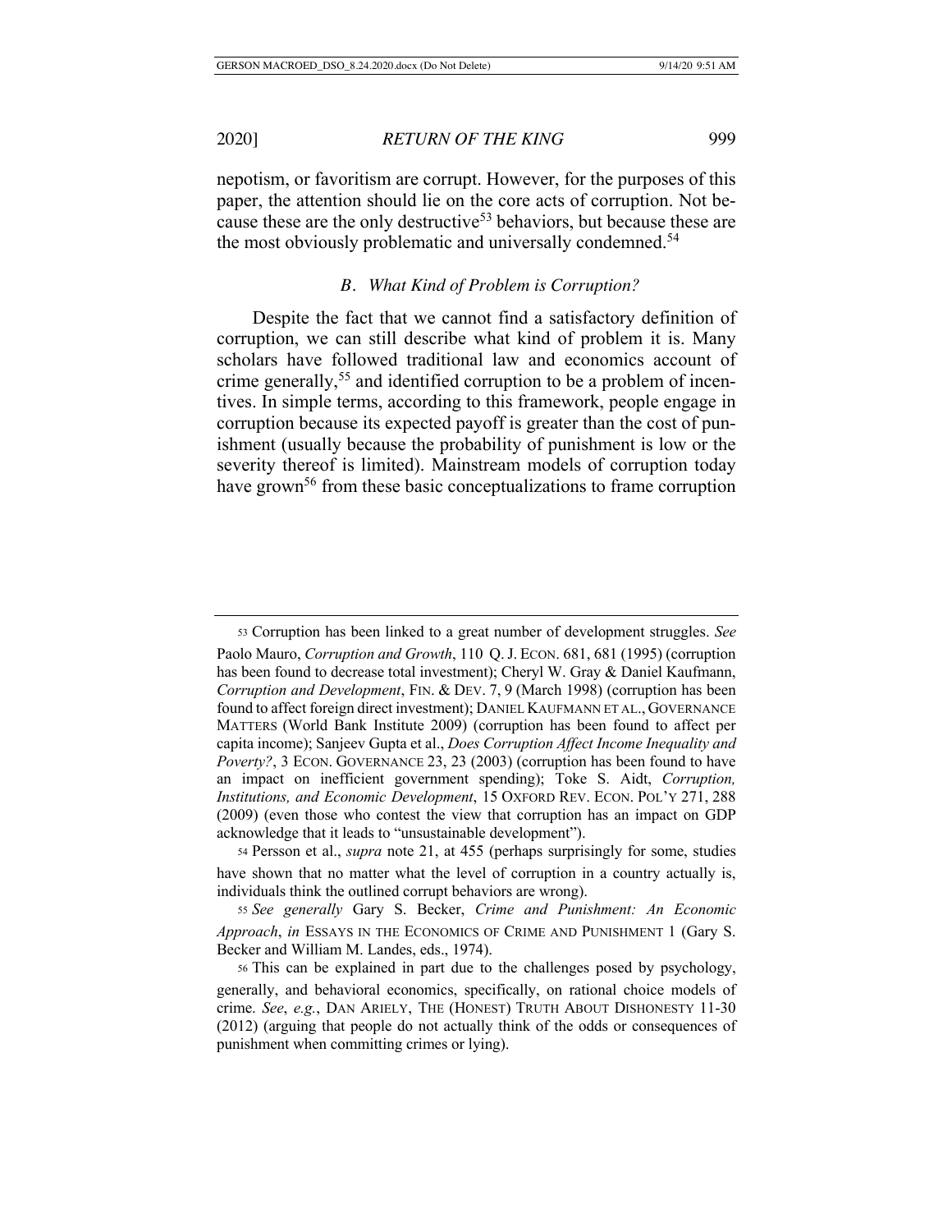nepotism, or favoritism are corrupt. However, for the purposes of this paper, the attention should lie on the core acts of corruption. Not because these are the only destructive[53] behaviors, but because these are the most obviously problematic and universally condemned.[54]

### *B. What Kind of Problem is Corruption?*

Despite the fact that we cannot find a satisfactory definition of corruption, we can still describe what kind of problem it is. Many scholars have followed traditional law and economics account of crime generally,[55] and identified corruption to be a problem of incentives. In simple terms, according to this framework, people engage in corruption because its expected payoff is greater than the cost of punishment (usually because the probability of punishment is low or the severity thereof is limited). Mainstream models of corruption today have grown[56] from these basic conceptualizations to frame corruption

---

[53] Corruption has been linked to a great number of development struggles. *See* Paolo Mauro, *Corruption and Growth*, 110 Q. J. ECON. 681, 681 (1995) (corruption has been found to decrease total investment); Cheryl W. Gray & Daniel Kaufmann, *Corruption and Development*, FIN. & DEV. 7, 9 (March 1998) (corruption has been found to affect foreign direct investment); DANIEL KAUFMANN ET AL., GOVERNANCE MATTERS (World Bank Institute 2009) (corruption has been found to affect per capita income); Sanjeev Gupta et al., *Does Corruption Affect Income Inequality and Poverty?*, 3 ECON. GOVERNANCE 23, 23 (2003) (corruption has been found to have an impact on inefficient government spending); Toke S. Aidt, *Corruption, Institutions, and Economic Development*, 15 OXFORD REV. ECON. POL'Y 271, 288 (2009) (even those who contest the view that corruption has an impact on GDP acknowledge that it leads to "unsustainable development").

[54] Persson et al., *supra* note 21, at 455 (perhaps surprisingly for some, studies have shown that no matter what the level of corruption in a country actually is, individuals think the outlined corrupt behaviors are wrong).

[55] *See generally* Gary S. Becker, *Crime and Punishment: An Economic Approach*, *in* ESSAYS IN THE ECONOMICS OF CRIME AND PUNISHMENT 1 (Gary S. Becker and William M. Landes, eds., 1974).

[56] This can be explained in part due to the challenges posed by psychology, generally, and behavioral economics, specifically, on rational choice models of crime. *See*, *e.g.*, DAN ARIELY, THE (HONEST) TRUTH ABOUT DISHONESTY 11-30 (2012) (arguing that people do not actually think of the odds or consequences of punishment when committing crimes or lying).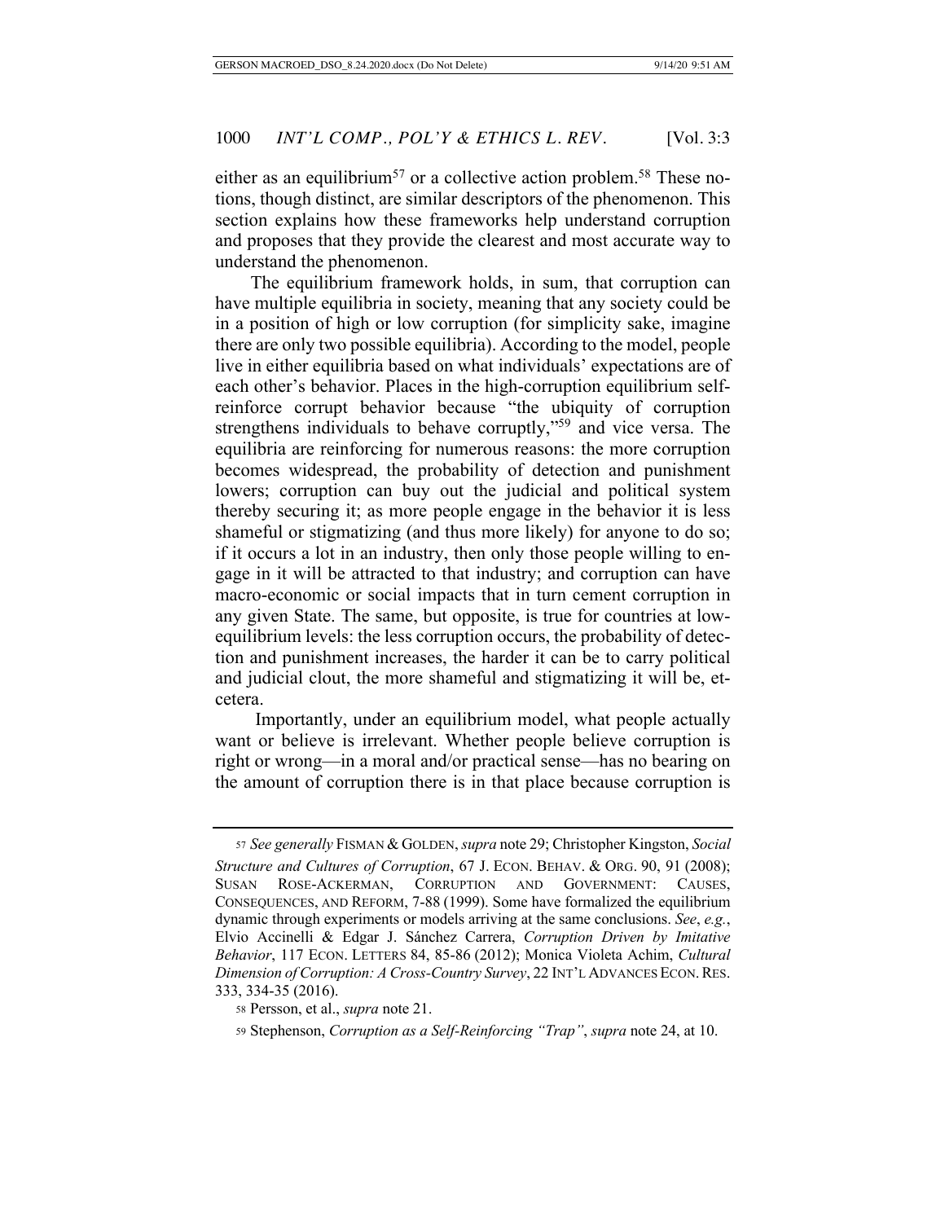either as an equilibrium[57] or a collective action problem.[58] These notions, though distinct, are similar descriptors of the phenomenon. This section explains how these frameworks help understand corruption and proposes that they provide the clearest and most accurate way to understand the phenomenon.

The equilibrium framework holds, in sum, that corruption can have multiple equilibria in society, meaning that any society could be in a position of high or low corruption (for simplicity sake, imagine there are only two possible equilibria). According to the model, people live in either equilibria based on what individuals' expectations are of each other's behavior. Places in the high-corruption equilibrium self-reinforce corrupt behavior because "the ubiquity of corruption strengthens individuals to behave corruptly,"[59] and vice versa. The equilibria are reinforcing for numerous reasons: the more corruption becomes widespread, the probability of detection and punishment lowers; corruption can buy out the judicial and political system thereby securing it; as more people engage in the behavior it is less shameful or stigmatizing (and thus more likely) for anyone to do so; if it occurs a lot in an industry, then only those people willing to engage in it will be attracted to that industry; and corruption can have macro-economic or social impacts that in turn cement corruption in any given State. The same, but opposite, is true for countries at low-equilibrium levels: the less corruption occurs, the probability of detection and punishment increases, the harder it can be to carry political and judicial clout, the more shameful and stigmatizing it will be, etcetera.

Importantly, under an equilibrium model, what people actually want or believe is irrelevant. Whether people believe corruption is right or wrong—in a moral and/or practical sense—has no bearing on the amount of corruption there is in that place because corruption is

---

57 *See generally* FISMAN & GOLDEN, *supra* note 29; Christopher Kingston, *Social Structure and Cultures of Corruption*, 67 J. ECON. BEHAV. & ORG. 90, 91 (2008); SUSAN ROSE-ACKERMAN, CORRUPTION AND GOVERNMENT: CAUSES, CONSEQUENCES, AND REFORM, 7-88 (1999). Some have formalized the equilibrium dynamic through experiments or models arriving at the same conclusions. *See*, *e.g.*, Elvio Accinelli & Edgar J. Sánchez Carrera, *Corruption Driven by Imitative Behavior*, 117 ECON. LETTERS 84, 85-86 (2012); Monica Violeta Achim, *Cultural Dimension of Corruption: A Cross-Country Survey*, 22 INT'L ADVANCES ECON. RES. 333, 334-35 (2016).

58 Persson, et al., *supra* note 21.

59 Stephenson, *Corruption as a Self-Reinforcing "Trap"*, *supra* note 24, at 10.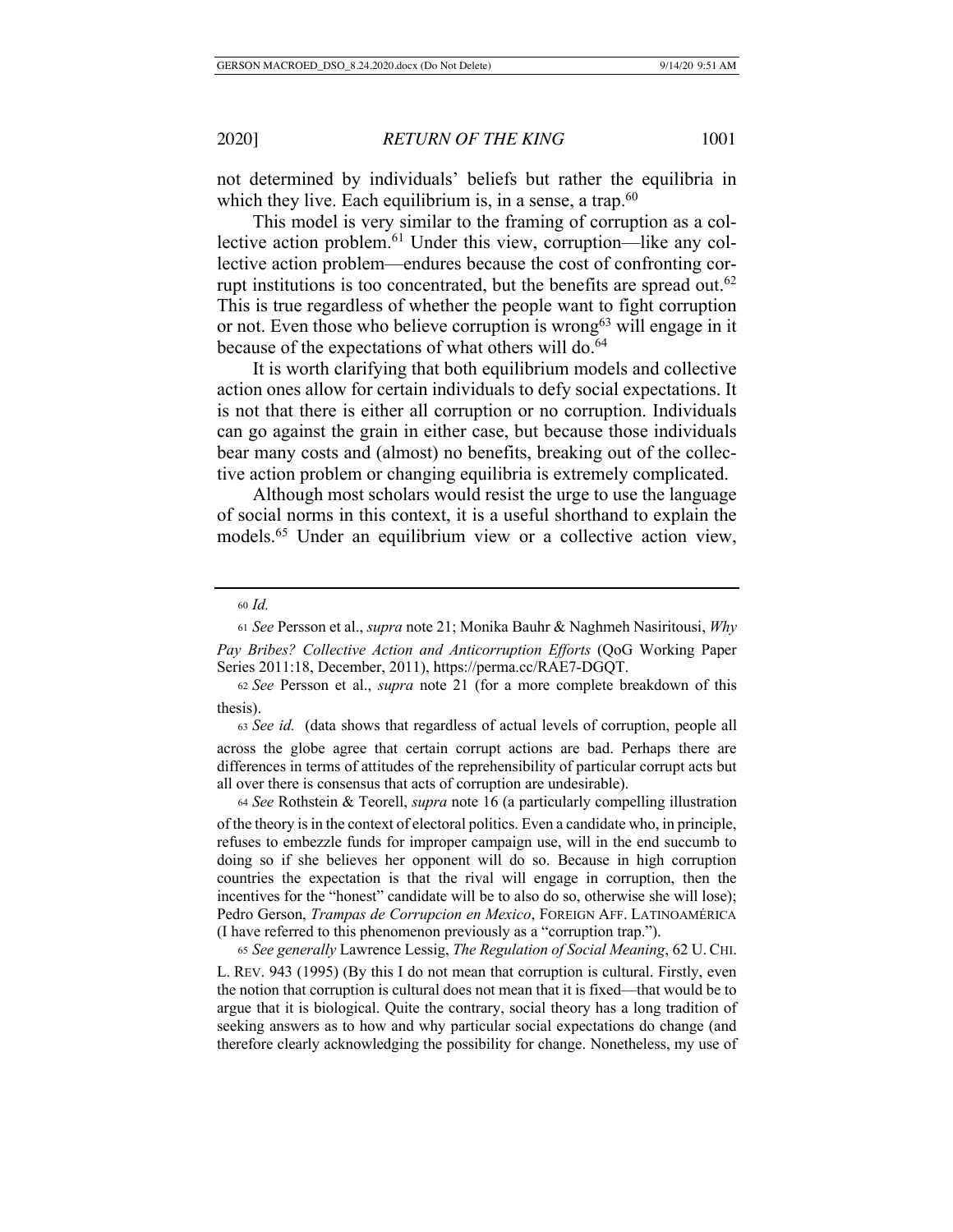not determined by individuals' beliefs but rather the equilibria in which they live. Each equilibrium is, in a sense, a trap.[60]

This model is very similar to the framing of corruption as a collective action problem.[61] Under this view, corruption—like any collective action problem—endures because the cost of confronting corrupt institutions is too concentrated, but the benefits are spread out.[62] This is true regardless of whether the people want to fight corruption or not. Even those who believe corruption is wrong[63] will engage in it because of the expectations of what others will do.[64]

It is worth clarifying that both equilibrium models and collective action ones allow for certain individuals to defy social expectations. It is not that there is either all corruption or no corruption. Individuals can go against the grain in either case, but because those individuals bear many costs and (almost) no benefits, breaking out of the collective action problem or changing equilibria is extremely complicated.

Although most scholars would resist the urge to use the language of social norms in this context, it is a useful shorthand to explain the models.[65] Under an equilibrium view or a collective action view,

---

[60] *Id.*

[61] *See* Persson et al., *supra* note 21; Monika Bauhr & Naghmeh Nasiritousi, *Why Pay Bribes? Collective Action and Anticorruption Efforts* (QoG Working Paper Series 2011:18, December, 2011), https://perma.cc/RAE7-DGQT.

[62] *See* Persson et al., *supra* note 21 (for a more complete breakdown of this thesis).

[63] *See id.* (data shows that regardless of actual levels of corruption, people all across the globe agree that certain corrupt actions are bad. Perhaps there are differences in terms of attitudes of the reprehensibility of particular corrupt acts but all over there is consensus that acts of corruption are undesirable).

[64] *See* Rothstein & Teorell, *supra* note 16 (a particularly compelling illustration of the theory is in the context of electoral politics. Even a candidate who, in principle, refuses to embezzle funds for improper campaign use, will in the end succumb to doing so if she believes her opponent will do so. Because in high corruption countries the expectation is that the rival will engage in corruption, then the incentives for the "honest" candidate will be to also do so, otherwise she will lose); Pedro Gerson, *Trampas de Corrupcion en Mexico*, FOREIGN AFF. LATINOAMÉRICA (I have referred to this phenomenon previously as a "corruption trap.").

[65] *See generally* Lawrence Lessig, *The Regulation of Social Meaning*, 62 U. CHI. L. REV. 943 (1995) (By this I do not mean that corruption is cultural. Firstly, even the notion that corruption is cultural does not mean that it is fixed—that would be to argue that it is biological. Quite the contrary, social theory has a long tradition of seeking answers as to how and why particular social expectations do change (and therefore clearly acknowledging the possibility for change. Nonetheless, my use of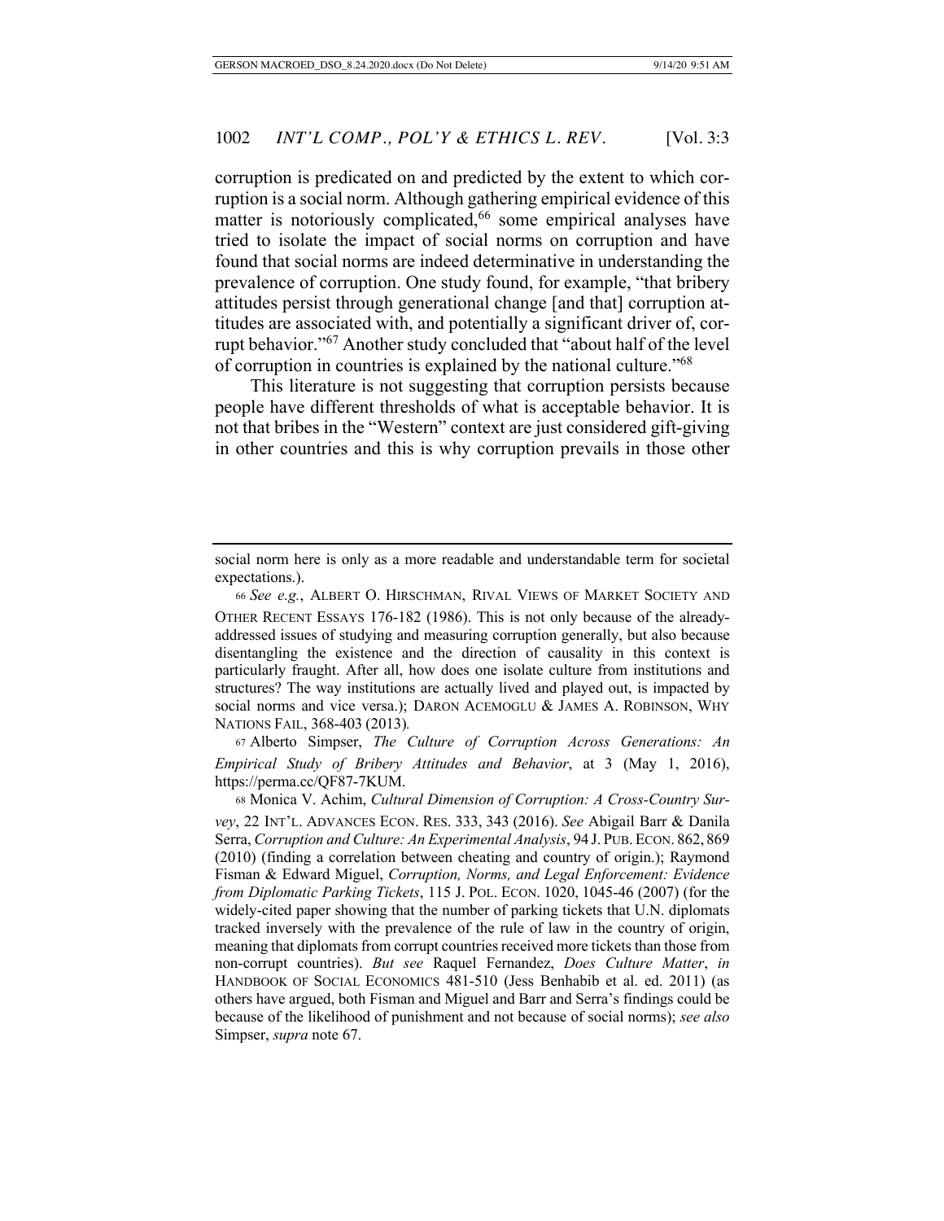corruption is predicated on and predicted by the extent to which corruption is a social norm. Although gathering empirical evidence of this matter is notoriously complicated,[66] some empirical analyses have tried to isolate the impact of social norms on corruption and have found that social norms are indeed determinative in understanding the prevalence of corruption. One study found, for example, "that bribery attitudes persist through generational change [and that] corruption attitudes are associated with, and potentially a significant driver of, corrupt behavior."[67] Another study concluded that "about half of the level of corruption in countries is explained by the national culture."[68]

This literature is not suggesting that corruption persists because people have different thresholds of what is acceptable behavior. It is not that bribes in the "Western" context are just considered gift-giving in other countries and this is why corruption prevails in those other

---

social norm here is only as a more readable and understandable term for societal expectations.).

66 *See e.g.*, ALBERT O. HIRSCHMAN, RIVAL VIEWS OF MARKET SOCIETY AND OTHER RECENT ESSAYS 176-182 (1986). This is not only because of the already-addressed issues of studying and measuring corruption generally, but also because disentangling the existence and the direction of causality in this context is particularly fraught. After all, how does one isolate culture from institutions and structures? The way institutions are actually lived and played out, is impacted by social norms and vice versa.); DARON ACEMOGLU & JAMES A. ROBINSON, WHY NATIONS FAIL, 368-403 (2013).

67 Alberto Simpser, *The Culture of Corruption Across Generations: An Empirical Study of Bribery Attitudes and Behavior*, at 3 (May 1, 2016), https://perma.cc/QF87-7KUM.

68 Monica V. Achim, *Cultural Dimension of Corruption: A Cross-Country Survey*, 22 INT'L. ADVANCES ECON. RES. 333, 343 (2016). *See* Abigail Barr & Danila Serra, *Corruption and Culture: An Experimental Analysis*, 94 J. PUB. ECON. 862, 869 (2010) (finding a correlation between cheating and country of origin.); Raymond Fisman & Edward Miguel, *Corruption, Norms, and Legal Enforcement: Evidence from Diplomatic Parking Tickets*, 115 J. POL. ECON. 1020, 1045-46 (2007) (for the widely-cited paper showing that the number of parking tickets that U.N. diplomats tracked inversely with the prevalence of the rule of law in the country of origin, meaning that diplomats from corrupt countries received more tickets than those from non-corrupt countries). *But see* Raquel Fernandez, *Does Culture Matter*, *in* HANDBOOK OF SOCIAL ECONOMICS 481-510 (Jess Benhabib et al. ed. 2011) (as others have argued, both Fisman and Miguel and Barr and Serra's findings could be because of the likelihood of punishment and not because of social norms); *see also* Simpser, *supra* note 67.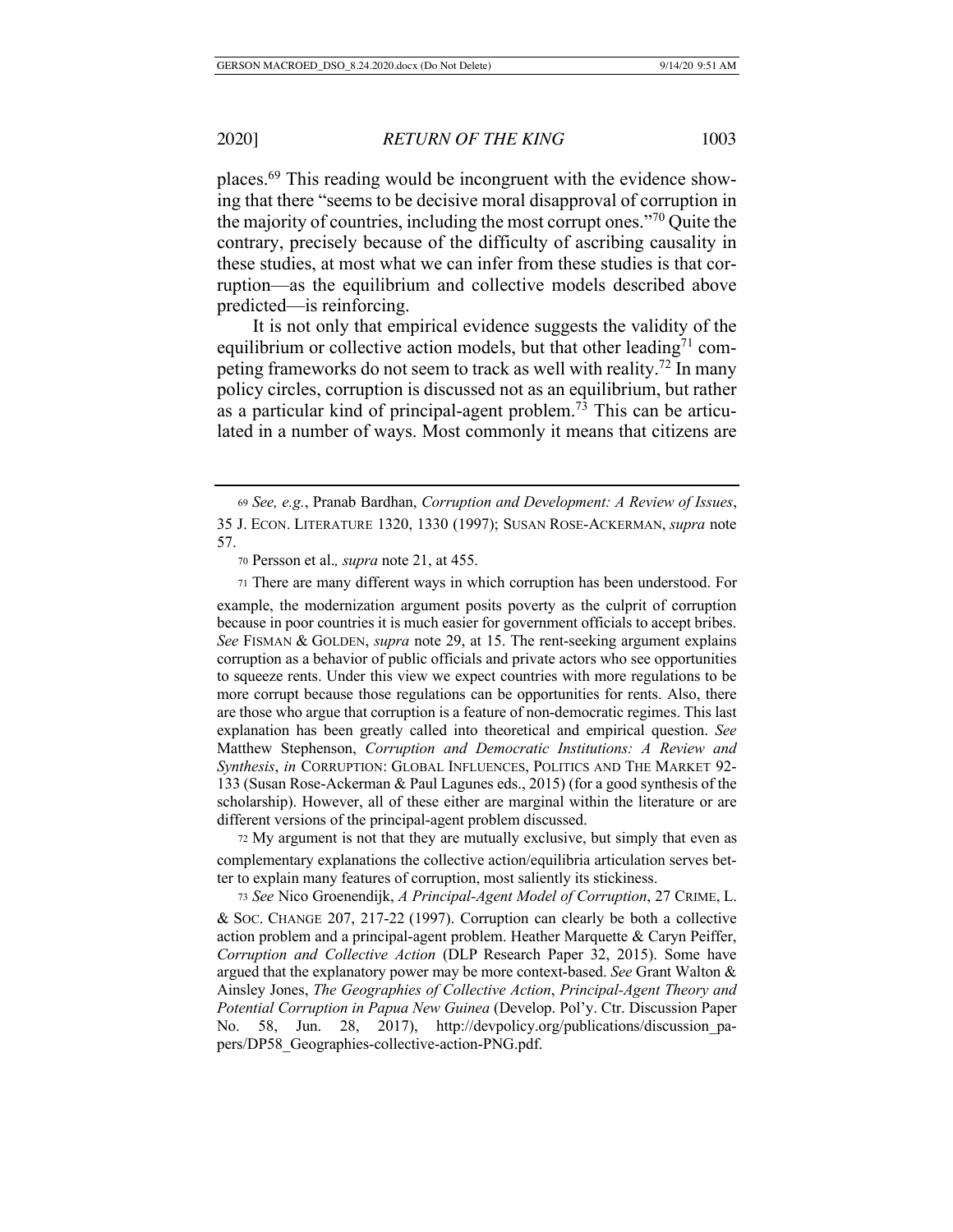places.[69] This reading would be incongruent with the evidence showing that there "seems to be decisive moral disapproval of corruption in the majority of countries, including the most corrupt ones."[70] Quite the contrary, precisely because of the difficulty of ascribing causality in these studies, at most what we can infer from these studies is that corruption—as the equilibrium and collective models described above predicted—is reinforcing.

It is not only that empirical evidence suggests the validity of the equilibrium or collective action models, but that other leading[71] competing frameworks do not seem to track as well with reality.[72] In many policy circles, corruption is discussed not as an equilibrium, but rather as a particular kind of principal-agent problem.[73] This can be articulated in a number of ways. Most commonly it means that citizens are

---

[69] *See, e.g.*, Pranab Bardhan, *Corruption and Development: A Review of Issues*, 35 J. ECON. LITERATURE 1320, 1330 (1997); SUSAN ROSE-ACKERMAN, *supra* note 57.

[70] Persson et al.*, supra* note 21, at 455.

[71] There are many different ways in which corruption has been understood. For example, the modernization argument posits poverty as the culprit of corruption because in poor countries it is much easier for government officials to accept bribes. *See* FISMAN & GOLDEN, *supra* note 29, at 15. The rent-seeking argument explains corruption as a behavior of public officials and private actors who see opportunities to squeeze rents. Under this view we expect countries with more regulations to be more corrupt because those regulations can be opportunities for rents. Also, there are those who argue that corruption is a feature of non-democratic regimes. This last explanation has been greatly called into theoretical and empirical question. *See* Matthew Stephenson, *Corruption and Democratic Institutions: A Review and Synthesis*, *in* CORRUPTION: GLOBAL INFLUENCES, POLITICS AND THE MARKET 92-133 (Susan Rose-Ackerman & Paul Lagunes eds., 2015) (for a good synthesis of the scholarship). However, all of these either are marginal within the literature or are different versions of the principal-agent problem discussed.

[72] My argument is not that they are mutually exclusive, but simply that even as complementary explanations the collective action/equilibria articulation serves better to explain many features of corruption, most saliently its stickiness.

[73] *See* Nico Groenendijk, *A Principal-Agent Model of Corruption*, 27 CRIME, L. & SOC. CHANGE 207, 217-22 (1997). Corruption can clearly be both a collective action problem and a principal-agent problem. Heather Marquette & Caryn Peiffer, *Corruption and Collective Action* (DLP Research Paper 32, 2015). Some have argued that the explanatory power may be more context-based. *See* Grant Walton & Ainsley Jones, *The Geographies of Collective Action*, *Principal-Agent Theory and Potential Corruption in Papua New Guinea* (Develop. Pol'y. Ctr. Discussion Paper No. 58, Jun. 28, 2017), http://devpolicy.org/publications/discussion_papers/DP58_Geographies-collective-action-PNG.pdf.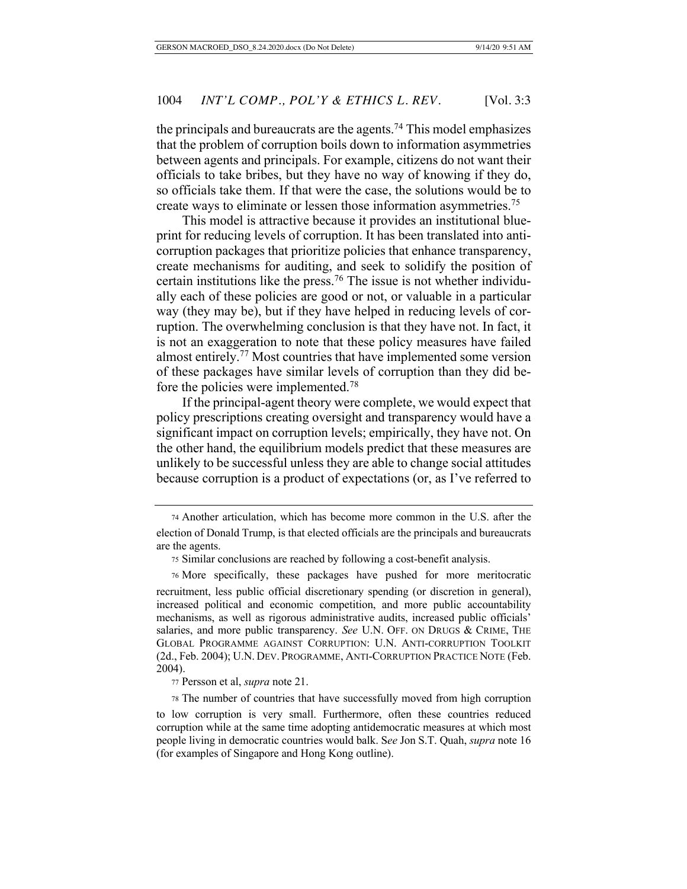the principals and bureaucrats are the agents.[74] This model emphasizes that the problem of corruption boils down to information asymmetries between agents and principals. For example, citizens do not want their officials to take bribes, but they have no way of knowing if they do, so officials take them. If that were the case, the solutions would be to create ways to eliminate or lessen those information asymmetries.[75]

This model is attractive because it provides an institutional blueprint for reducing levels of corruption. It has been translated into anti-corruption packages that prioritize policies that enhance transparency, create mechanisms for auditing, and seek to solidify the position of certain institutions like the press.[76] The issue is not whether individually each of these policies are good or not, or valuable in a particular way (they may be), but if they have helped in reducing levels of corruption. The overwhelming conclusion is that they have not. In fact, it is not an exaggeration to note that these policy measures have failed almost entirely.[77] Most countries that have implemented some version of these packages have similar levels of corruption than they did before the policies were implemented.[78]

If the principal-agent theory were complete, we would expect that policy prescriptions creating oversight and transparency would have a significant impact on corruption levels; empirically, they have not. On the other hand, the equilibrium models predict that these measures are unlikely to be successful unless they are able to change social attitudes because corruption is a product of expectations (or, as I've referred to

---

[74] Another articulation, which has become more common in the U.S. after the election of Donald Trump, is that elected officials are the principals and bureaucrats are the agents.

[75] Similar conclusions are reached by following a cost-benefit analysis.

[76] More specifically, these packages have pushed for more meritocratic recruitment, less public official discretionary spending (or discretion in general), increased political and economic competition, and more public accountability mechanisms, as well as rigorous administrative audits, increased public officials' salaries, and more public transparency. *See* U.N. OFF. ON DRUGS & CRIME, THE GLOBAL PROGRAMME AGAINST CORRUPTION: U.N. ANTI-CORRUPTION TOOLKIT (2d., Feb. 2004); U.N. DEV. PROGRAMME, ANTI-CORRUPTION PRACTICE NOTE (Feb. 2004).

[77] Persson et al, *supra* note 21.

[78] The number of countries that have successfully moved from high corruption to low corruption is very small. Furthermore, often these countries reduced corruption while at the same time adopting antidemocratic measures at which most people living in democratic countries would balk. S*ee* Jon S.T. Quah, *supra* note 16 (for examples of Singapore and Hong Kong outline).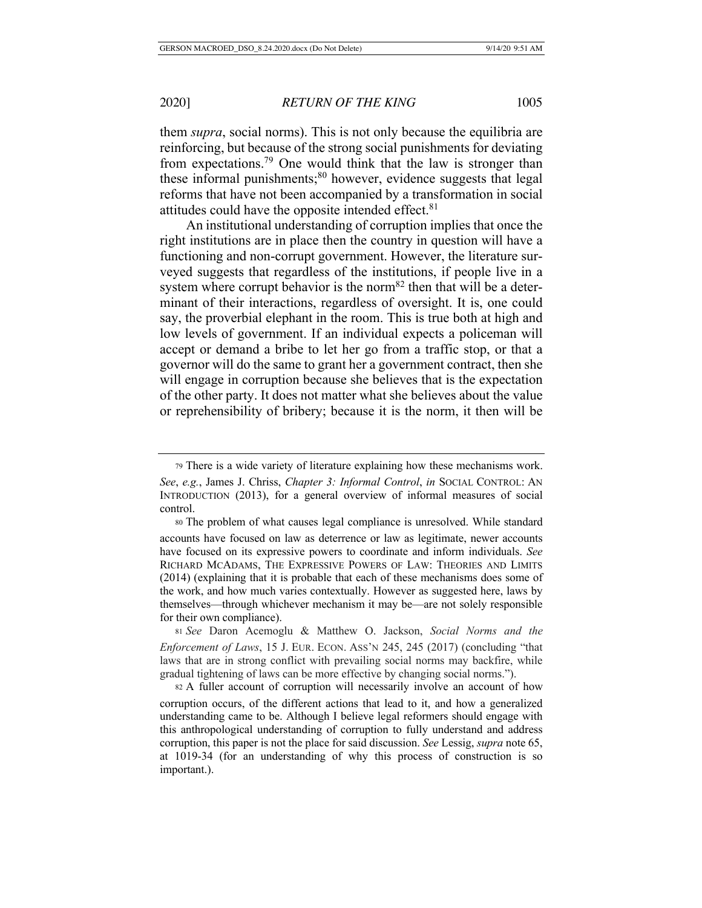them *supra*, social norms). This is not only because the equilibria are reinforcing, but because of the strong social punishments for deviating from expectations.[79] One would think that the law is stronger than these informal punishments;[80] however, evidence suggests that legal reforms that have not been accompanied by a transformation in social attitudes could have the opposite intended effect.[81]

An institutional understanding of corruption implies that once the right institutions are in place then the country in question will have a functioning and non-corrupt government. However, the literature surveyed suggests that regardless of the institutions, if people live in a system where corrupt behavior is the norm[82] then that will be a determinant of their interactions, regardless of oversight. It is, one could say, the proverbial elephant in the room. This is true both at high and low levels of government. If an individual expects a policeman will accept or demand a bribe to let her go from a traffic stop, or that a governor will do the same to grant her a government contract, then she will engage in corruption because she believes that is the expectation of the other party. It does not matter what she believes about the value or reprehensibility of bribery; because it is the norm, it then will be

---

[79] There is a wide variety of literature explaining how these mechanisms work. *See*, *e.g.*, James J. Chriss, *Chapter 3: Informal Control*, *in* SOCIAL CONTROL: AN INTRODUCTION (2013), for a general overview of informal measures of social control.

[80] The problem of what causes legal compliance is unresolved. While standard accounts have focused on law as deterrence or law as legitimate, newer accounts have focused on its expressive powers to coordinate and inform individuals. *See* RICHARD MCADAMS, THE EXPRESSIVE POWERS OF LAW: THEORIES AND LIMITS (2014) (explaining that it is probable that each of these mechanisms does some of the work, and how much varies contextually. However as suggested here, laws by themselves—through whichever mechanism it may be—are not solely responsible for their own compliance).

[81] *See* Daron Acemoglu & Matthew O. Jackson, *Social Norms and the Enforcement of Laws*, 15 J. EUR. ECON. ASS'N 245, 245 (2017) (concluding "that laws that are in strong conflict with prevailing social norms may backfire, while gradual tightening of laws can be more effective by changing social norms.").

[82] A fuller account of corruption will necessarily involve an account of how corruption occurs, of the different actions that lead to it, and how a generalized understanding came to be. Although I believe legal reformers should engage with this anthropological understanding of corruption to fully understand and address corruption, this paper is not the place for said discussion. *See* Lessig, *supra* note 65, at 1019-34 (for an understanding of why this process of construction is so important.).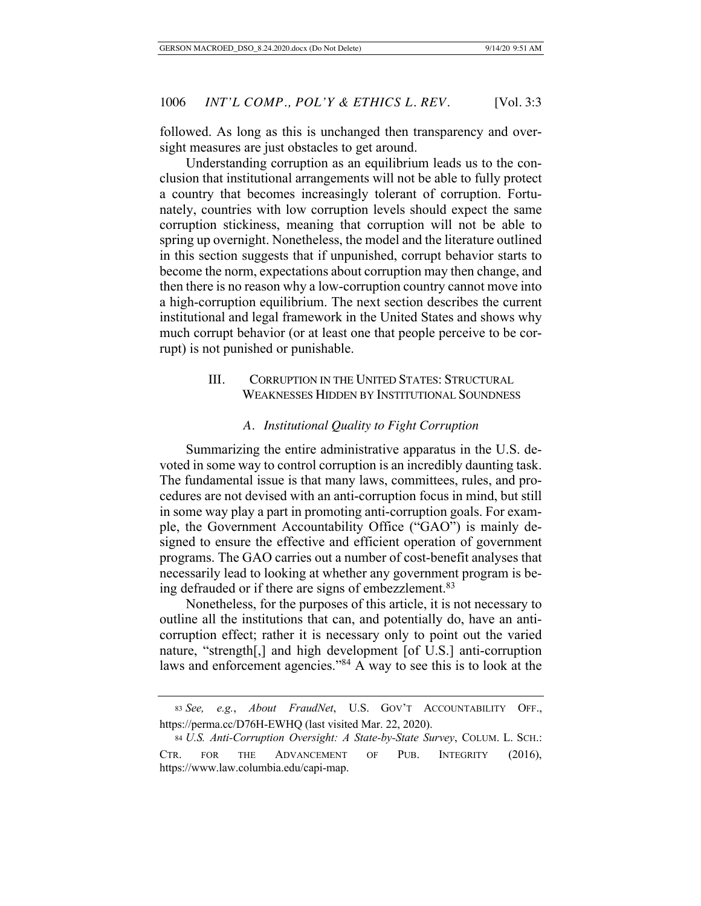followed. As long as this is unchanged then transparency and oversight measures are just obstacles to get around.

Understanding corruption as an equilibrium leads us to the conclusion that institutional arrangements will not be able to fully protect a country that becomes increasingly tolerant of corruption. Fortunately, countries with low corruption levels should expect the same corruption stickiness, meaning that corruption will not be able to spring up overnight. Nonetheless, the model and the literature outlined in this section suggests that if unpunished, corrupt behavior starts to become the norm, expectations about corruption may then change, and then there is no reason why a low-corruption country cannot move into a high-corruption equilibrium. The next section describes the current institutional and legal framework in the United States and shows why much corrupt behavior (or at least one that people perceive to be corrupt) is not punished or punishable.

## III. CORRUPTION IN THE UNITED STATES: STRUCTURAL WEAKNESSES HIDDEN BY INSTITUTIONAL SOUNDNESS

### A. *Institutional Quality to Fight Corruption*

Summarizing the entire administrative apparatus in the U.S. devoted in some way to control corruption is an incredibly daunting task. The fundamental issue is that many laws, committees, rules, and procedures are not devised with an anti-corruption focus in mind, but still in some way play a part in promoting anti-corruption goals. For example, the Government Accountability Office ("GAO") is mainly designed to ensure the effective and efficient operation of government programs. The GAO carries out a number of cost-benefit analyses that necessarily lead to looking at whether any government program is being defrauded or if there are signs of embezzlement.[83]

Nonetheless, for the purposes of this article, it is not necessary to outline all the institutions that can, and potentially do, have an anti-corruption effect; rather it is necessary only to point out the varied nature, "strength[,] and high development [of U.S.] anti-corruption laws and enforcement agencies."[84] A way to see this is to look at the

---

[83] *See, e.g.*, *About FraudNet*, U.S. GOV'T ACCOUNTABILITY OFF., https://perma.cc/D76H-EWHQ (last visited Mar. 22, 2020).

[84] *U.S. Anti-Corruption Oversight: A State-by-State Survey*, COLUM. L. SCH.: CTR. FOR THE ADVANCEMENT OF PUB. INTEGRITY (2016), https://www.law.columbia.edu/capi-map.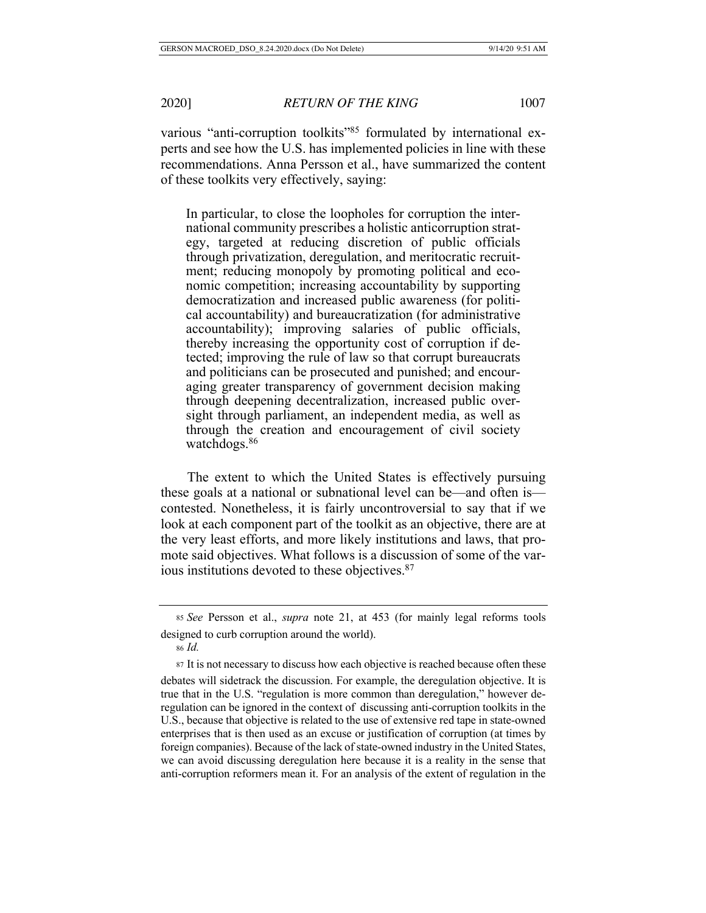various "anti-corruption toolkits"[85] formulated by international experts and see how the U.S. has implemented policies in line with these recommendations. Anna Persson et al., have summarized the content of these toolkits very effectively, saying:

> In particular, to close the loopholes for corruption the international community prescribes a holistic anticorruption strategy, targeted at reducing discretion of public officials through privatization, deregulation, and meritocratic recruitment; reducing monopoly by promoting political and economic competition; increasing accountability by supporting democratization and increased public awareness (for political accountability) and bureaucratization (for administrative accountability); improving salaries of public officials, thereby increasing the opportunity cost of corruption if detected; improving the rule of law so that corrupt bureaucrats and politicians can be prosecuted and punished; and encouraging greater transparency of government decision making through deepening decentralization, increased public oversight through parliament, an independent media, as well as through the creation and encouragement of civil society watchdogs.[86]

The extent to which the United States is effectively pursuing these goals at a national or subnational level can be—and often is—contested. Nonetheless, it is fairly uncontroversial to say that if we look at each component part of the toolkit as an objective, there are at the very least efforts, and more likely institutions and laws, that promote said objectives. What follows is a discussion of some of the various institutions devoted to these objectives.[87]

---

[85] *See* Persson et al., *supra* note 21, at 453 (for mainly legal reforms tools designed to curb corruption around the world).

[86] *Id.*

[87] It is not necessary to discuss how each objective is reached because often these debates will sidetrack the discussion. For example, the deregulation objective. It is true that in the U.S. "regulation is more common than deregulation," however deregulation can be ignored in the context of discussing anti-corruption toolkits in the U.S., because that objective is related to the use of extensive red tape in state-owned enterprises that is then used as an excuse or justification of corruption (at times by foreign companies). Because of the lack of state-owned industry in the United States, we can avoid discussing deregulation here because it is a reality in the sense that anti-corruption reformers mean it. For an analysis of the extent of regulation in the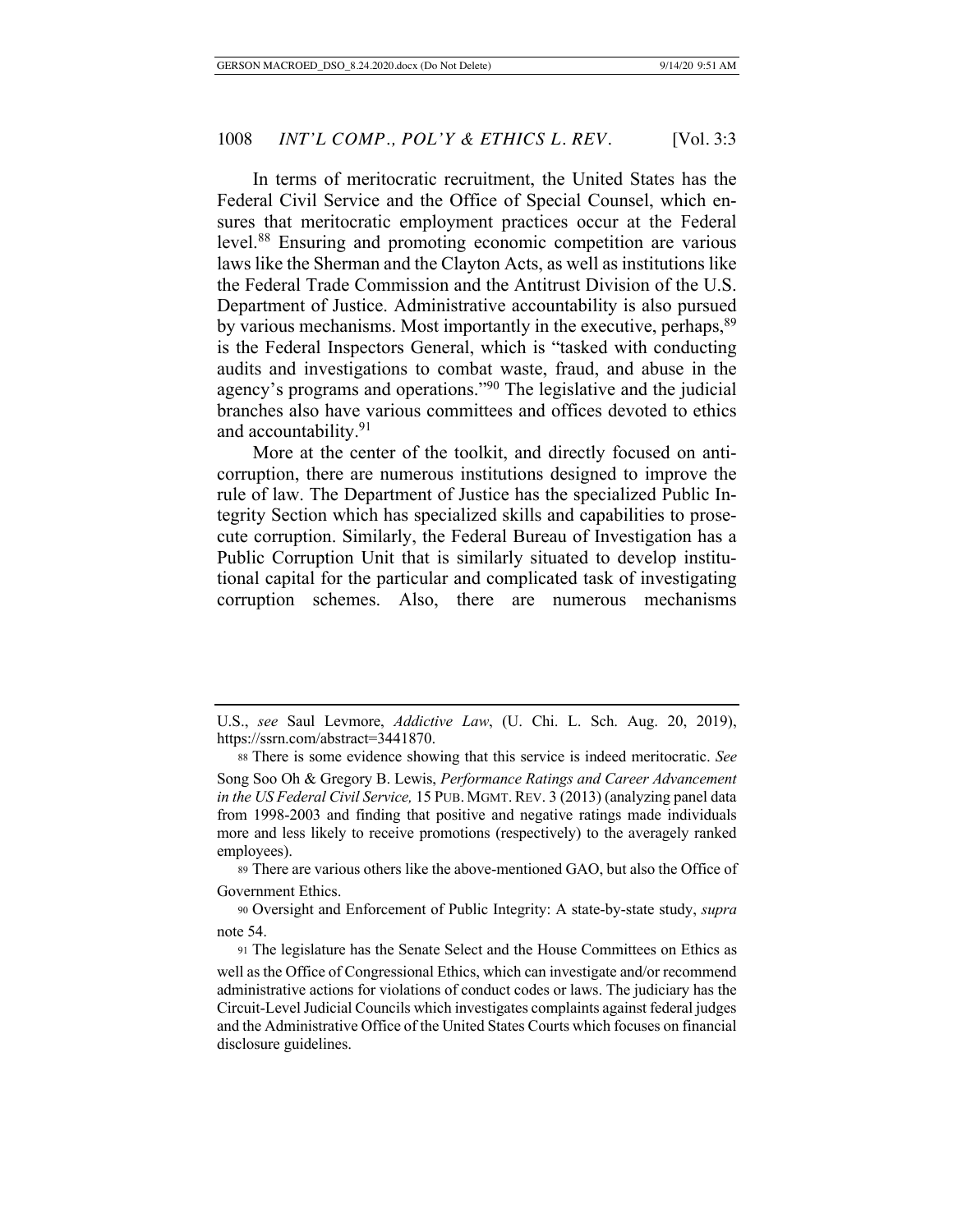In terms of meritocratic recruitment, the United States has the Federal Civil Service and the Office of Special Counsel, which ensures that meritocratic employment practices occur at the Federal level.[88] Ensuring and promoting economic competition are various laws like the Sherman and the Clayton Acts, as well as institutions like the Federal Trade Commission and the Antitrust Division of the U.S. Department of Justice. Administrative accountability is also pursued by various mechanisms. Most importantly in the executive, perhaps,[89] is the Federal Inspectors General, which is "tasked with conducting audits and investigations to combat waste, fraud, and abuse in the agency's programs and operations."[90] The legislative and the judicial branches also have various committees and offices devoted to ethics and accountability.[91]

More at the center of the toolkit, and directly focused on anti-corruption, there are numerous institutions designed to improve the rule of law. The Department of Justice has the specialized Public Integrity Section which has specialized skills and capabilities to prosecute corruption. Similarly, the Federal Bureau of Investigation has a Public Corruption Unit that is similarly situated to develop institutional capital for the particular and complicated task of investigating corruption schemes. Also, there are numerous mechanisms

---

U.S., *see* Saul Levmore, *Addictive Law*, (U. Chi. L. Sch. Aug. 20, 2019), https://ssrn.com/abstract=3441870.

[88] There is some evidence showing that this service is indeed meritocratic. *See* Song Soo Oh & Gregory B. Lewis, *Performance Ratings and Career Advancement in the US Federal Civil Service,* 15 PUB. MGMT. REV. 3 (2013) (analyzing panel data from 1998-2003 and finding that positive and negative ratings made individuals more and less likely to receive promotions (respectively) to the averagely ranked employees).

[89] There are various others like the above-mentioned GAO, but also the Office of Government Ethics.

[90] Oversight and Enforcement of Public Integrity: A state-by-state study, *supra* note 54.

[91] The legislature has the Senate Select and the House Committees on Ethics as well as the Office of Congressional Ethics, which can investigate and/or recommend administrative actions for violations of conduct codes or laws. The judiciary has the Circuit-Level Judicial Councils which investigates complaints against federal judges and the Administrative Office of the United States Courts which focuses on financial disclosure guidelines.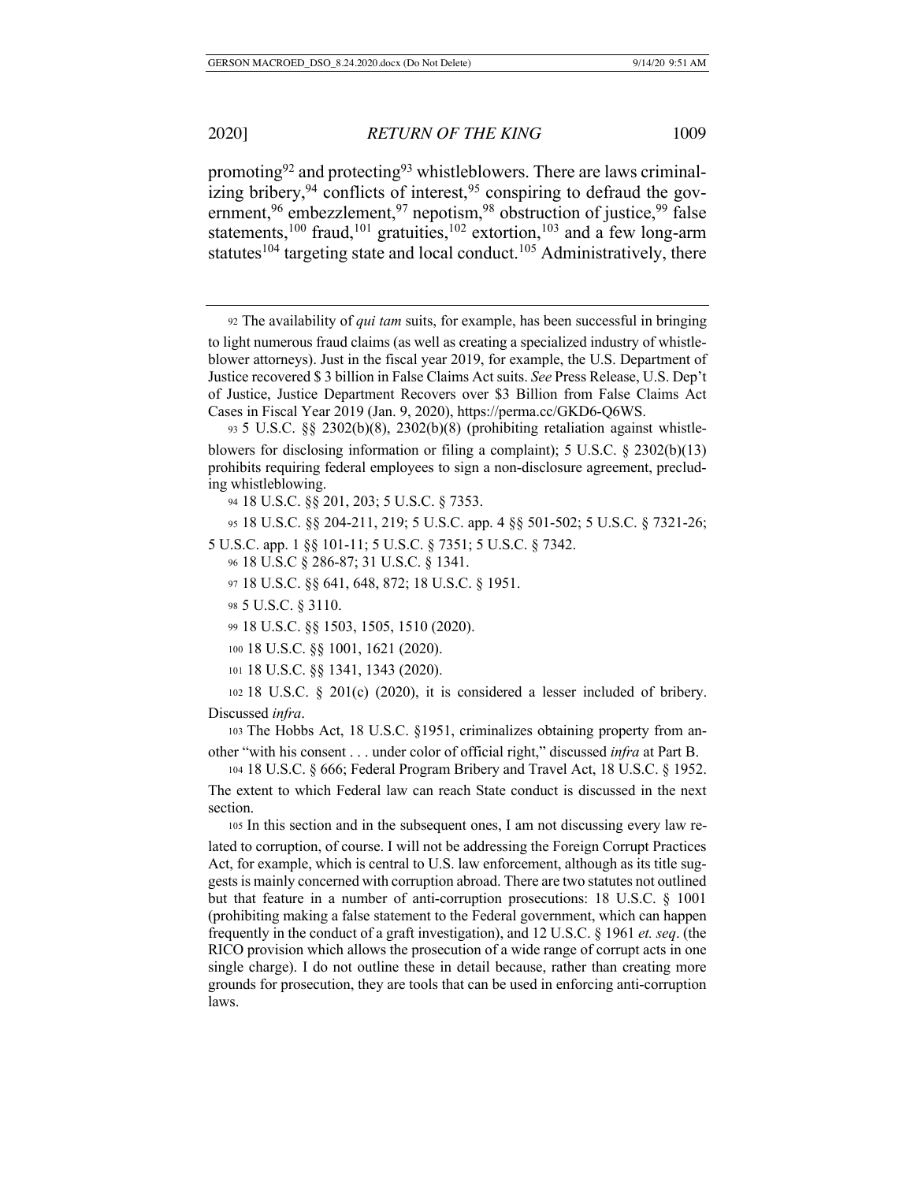promoting[92] and protecting[93] whistleblowers. There are laws criminalizing bribery,[94] conflicts of interest,[95] conspiring to defraud the government,[96] embezzlement,[97] nepotism,[98] obstruction of justice,[99] false statements,[100] fraud,[101] gratuities,[102] extortion,[103] and a few long-arm statutes[104] targeting state and local conduct.[105] Administratively, there

---

92 The availability of *qui tam* suits, for example, has been successful in bringing to light numerous fraud claims (as well as creating a specialized industry of whistleblower attorneys). Just in the fiscal year 2019, for example, the U.S. Department of Justice recovered $ 3 billion in False Claims Act suits. *See* Press Release, U.S. Dep't of Justice, Justice Department Recovers over $3 Billion from False Claims Act Cases in Fiscal Year 2019 (Jan. 9, 2020), https://perma.cc/GKD6-Q6WS.

93 5 U.S.C. §§ 2302(b)(8), 2302(b)(8) (prohibiting retaliation against whistleblowers for disclosing information or filing a complaint); 5 U.S.C. § 2302(b)(13) prohibits requiring federal employees to sign a non-disclosure agreement, precluding whistleblowing.

94 18 U.S.C. §§ 201, 203; 5 U.S.C. § 7353.

95 18 U.S.C. §§ 204-211, 219; 5 U.S.C. app. 4 §§ 501-502; 5 U.S.C. § 7321-26; 5 U.S.C. app. 1 §§ 101-11; 5 U.S.C. § 7351; 5 U.S.C. § 7342.

96 18 U.S.C § 286-87; 31 U.S.C. § 1341.

97 18 U.S.C. §§ 641, 648, 872; 18 U.S.C. § 1951.

98 5 U.S.C. § 3110.

99 18 U.S.C. §§ 1503, 1505, 1510 (2020).

100 18 U.S.C. §§ 1001, 1621 (2020).

101 18 U.S.C. §§ 1341, 1343 (2020).

102 18 U.S.C. § 201(c) (2020), it is considered a lesser included of bribery. Discussed *infra*.

103 The Hobbs Act, 18 U.S.C. §1951, criminalizes obtaining property from another "with his consent . . . under color of official right," discussed *infra* at Part B.

104 18 U.S.C. § 666; Federal Program Bribery and Travel Act, 18 U.S.C. § 1952. The extent to which Federal law can reach State conduct is discussed in the next section.

105 In this section and in the subsequent ones, I am not discussing every law related to corruption, of course. I will not be addressing the Foreign Corrupt Practices Act, for example, which is central to U.S. law enforcement, although as its title suggests is mainly concerned with corruption abroad. There are two statutes not outlined but that feature in a number of anti-corruption prosecutions: 18 U.S.C. § 1001 (prohibiting making a false statement to the Federal government, which can happen frequently in the conduct of a graft investigation), and 12 U.S.C. § 1961 *et. seq*. (the RICO provision which allows the prosecution of a wide range of corrupt acts in one single charge). I do not outline these in detail because, rather than creating more grounds for prosecution, they are tools that can be used in enforcing anti-corruption laws.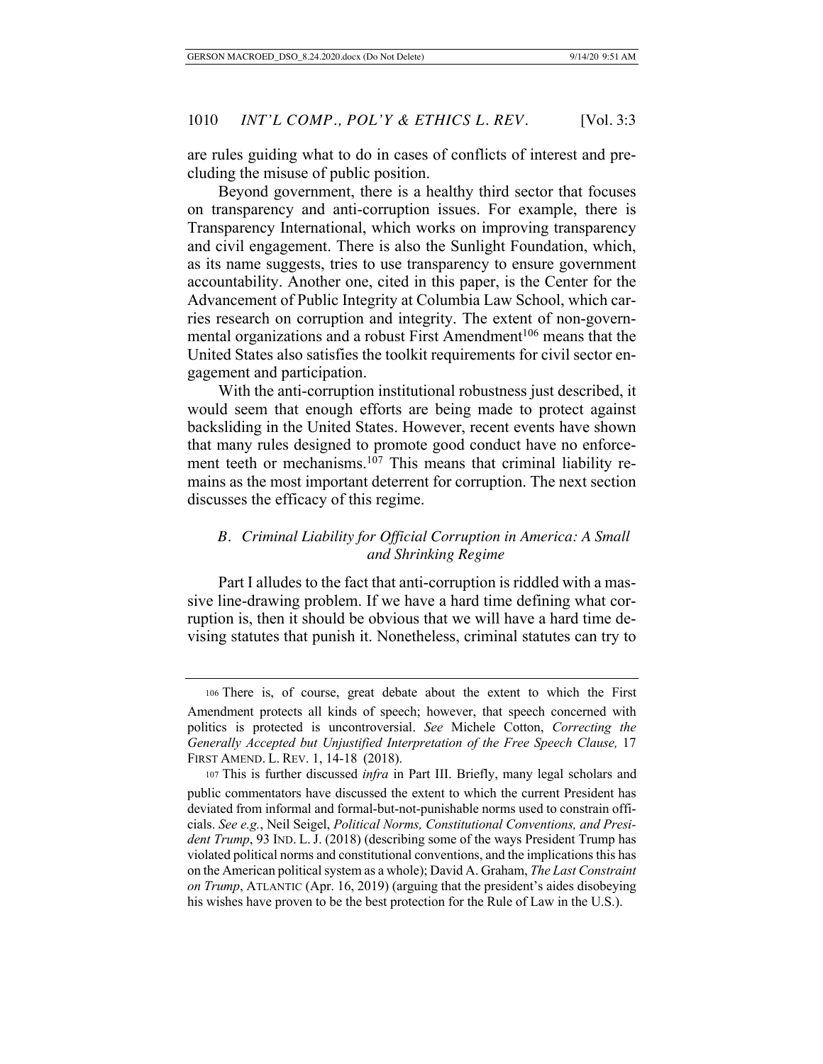are rules guiding what to do in cases of conflicts of interest and precluding the misuse of public position.

Beyond government, there is a healthy third sector that focuses on transparency and anti-corruption issues. For example, there is Transparency International, which works on improving transparency and civil engagement. There is also the Sunlight Foundation, which, as its name suggests, tries to use transparency to ensure government accountability. Another one, cited in this paper, is the Center for the Advancement of Public Integrity at Columbia Law School, which carries research on corruption and integrity. The extent of non-governmental organizations and a robust First Amendment[106] means that the United States also satisfies the toolkit requirements for civil sector engagement and participation.

With the anti-corruption institutional robustness just described, it would seem that enough efforts are being made to protect against backsliding in the United States. However, recent events have shown that many rules designed to promote good conduct have no enforcement teeth or mechanisms.[107] This means that criminal liability remains as the most important deterrent for corruption. The next section discusses the efficacy of this regime.

### *B. Criminal Liability for Official Corruption in America: A Small and Shrinking Regime*

Part I alludes to the fact that anti-corruption is riddled with a massive line-drawing problem. If we have a hard time defining what corruption is, then it should be obvious that we will have a hard time devising statutes that punish it. Nonetheless, criminal statutes can try to

---

[106] There is, of course, great debate about the extent to which the First Amendment protects all kinds of speech; however, that speech concerned with politics is protected is uncontroversial. *See* Michele Cotton, *Correcting the Generally Accepted but Unjustified Interpretation of the Free Speech Clause,* 17 FIRST AMEND. L. REV. 1, 14-18 (2018).

[107] This is further discussed *infra* in Part III. Briefly, many legal scholars and public commentators have discussed the extent to which the current President has deviated from informal and formal-but-not-punishable norms used to constrain officials. *See e.g.*, Neil Seigel, *Political Norms, Constitutional Conventions, and President Trump*, 93 IND. L. J. (2018) (describing some of the ways President Trump has violated political norms and constitutional conventions, and the implications this has on the American political system as a whole); David A. Graham, *The Last Constraint on Trump*, ATLANTIC (Apr. 16, 2019) (arguing that the president's aides disobeying his wishes have proven to be the best protection for the Rule of Law in the U.S.).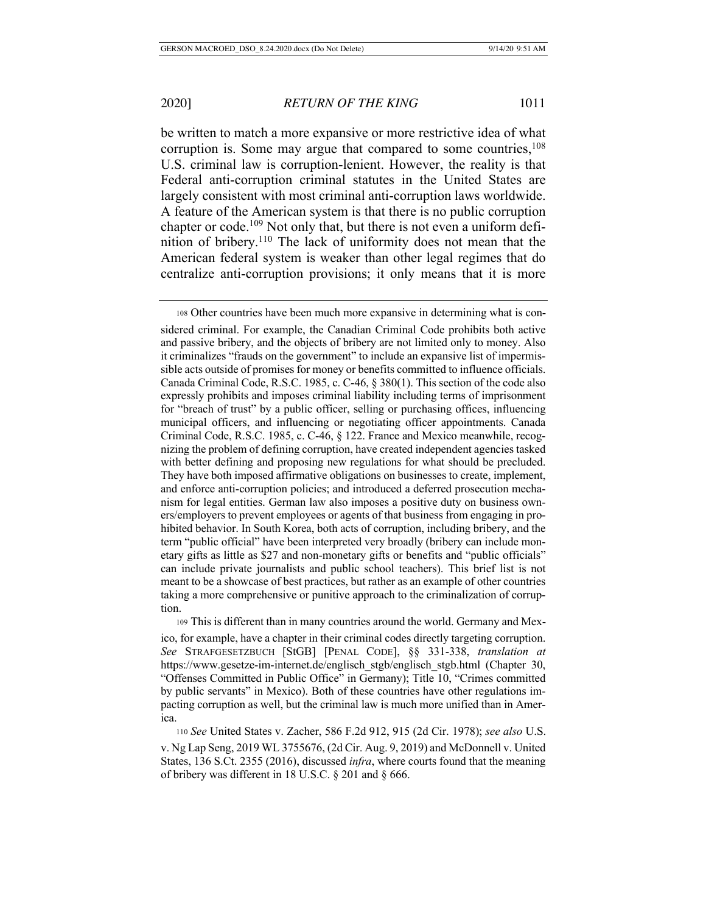be written to match a more expansive or more restrictive idea of what corruption is. Some may argue that compared to some countries,[108] U.S. criminal law is corruption-lenient. However, the reality is that Federal anti-corruption criminal statutes in the United States are largely consistent with most criminal anti-corruption laws worldwide. A feature of the American system is that there is no public corruption chapter or code.[109] Not only that, but there is not even a uniform definition of bribery.[110] The lack of uniformity does not mean that the American federal system is weaker than other legal regimes that do centralize anti-corruption provisions; it only means that it is more

---

[108] Other countries have been much more expansive in determining what is considered criminal. For example, the Canadian Criminal Code prohibits both active and passive bribery, and the objects of bribery are not limited only to money. Also it criminalizes "frauds on the government" to include an expansive list of impermissible acts outside of promises for money or benefits committed to influence officials. Canada Criminal Code, R.S.C. 1985, c. C-46, § 380(1). This section of the code also expressly prohibits and imposes criminal liability including terms of imprisonment for "breach of trust" by a public officer, selling or purchasing offices, influencing municipal officers, and influencing or negotiating officer appointments. Canada Criminal Code, R.S.C. 1985, c. C-46, § 122. France and Mexico meanwhile, recognizing the problem of defining corruption, have created independent agencies tasked with better defining and proposing new regulations for what should be precluded. They have both imposed affirmative obligations on businesses to create, implement, and enforce anti-corruption policies; and introduced a deferred prosecution mechanism for legal entities. German law also imposes a positive duty on business owners/employers to prevent employees or agents of that business from engaging in prohibited behavior. In South Korea, both acts of corruption, including bribery, and the term "public official" have been interpreted very broadly (bribery can include monetary gifts as little as $27 and non-monetary gifts or benefits and "public officials" can include private journalists and public school teachers). This brief list is not meant to be a showcase of best practices, but rather as an example of other countries taking a more comprehensive or punitive approach to the criminalization of corruption.

[109] This is different than in many countries around the world. Germany and Mexico, for example, have a chapter in their criminal codes directly targeting corruption. *See* STRAFGESETZBUCH [StGB] [PENAL CODE], §§ 331-338, *translation at* https://www.gesetze-im-internet.de/englisch_stgb/englisch_stgb.html (Chapter 30, "Offenses Committed in Public Office" in Germany); Title 10, "Crimes committed by public servants" in Mexico). Both of these countries have other regulations impacting corruption as well, but the criminal law is much more unified than in America.

[110] *See* United States v. Zacher, 586 F.2d 912, 915 (2d Cir. 1978); *see also* U.S. v. Ng Lap Seng, 2019 WL 3755676, (2d Cir. Aug. 9, 2019) and McDonnell v. United States, 136 S.Ct. 2355 (2016), discussed *infra*, where courts found that the meaning of bribery was different in 18 U.S.C. § 201 and § 666.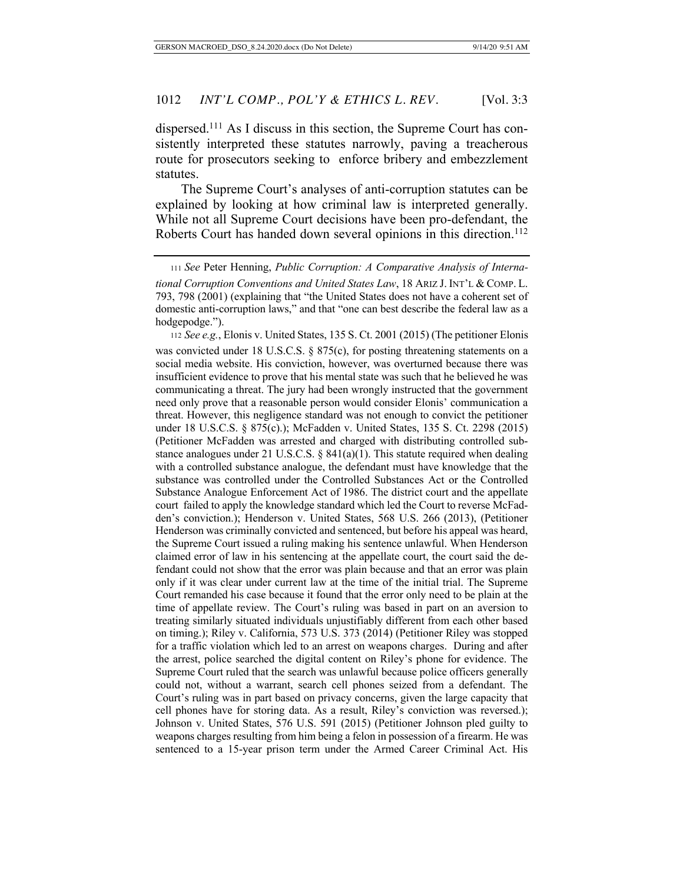dispersed.[111] As I discuss in this section, the Supreme Court has consistently interpreted these statutes narrowly, paving a treacherous route for prosecutors seeking to enforce bribery and embezzlement statutes.

The Supreme Court's analyses of anti-corruption statutes can be explained by looking at how criminal law is interpreted generally. While not all Supreme Court decisions have been pro-defendant, the Roberts Court has handed down several opinions in this direction.[112]

---

[111] *See* Peter Henning, *Public Corruption: A Comparative Analysis of International Corruption Conventions and United States Law*, 18 ARIZ J. INT'L & COMP. L. 793, 798 (2001) (explaining that "the United States does not have a coherent set of domestic anti-corruption laws," and that "one can best describe the federal law as a hodgepodge.").

[112] *See e.g.*, Elonis v. United States, 135 S. Ct. 2001 (2015) (The petitioner Elonis was convicted under 18 U.S.C.S. § 875(c), for posting threatening statements on a social media website. His conviction, however, was overturned because there was insufficient evidence to prove that his mental state was such that he believed he was communicating a threat. The jury had been wrongly instructed that the government need only prove that a reasonable person would consider Elonis' communication a threat. However, this negligence standard was not enough to convict the petitioner under 18 U.S.C.S. § 875(c).); McFadden v. United States, 135 S. Ct. 2298 (2015) (Petitioner McFadden was arrested and charged with distributing controlled substance analogues under 21 U.S.C.S. § 841(a)(1). This statute required when dealing with a controlled substance analogue, the defendant must have knowledge that the substance was controlled under the Controlled Substances Act or the Controlled Substance Analogue Enforcement Act of 1986. The district court and the appellate court failed to apply the knowledge standard which led the Court to reverse McFadden's conviction.); Henderson v. United States, 568 U.S. 266 (2013), (Petitioner Henderson was criminally convicted and sentenced, but before his appeal was heard, the Supreme Court issued a ruling making his sentence unlawful. When Henderson claimed error of law in his sentencing at the appellate court, the court said the defendant could not show that the error was plain because and that an error was plain only if it was clear under current law at the time of the initial trial. The Supreme Court remanded his case because it found that the error only need to be plain at the time of appellate review. The Court's ruling was based in part on an aversion to treating similarly situated individuals unjustifiably different from each other based on timing.); Riley v. California, 573 U.S. 373 (2014) (Petitioner Riley was stopped for a traffic violation which led to an arrest on weapons charges. During and after the arrest, police searched the digital content on Riley's phone for evidence. The Supreme Court ruled that the search was unlawful because police officers generally could not, without a warrant, search cell phones seized from a defendant. The Court's ruling was in part based on privacy concerns, given the large capacity that cell phones have for storing data. As a result, Riley's conviction was reversed.); Johnson v. United States, 576 U.S. 591 (2015) (Petitioner Johnson pled guilty to weapons charges resulting from him being a felon in possession of a firearm. He was sentenced to a 15-year prison term under the Armed Career Criminal Act. His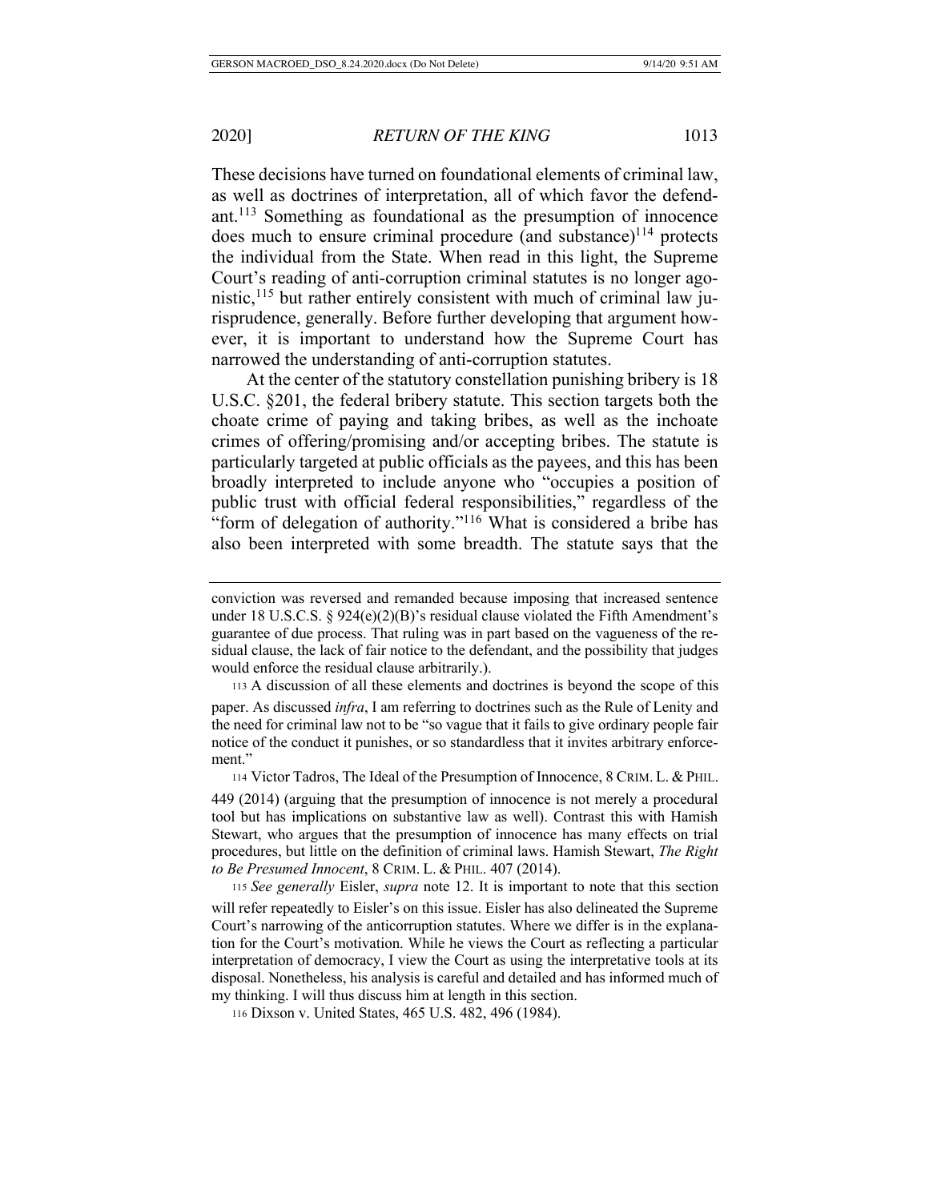These decisions have turned on foundational elements of criminal law, as well as doctrines of interpretation, all of which favor the defendant.[113] Something as foundational as the presumption of innocence does much to ensure criminal procedure (and substance)[114] protects the individual from the State. When read in this light, the Supreme Court's reading of anti-corruption criminal statutes is no longer agonistic,[115] but rather entirely consistent with much of criminal law jurisprudence, generally. Before further developing that argument however, it is important to understand how the Supreme Court has narrowed the understanding of anti-corruption statutes.

At the center of the statutory constellation punishing bribery is 18 U.S.C. §201, the federal bribery statute. This section targets both the choate crime of paying and taking bribes, as well as the inchoate crimes of offering/promising and/or accepting bribes. The statute is particularly targeted at public officials as the payees, and this has been broadly interpreted to include anyone who "occupies a position of public trust with official federal responsibilities," regardless of the "form of delegation of authority."[116] What is considered a bribe has also been interpreted with some breadth. The statute says that the

---

conviction was reversed and remanded because imposing that increased sentence under 18 U.S.C.S. § 924(e)(2)(B)'s residual clause violated the Fifth Amendment's guarantee of due process. That ruling was in part based on the vagueness of the residual clause, the lack of fair notice to the defendant, and the possibility that judges would enforce the residual clause arbitrarily.).

113 A discussion of all these elements and doctrines is beyond the scope of this paper. As discussed *infra*, I am referring to doctrines such as the Rule of Lenity and the need for criminal law not to be "so vague that it fails to give ordinary people fair notice of the conduct it punishes, or so standardless that it invites arbitrary enforcement."

114 Victor Tadros, The Ideal of the Presumption of Innocence, 8 CRIM. L. & PHIL. 449 (2014) (arguing that the presumption of innocence is not merely a procedural tool but has implications on substantive law as well). Contrast this with Hamish Stewart, who argues that the presumption of innocence has many effects on trial procedures, but little on the definition of criminal laws. Hamish Stewart, *The Right to Be Presumed Innocent*, 8 CRIM. L. & PHIL. 407 (2014).

115 *See generally* Eisler, *supra* note 12. It is important to note that this section will refer repeatedly to Eisler's on this issue. Eisler has also delineated the Supreme Court's narrowing of the anticorruption statutes. Where we differ is in the explanation for the Court's motivation. While he views the Court as reflecting a particular interpretation of democracy, I view the Court as using the interpretative tools at its disposal. Nonetheless, his analysis is careful and detailed and has informed much of my thinking. I will thus discuss him at length in this section.

116 Dixson v. United States, 465 U.S. 482, 496 (1984).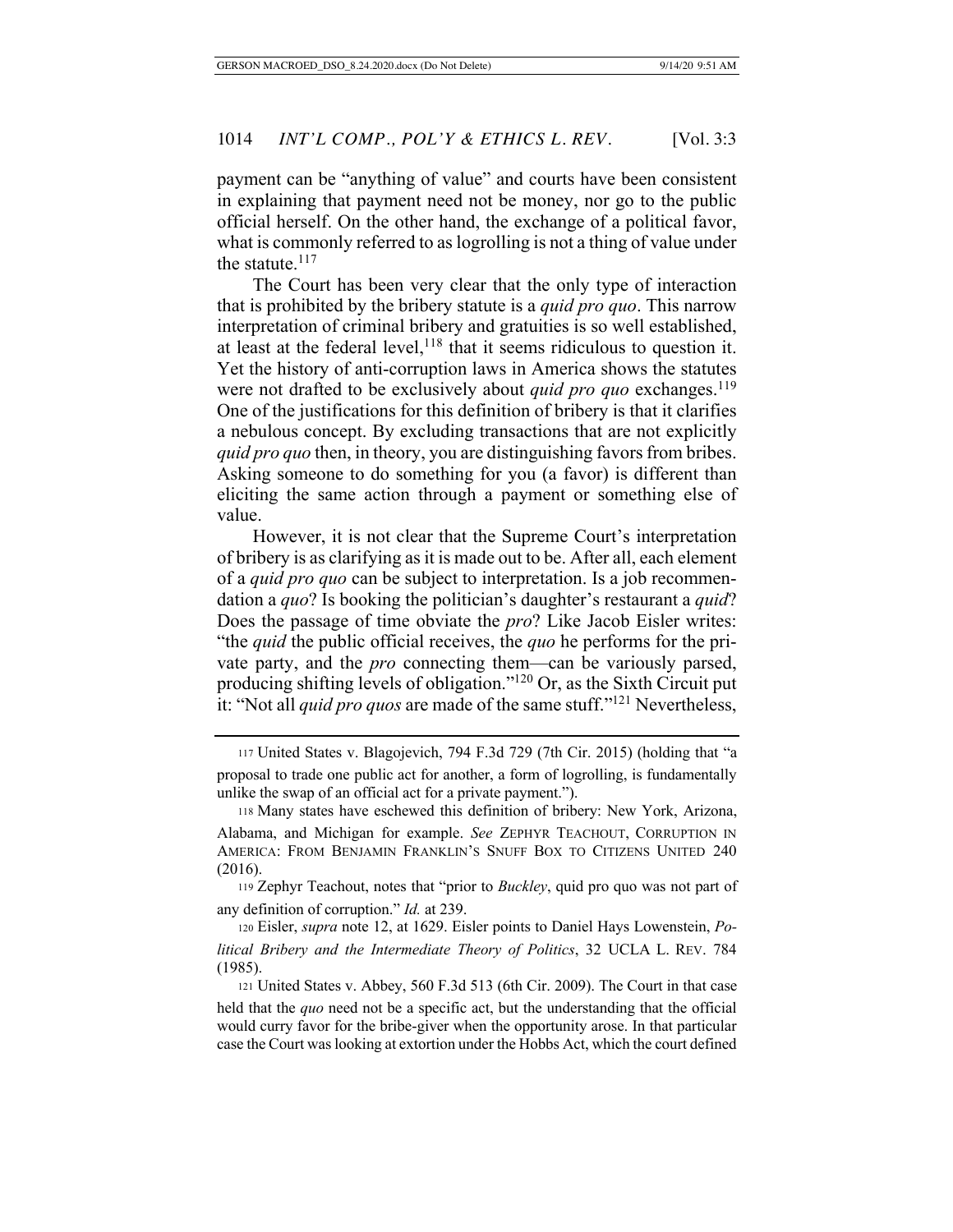payment can be "anything of value" and courts have been consistent in explaining that payment need not be money, nor go to the public official herself. On the other hand, the exchange of a political favor, what is commonly referred to as logrolling is not a thing of value under the statute.[117]

The Court has been very clear that the only type of interaction that is prohibited by the bribery statute is a *quid pro quo*. This narrow interpretation of criminal bribery and gratuities is so well established, at least at the federal level,[118] that it seems ridiculous to question it. Yet the history of anti-corruption laws in America shows the statutes were not drafted to be exclusively about *quid pro quo* exchanges.[119] One of the justifications for this definition of bribery is that it clarifies a nebulous concept. By excluding transactions that are not explicitly *quid pro quo* then, in theory, you are distinguishing favors from bribes. Asking someone to do something for you (a favor) is different than eliciting the same action through a payment or something else of value.

However, it is not clear that the Supreme Court's interpretation of bribery is as clarifying as it is made out to be. After all, each element of a *quid pro quo* can be subject to interpretation. Is a job recommendation a *quo*? Is booking the politician's daughter's restaurant a *quid*? Does the passage of time obviate the *pro*? Like Jacob Eisler writes: "the *quid* the public official receives, the *quo* he performs for the private party, and the *pro* connecting them—can be variously parsed, producing shifting levels of obligation."[120] Or, as the Sixth Circuit put it: "Not all *quid pro quos* are made of the same stuff."[121] Nevertheless,

---

117 United States v. Blagojevich, 794 F.3d 729 (7th Cir. 2015) (holding that "a proposal to trade one public act for another, a form of logrolling, is fundamentally unlike the swap of an official act for a private payment.").

118 Many states have eschewed this definition of bribery: New York, Arizona, Alabama, and Michigan for example. *See* ZEPHYR TEACHOUT, CORRUPTION IN AMERICA: FROM BENJAMIN FRANKLIN'S SNUFF BOX TO CITIZENS UNITED 240 (2016).

119 Zephyr Teachout, notes that "prior to *Buckley*, quid pro quo was not part of any definition of corruption." *Id.* at 239.

120 Eisler, *supra* note 12, at 1629. Eisler points to Daniel Hays Lowenstein, *Political Bribery and the Intermediate Theory of Politics*, 32 UCLA L. REV. 784 (1985).

121 United States v. Abbey, 560 F.3d 513 (6th Cir. 2009). The Court in that case held that the *quo* need not be a specific act, but the understanding that the official would curry favor for the bribe-giver when the opportunity arose. In that particular case the Court was looking at extortion under the Hobbs Act, which the court defined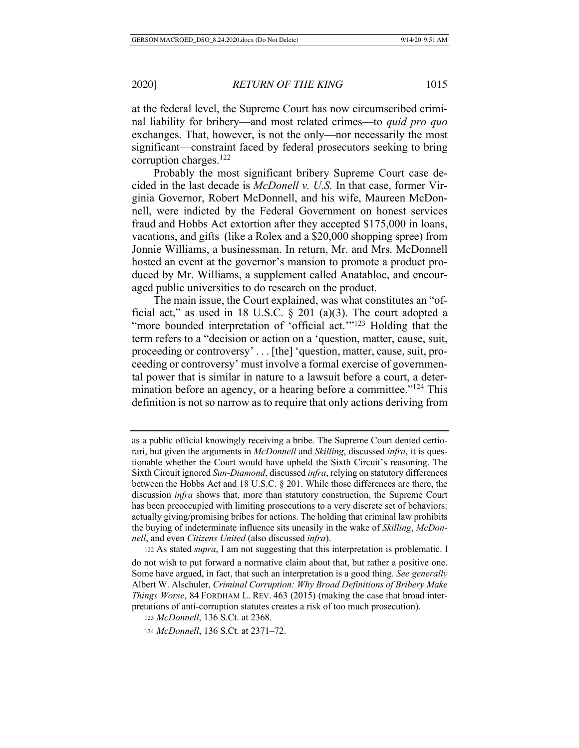at the federal level, the Supreme Court has now circumscribed criminal liability for bribery—and most related crimes—to *quid pro quo* exchanges. That, however, is not the only—nor necessarily the most significant—constraint faced by federal prosecutors seeking to bring corruption charges.[122]

Probably the most significant bribery Supreme Court case decided in the last decade is *McDonell v. U.S.* In that case, former Virginia Governor, Robert McDonnell, and his wife, Maureen McDonnell, were indicted by the Federal Government on honest services fraud and Hobbs Act extortion after they accepted $175,000 in loans, vacations, and gifts (like a Rolex and a $20,000 shopping spree) from Jonnie Williams, a businessman. In return, Mr. and Mrs. McDonnell hosted an event at the governor's mansion to promote a product produced by Mr. Williams, a supplement called Anatabloc, and encouraged public universities to do research on the product.

The main issue, the Court explained, was what constitutes an "official act," as used in 18 U.S.C. § 201 (a)(3). The court adopted a "more bounded interpretation of 'official act.'"[123] Holding that the term refers to a "decision or action on a 'question, matter, cause, suit, proceeding or controversy' . . . [the] 'question, matter, cause, suit, proceeding or controversy' must involve a formal exercise of governmental power that is similar in nature to a lawsuit before a court, a determination before an agency, or a hearing before a committee."[124] This definition is not so narrow as to require that only actions deriving from

---

as a public official knowingly receiving a bribe. The Supreme Court denied certiorari, but given the arguments in *McDonnell* and *Skilling*, discussed *infra*, it is questionable whether the Court would have upheld the Sixth Circuit's reasoning. The Sixth Circuit ignored *Sun-Diamond*, discussed *infra*, relying on statutory differences between the Hobbs Act and 18 U.S.C. § 201. While those differences are there, the discussion *infra* shows that, more than statutory construction, the Supreme Court has been preoccupied with limiting prosecutions to a very discrete set of behaviors: actually giving/promising bribes for actions. The holding that criminal law prohibits the buying of indeterminate influence sits uneasily in the wake of *Skilling*, *McDonnell*, and even *Citizens United* (also discussed *infra*).

[122] As stated *supra*, I am not suggesting that this interpretation is problematic. I do not wish to put forward a normative claim about that, but rather a positive one. Some have argued, in fact, that such an interpretation is a good thing. *See generally* Albert W. Alschuler, *Criminal Corruption: Why Broad Definitions of Bribery Make Things Worse*, 84 FORDHAM L. REV. 463 (2015) (making the case that broad interpretations of anti-corruption statutes creates a risk of too much prosecution).

[123] *McDonnell*, 136 S.Ct. at 2368.

[124] *McDonnell*, 136 S.Ct. at 2371–72.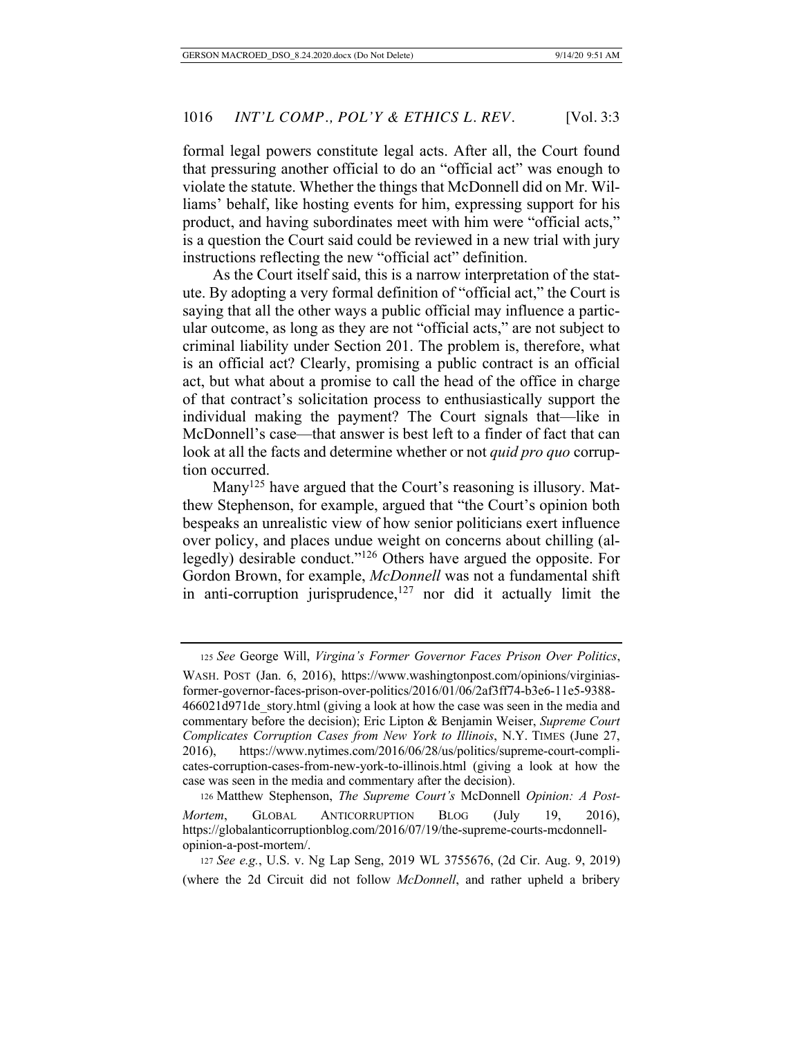formal legal powers constitute legal acts. After all, the Court found that pressuring another official to do an "official act" was enough to violate the statute. Whether the things that McDonnell did on Mr. Williams' behalf, like hosting events for him, expressing support for his product, and having subordinates meet with him were "official acts," is a question the Court said could be reviewed in a new trial with jury instructions reflecting the new "official act" definition.

As the Court itself said, this is a narrow interpretation of the statute. By adopting a very formal definition of "official act," the Court is saying that all the other ways a public official may influence a particular outcome, as long as they are not "official acts," are not subject to criminal liability under Section 201. The problem is, therefore, what is an official act? Clearly, promising a public contract is an official act, but what about a promise to call the head of the office in charge of that contract's solicitation process to enthusiastically support the individual making the payment? The Court signals that—like in McDonnell's case—that answer is best left to a finder of fact that can look at all the facts and determine whether or not *quid pro quo* corruption occurred.

Many[125] have argued that the Court's reasoning is illusory. Matthew Stephenson, for example, argued that "the Court's opinion both bespeaks an unrealistic view of how senior politicians exert influence over policy, and places undue weight on concerns about chilling (allegedly) desirable conduct."[126] Others have argued the opposite. For Gordon Brown, for example, *McDonnell* was not a fundamental shift in anti-corruption jurisprudence,[127] nor did it actually limit the

---

[125] *See* George Will, *Virgina's Former Governor Faces Prison Over Politics*, WASH. POST (Jan. 6, 2016), https://www.washingtonpost.com/opinions/virginias-former-governor-faces-prison-over-politics/2016/01/06/2af3ff74-b3e6-11e5-9388-466021d971de_story.html (giving a look at how the case was seen in the media and commentary before the decision); Eric Lipton & Benjamin Weiser, *Supreme Court Complicates Corruption Cases from New York to Illinois*, N.Y. TIMES (June 27, 2016), https://www.nytimes.com/2016/06/28/us/politics/supreme-court-complicates-corruption-cases-from-new-york-to-illinois.html (giving a look at how the case was seen in the media and commentary after the decision).

[126] Matthew Stephenson, *The Supreme Court's* McDonnell *Opinion: A Post-Mortem*, GLOBAL ANTICORRUPTION BLOG (July 19, 2016), https://globalanticorruptionblog.com/2016/07/19/the-supreme-courts-mcdonnell-opinion-a-post-mortem/.

[127] *See e.g.*, U.S. v. Ng Lap Seng, 2019 WL 3755676, (2d Cir. Aug. 9, 2019) (where the 2d Circuit did not follow *McDonnell*, and rather upheld a bribery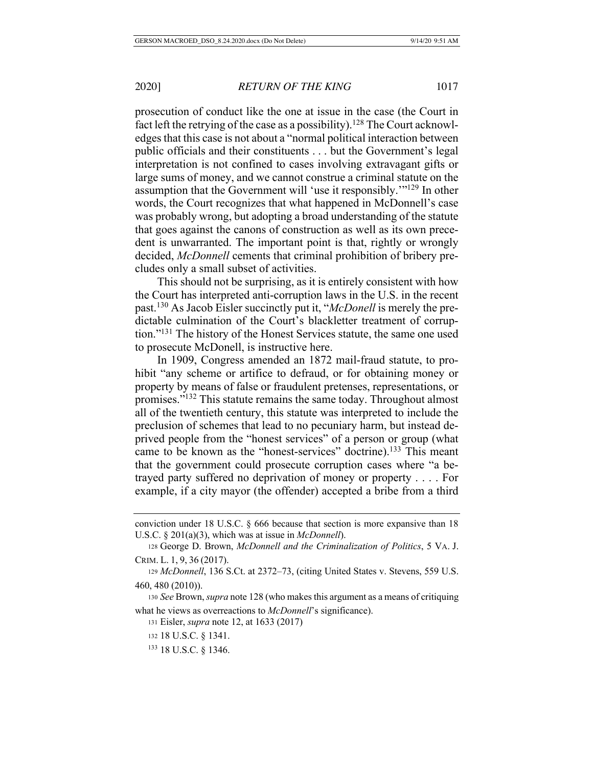prosecution of conduct like the one at issue in the case (the Court in fact left the retrying of the case as a possibility).[128] The Court acknowledges that this case is not about a "normal political interaction between public officials and their constituents . . . but the Government's legal interpretation is not confined to cases involving extravagant gifts or large sums of money, and we cannot construe a criminal statute on the assumption that the Government will 'use it responsibly.'"[129] In other words, the Court recognizes that what happened in McDonnell's case was probably wrong, but adopting a broad understanding of the statute that goes against the canons of construction as well as its own precedent is unwarranted. The important point is that, rightly or wrongly decided, *McDonnell* cements that criminal prohibition of bribery precludes only a small subset of activities.

This should not be surprising, as it is entirely consistent with how the Court has interpreted anti-corruption laws in the U.S. in the recent past.[130] As Jacob Eisler succinctly put it, "*McDonell* is merely the predictable culmination of the Court's blackletter treatment of corruption."[131] The history of the Honest Services statute, the same one used to prosecute McDonell, is instructive here.

In 1909, Congress amended an 1872 mail-fraud statute, to prohibit "any scheme or artifice to defraud, or for obtaining money or property by means of false or fraudulent pretenses, representations, or promises."[132] This statute remains the same today. Throughout almost all of the twentieth century, this statute was interpreted to include the preclusion of schemes that lead to no pecuniary harm, but instead deprived people from the "honest services" of a person or group (what came to be known as the "honest-services" doctrine).[133] This meant that the government could prosecute corruption cases where "a betrayed party suffered no deprivation of money or property . . . . For example, if a city mayor (the offender) accepted a bribe from a third

---

conviction under 18 U.S.C. § 666 because that section is more expansive than 18 U.S.C. § 201(a)(3), which was at issue in *McDonnell*).

[128] George D. Brown, *McDonnell and the Criminalization of Politics*, 5 VA. J. CRIM. L. 1, 9, 36 (2017).

[129] *McDonnell*, 136 S.Ct. at 2372–73, (citing United States v. Stevens, 559 U.S. 460, 480 (2010)).

[130] *See* Brown, *supra* note 128 (who makes this argument as a means of critiquing what he views as overreactions to *McDonnell*'s significance).

[131] Eisler, *supra* note 12, at 1633 (2017)

[132] 18 U.S.C. § 1341.

[133] 18 U.S.C. § 1346.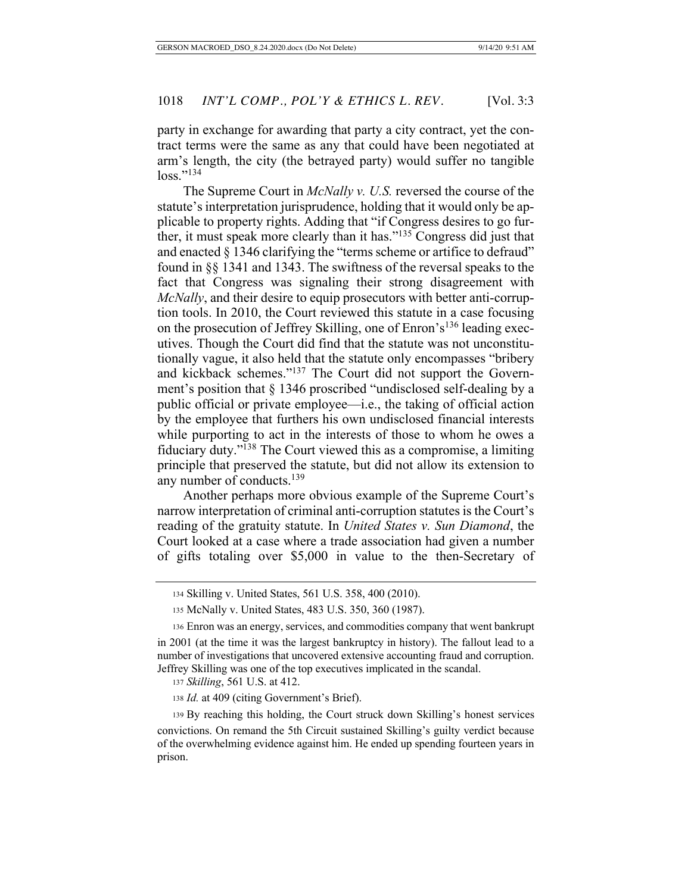party in exchange for awarding that party a city contract, yet the contract terms were the same as any that could have been negotiated at arm's length, the city (the betrayed party) would suffer no tangible loss."[134]

The Supreme Court in *McNally v. U.S.* reversed the course of the statute's interpretation jurisprudence, holding that it would only be applicable to property rights. Adding that "if Congress desires to go further, it must speak more clearly than it has."[135] Congress did just that and enacted § 1346 clarifying the "terms scheme or artifice to defraud" found in §§ 1341 and 1343. The swiftness of the reversal speaks to the fact that Congress was signaling their strong disagreement with *McNally*, and their desire to equip prosecutors with better anti-corruption tools. In 2010, the Court reviewed this statute in a case focusing on the prosecution of Jeffrey Skilling, one of Enron's[136] leading executives. Though the Court did find that the statute was not unconstitutionally vague, it also held that the statute only encompasses "bribery and kickback schemes."[137] The Court did not support the Government's position that § 1346 proscribed "undisclosed self-dealing by a public official or private employee—i.e., the taking of official action by the employee that furthers his own undisclosed financial interests while purporting to act in the interests of those to whom he owes a fiduciary duty."[138] The Court viewed this as a compromise, a limiting principle that preserved the statute, but did not allow its extension to any number of conducts.[139]

Another perhaps more obvious example of the Supreme Court's narrow interpretation of criminal anti-corruption statutes is the Court's reading of the gratuity statute. In *United States v. Sun Diamond*, the Court looked at a case where a trade association had given a number of gifts totaling over $5,000 in value to the then-Secretary of

---

134 Skilling v. United States, 561 U.S. 358, 400 (2010).

135 McNally v. United States, 483 U.S. 350, 360 (1987).

136 Enron was an energy, services, and commodities company that went bankrupt in 2001 (at the time it was the largest bankruptcy in history). The fallout lead to a number of investigations that uncovered extensive accounting fraud and corruption. Jeffrey Skilling was one of the top executives implicated in the scandal.

137 *Skilling*, 561 U.S. at 412.

138 *Id.* at 409 (citing Government's Brief).

139 By reaching this holding, the Court struck down Skilling's honest services convictions. On remand the 5th Circuit sustained Skilling's guilty verdict because of the overwhelming evidence against him. He ended up spending fourteen years in prison.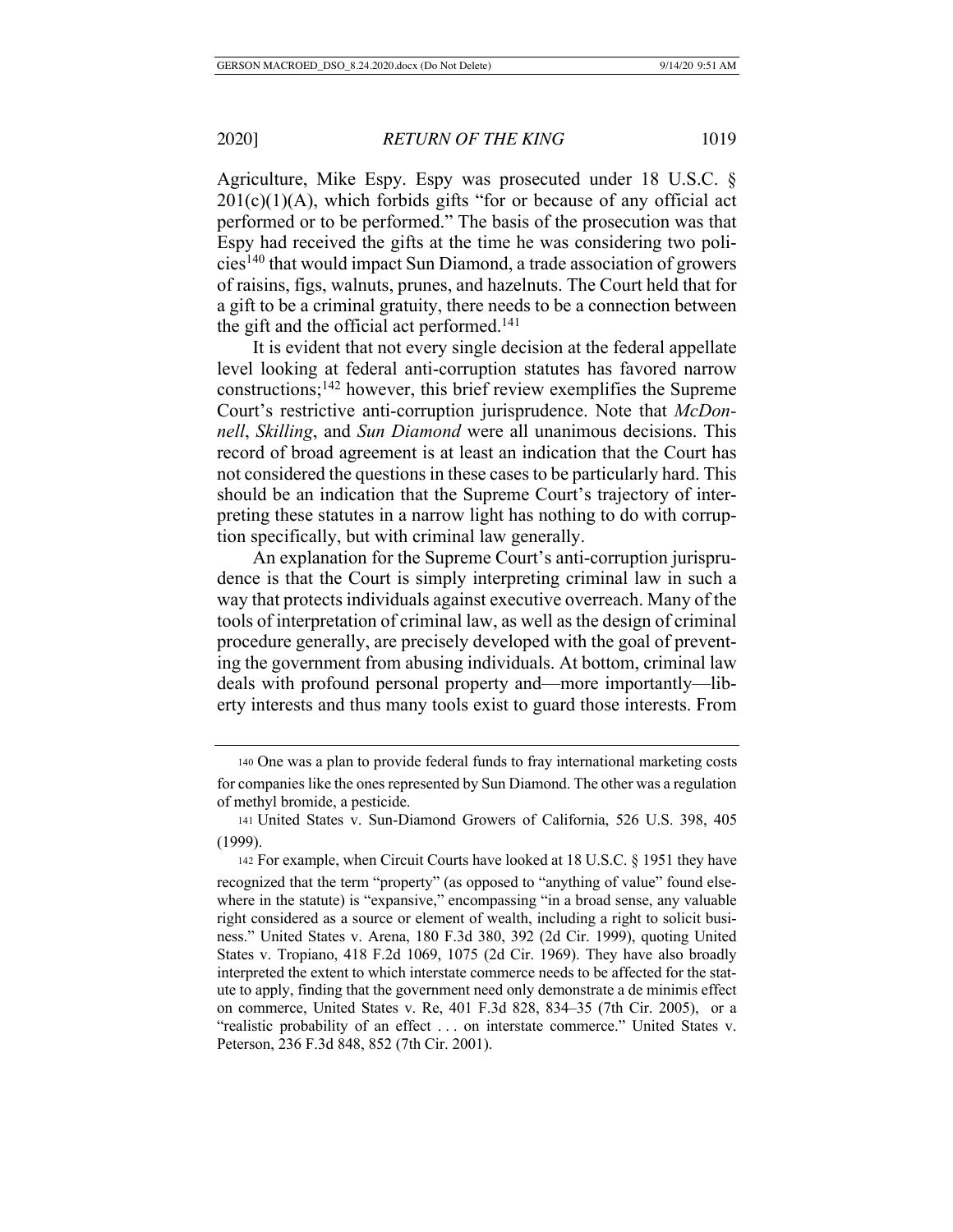Agriculture, Mike Espy. Espy was prosecuted under 18 U.S.C. § 201(c)(1)(A), which forbids gifts "for or because of any official act performed or to be performed." The basis of the prosecution was that Espy had received the gifts at the time he was considering two policies[140] that would impact Sun Diamond, a trade association of growers of raisins, figs, walnuts, prunes, and hazelnuts. The Court held that for a gift to be a criminal gratuity, there needs to be a connection between the gift and the official act performed.[141]

It is evident that not every single decision at the federal appellate level looking at federal anti-corruption statutes has favored narrow constructions;[142] however, this brief review exemplifies the Supreme Court's restrictive anti-corruption jurisprudence. Note that *McDonnell*, *Skilling*, and *Sun Diamond* were all unanimous decisions. This record of broad agreement is at least an indication that the Court has not considered the questions in these cases to be particularly hard. This should be an indication that the Supreme Court's trajectory of interpreting these statutes in a narrow light has nothing to do with corruption specifically, but with criminal law generally.

An explanation for the Supreme Court's anti-corruption jurisprudence is that the Court is simply interpreting criminal law in such a way that protects individuals against executive overreach. Many of the tools of interpretation of criminal law, as well as the design of criminal procedure generally, are precisely developed with the goal of preventing the government from abusing individuals. At bottom, criminal law deals with profound personal property and—more importantly—liberty interests and thus many tools exist to guard those interests. From

---

140 One was a plan to provide federal funds to fray international marketing costs for companies like the ones represented by Sun Diamond. The other was a regulation of methyl bromide, a pesticide.

141 United States v. Sun-Diamond Growers of California, 526 U.S. 398, 405 (1999).

142 For example, when Circuit Courts have looked at 18 U.S.C. § 1951 they have recognized that the term "property" (as opposed to "anything of value" found elsewhere in the statute) is "expansive," encompassing "in a broad sense, any valuable right considered as a source or element of wealth, including a right to solicit business." United States v. Arena, 180 F.3d 380, 392 (2d Cir. 1999), quoting United States v. Tropiano, 418 F.2d 1069, 1075 (2d Cir. 1969). They have also broadly interpreted the extent to which interstate commerce needs to be affected for the statute to apply, finding that the government need only demonstrate a de minimis effect on commerce, United States v. Re, 401 F.3d 828, 834–35 (7th Cir. 2005), or a "realistic probability of an effect . . . on interstate commerce." United States v. Peterson, 236 F.3d 848, 852 (7th Cir. 2001).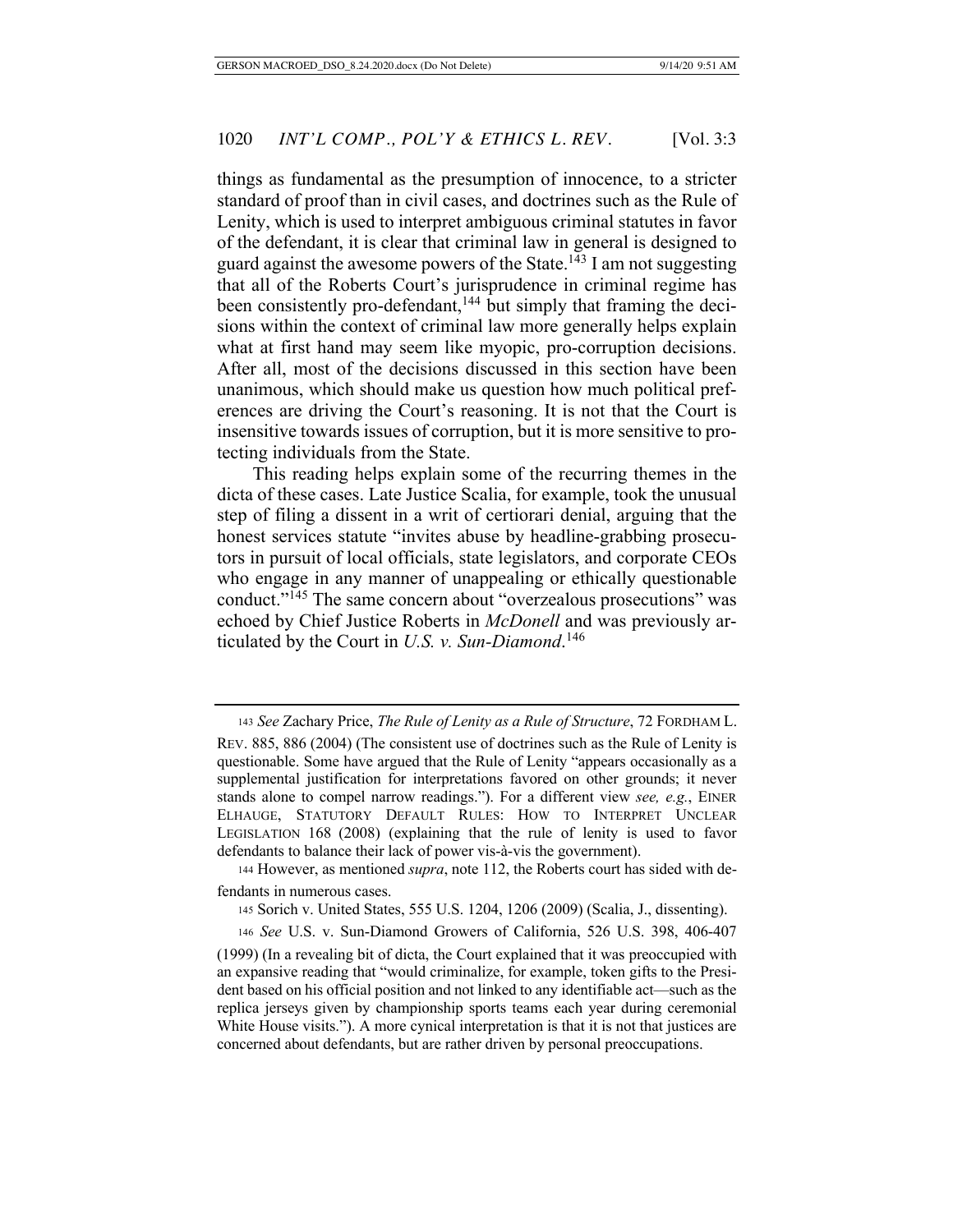things as fundamental as the presumption of innocence, to a stricter standard of proof than in civil cases, and doctrines such as the Rule of Lenity, which is used to interpret ambiguous criminal statutes in favor of the defendant, it is clear that criminal law in general is designed to guard against the awesome powers of the State.[143] I am not suggesting that all of the Roberts Court's jurisprudence in criminal regime has been consistently pro-defendant,[144] but simply that framing the decisions within the context of criminal law more generally helps explain what at first hand may seem like myopic, pro-corruption decisions. After all, most of the decisions discussed in this section have been unanimous, which should make us question how much political preferences are driving the Court's reasoning. It is not that the Court is insensitive towards issues of corruption, but it is more sensitive to protecting individuals from the State.

This reading helps explain some of the recurring themes in the dicta of these cases. Late Justice Scalia, for example, took the unusual step of filing a dissent in a writ of certiorari denial, arguing that the honest services statute "invites abuse by headline-grabbing prosecutors in pursuit of local officials, state legislators, and corporate CEOs who engage in any manner of unappealing or ethically questionable conduct."[145] The same concern about "overzealous prosecutions" was echoed by Chief Justice Roberts in *McDonell* and was previously articulated by the Court in *U.S. v. Sun-Diamond*.[146]

---

143 *See* Zachary Price, *The Rule of Lenity as a Rule of Structure*, 72 FORDHAM L. REV. 885, 886 (2004) (The consistent use of doctrines such as the Rule of Lenity is questionable. Some have argued that the Rule of Lenity "appears occasionally as a supplemental justification for interpretations favored on other grounds; it never stands alone to compel narrow readings."). For a different view *see, e.g.*, EINER ELHAUGE, STATUTORY DEFAULT RULES: HOW TO INTERPRET UNCLEAR LEGISLATION 168 (2008) (explaining that the rule of lenity is used to favor defendants to balance their lack of power vis-à-vis the government).

144 However, as mentioned *supra*, note 112, the Roberts court has sided with defendants in numerous cases.

145 Sorich v. United States, 555 U.S. 1204, 1206 (2009) (Scalia, J., dissenting).

146 *See* U.S. v. Sun-Diamond Growers of California, 526 U.S. 398, 406-407 (1999) (In a revealing bit of dicta, the Court explained that it was preoccupied with an expansive reading that "would criminalize, for example, token gifts to the President based on his official position and not linked to any identifiable act—such as the replica jerseys given by championship sports teams each year during ceremonial White House visits."). A more cynical interpretation is that it is not that justices are concerned about defendants, but are rather driven by personal preoccupations.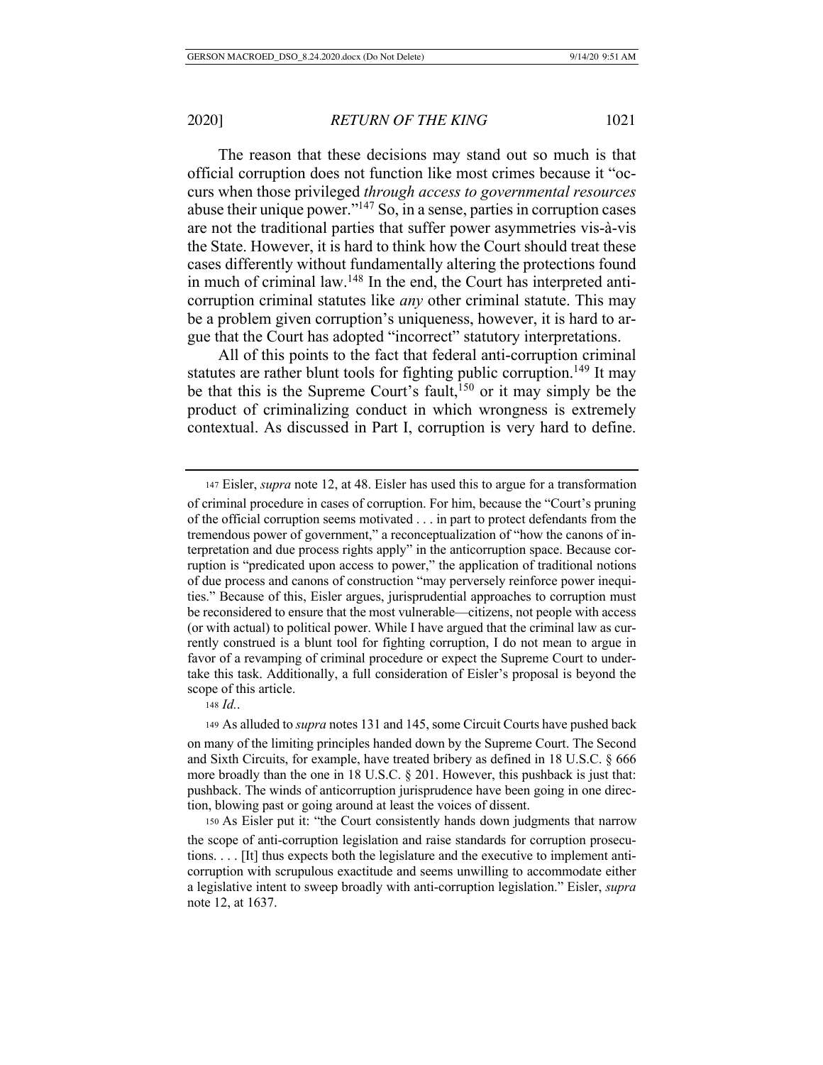The reason that these decisions may stand out so much is that official corruption does not function like most crimes because it "occurs when those privileged *through access to governmental resources* abuse their unique power."[147] So, in a sense, parties in corruption cases are not the traditional parties that suffer power asymmetries vis-à-vis the State. However, it is hard to think how the Court should treat these cases differently without fundamentally altering the protections found in much of criminal law.[148] In the end, the Court has interpreted anti-corruption criminal statutes like *any* other criminal statute. This may be a problem given corruption's uniqueness, however, it is hard to argue that the Court has adopted "incorrect" statutory interpretations.

All of this points to the fact that federal anti-corruption criminal statutes are rather blunt tools for fighting public corruption.[149] It may be that this is the Supreme Court's fault,[150] or it may simply be the product of criminalizing conduct in which wrongness is extremely contextual. As discussed in Part I, corruption is very hard to define.

---

147 Eisler, *supra* note 12, at 48. Eisler has used this to argue for a transformation of criminal procedure in cases of corruption. For him, because the "Court's pruning of the official corruption seems motivated . . . in part to protect defendants from the tremendous power of government," a reconceptualization of "how the canons of interpretation and due process rights apply" in the anticorruption space. Because corruption is "predicated upon access to power," the application of traditional notions of due process and canons of construction "may perversely reinforce power inequities." Because of this, Eisler argues, jurisprudential approaches to corruption must be reconsidered to ensure that the most vulnerable—citizens, not people with access (or with actual) to political power. While I have argued that the criminal law as currently construed is a blunt tool for fighting corruption, I do not mean to argue in favor of a revamping of criminal procedure or expect the Supreme Court to undertake this task. Additionally, a full consideration of Eisler's proposal is beyond the scope of this article.

148 *Id.*.

149 As alluded to *supra* notes 131 and 145, some Circuit Courts have pushed back on many of the limiting principles handed down by the Supreme Court. The Second and Sixth Circuits, for example, have treated bribery as defined in 18 U.S.C. § 666 more broadly than the one in 18 U.S.C. § 201. However, this pushback is just that: pushback. The winds of anticorruption jurisprudence have been going in one direction, blowing past or going around at least the voices of dissent.

150 As Eisler put it: "the Court consistently hands down judgments that narrow the scope of anti-corruption legislation and raise standards for corruption prosecutions. . . . [It] thus expects both the legislature and the executive to implement anti-corruption with scrupulous exactitude and seems unwilling to accommodate either a legislative intent to sweep broadly with anti-corruption legislation." Eisler, *supra* note 12, at 1637.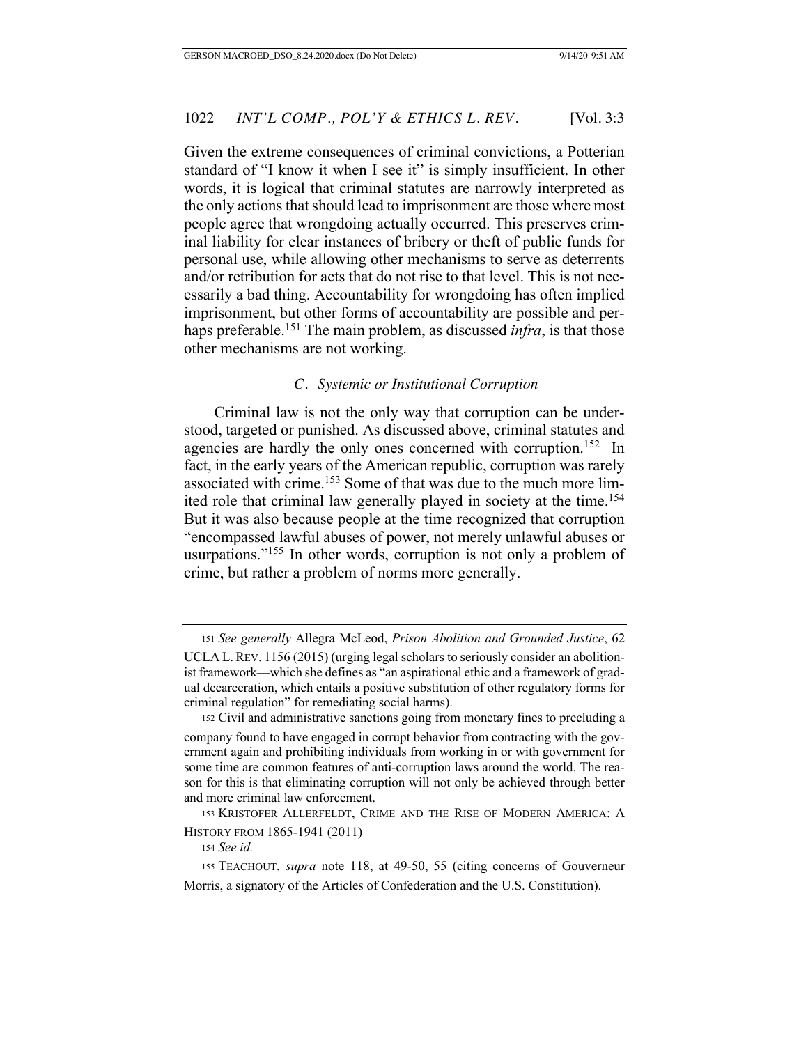Given the extreme consequences of criminal convictions, a Potterian standard of "I know it when I see it" is simply insufficient. In other words, it is logical that criminal statutes are narrowly interpreted as the only actions that should lead to imprisonment are those where most people agree that wrongdoing actually occurred. This preserves criminal liability for clear instances of bribery or theft of public funds for personal use, while allowing other mechanisms to serve as deterrents and/or retribution for acts that do not rise to that level. This is not necessarily a bad thing. Accountability for wrongdoing has often implied imprisonment, but other forms of accountability are possible and perhaps preferable.[151] The main problem, as discussed *infra*, is that those other mechanisms are not working.

### *C. Systemic or Institutional Corruption*

Criminal law is not the only way that corruption can be understood, targeted or punished. As discussed above, criminal statutes and agencies are hardly the only ones concerned with corruption.[152] In fact, in the early years of the American republic, corruption was rarely associated with crime.[153] Some of that was due to the much more limited role that criminal law generally played in society at the time.[154] But it was also because people at the time recognized that corruption "encompassed lawful abuses of power, not merely unlawful abuses or usurpations."[155] In other words, corruption is not only a problem of crime, but rather a problem of norms more generally.

---

[151] *See generally* Allegra McLeod, *Prison Abolition and Grounded Justice*, 62 UCLA L. REV. 1156 (2015) (urging legal scholars to seriously consider an abolitionist framework—which she defines as "an aspirational ethic and a framework of gradual decarceration, which entails a positive substitution of other regulatory forms for criminal regulation" for remediating social harms).

[152] Civil and administrative sanctions going from monetary fines to precluding a company found to have engaged in corrupt behavior from contracting with the government again and prohibiting individuals from working in or with government for some time are common features of anti-corruption laws around the world. The reason for this is that eliminating corruption will not only be achieved through better and more criminal law enforcement.

[153] KRISTOFER ALLERFELDT, CRIME AND THE RISE OF MODERN AMERICA: A HISTORY FROM 1865-1941 (2011)

[154] *See id.*

[155] TEACHOUT, *supra* note 118, at 49-50, 55 (citing concerns of Gouverneur Morris, a signatory of the Articles of Confederation and the U.S. Constitution).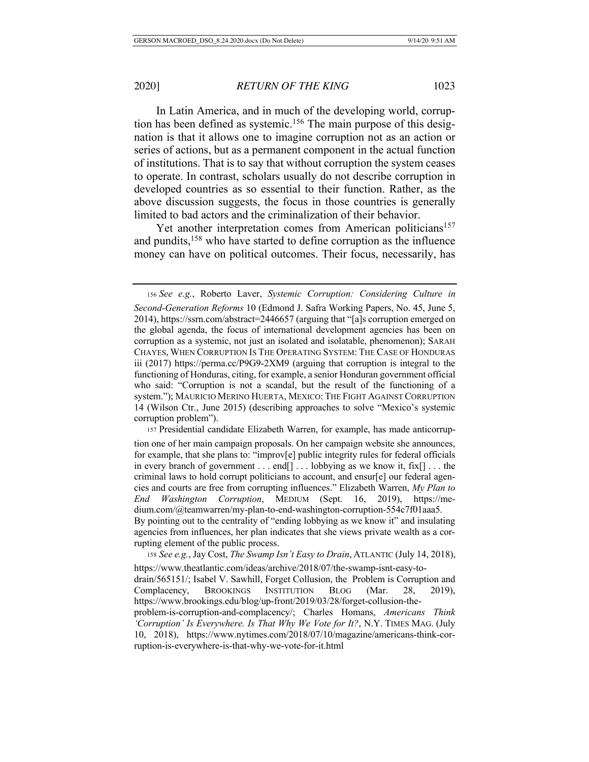In Latin America, and in much of the developing world, corruption has been defined as systemic.[156] The main purpose of this designation is that it allows one to imagine corruption not as an action or series of actions, but as a permanent component in the actual function of institutions. That is to say that without corruption the system ceases to operate. In contrast, scholars usually do not describe corruption in developed countries as so essential to their function. Rather, as the above discussion suggests, the focus in those countries is generally limited to bad actors and the criminalization of their behavior.

Yet another interpretation comes from American politicians[157] and pundits,[158] who have started to define corruption as the influence money can have on political outcomes. Their focus, necessarily, has

---

156 *See e.g.*, Roberto Laver, *Systemic Corruption: Considering Culture in Second-Generation Reforms* 10 (Edmond J. Safra Working Papers, No. 45, June 5, 2014), https://ssrn.com/abstract=2446657 (arguing that "[a]s corruption emerged on the global agenda, the focus of international development agencies has been on corruption as a systemic, not just an isolated and isolatable, phenomenon); SARAH CHAYES, WHEN CORRUPTION IS THE OPERATING SYSTEM: THE CASE OF HONDURAS iii (2017) https://perma.cc/P9G9-2XM9 (arguing that corruption is integral to the functioning of Honduras, citing, for example, a senior Honduran government official who said: "Corruption is not a scandal, but the result of the functioning of a system."); MAURICIO MERINO HUERTA, MEXICO: THE FIGHT AGAINST CORRUPTION 14 (Wilson Ctr., June 2015) (describing approaches to solve "Mexico's systemic corruption problem").

157 Presidential candidate Elizabeth Warren, for example, has made anticorruption one of her main campaign proposals. On her campaign website she announces, for example, that she plans to: "improv[e] public integrity rules for federal officials in every branch of government . . . end[] . . . lobbying as we know it, fix[] . . . the criminal laws to hold corrupt politicians to account, and ensur[e] our federal agencies and courts are free from corrupting influences." Elizabeth Warren, *My Plan to End Washington Corruption*, MEDIUM (Sept. 16, 2019), https://medium.com/@teamwarren/my-plan-to-end-washington-corruption-554c7f01aaa5. By pointing out to the centrality of "ending lobbying as we know it" and insulating agencies from influences, her plan indicates that she views private wealth as a corrupting element of the public process.

158 *See e.g.*, Jay Cost, *The Swamp Isn't Easy to Drain*, ATLANTIC (July 14, 2018), https://www.theatlantic.com/ideas/archive/2018/07/the-swamp-isnt-easy-to-drain/565151/; Isabel V. Sawhill, Forget Collusion, the Problem is Corruption and Complacency, BROOKINGS INSTITUTION BLOG (Mar. 28, 2019), https://www.brookings.edu/blog/up-front/2019/03/28/forget-collusion-the-problem-is-corruption-and-complacency/; Charles Homans, *Americans Think 'Corruption' Is Everywhere. Is That Why We Vote for It?*, N.Y. TIMES MAG. (July 10, 2018), https://www.nytimes.com/2018/07/10/magazine/americans-think-corruption-is-everywhere-is-that-why-we-vote-for-it.html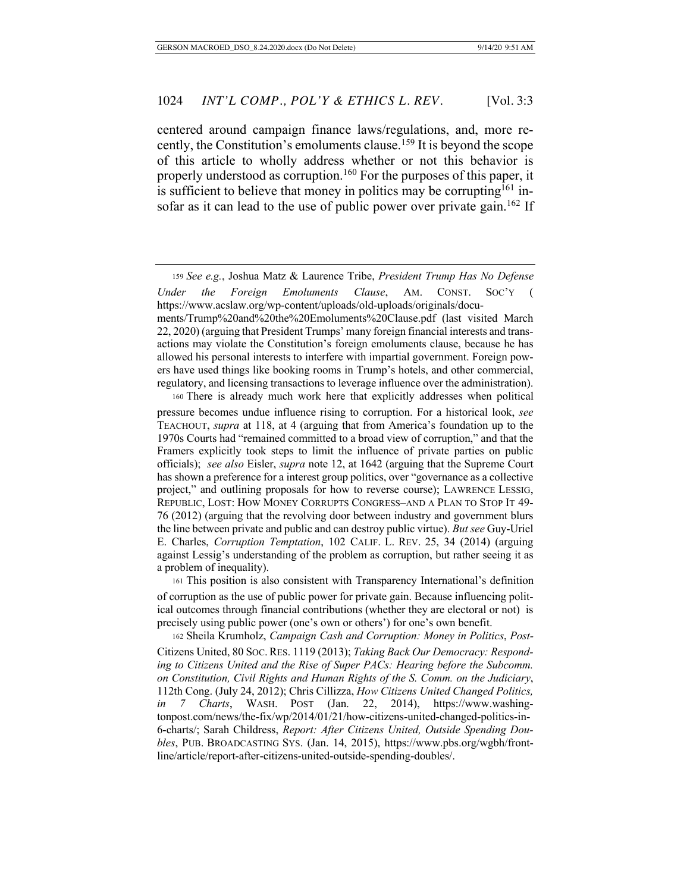centered around campaign finance laws/regulations, and, more recently, the Constitution's emoluments clause.[159] It is beyond the scope of this article to wholly address whether or not this behavior is properly understood as corruption.[160] For the purposes of this paper, it is sufficient to believe that money in politics may be corrupting[161] insofar as it can lead to the use of public power over private gain.[162] If

---

159 *See e.g.*, Joshua Matz & Laurence Tribe, *President Trump Has No Defense Under the Foreign Emoluments Clause*, AM. CONST. SOC'Y ( https://www.acslaw.org/wp-content/uploads/old-uploads/originals/documents/Trump%20and%20the%20Emoluments%20Clause.pdf (last visited March 22, 2020) (arguing that President Trumps' many foreign financial interests and transactions may violate the Constitution's foreign emoluments clause, because he has allowed his personal interests to interfere with impartial government. Foreign powers have used things like booking rooms in Trump's hotels, and other commercial, regulatory, and licensing transactions to leverage influence over the administration).

160 There is already much work here that explicitly addresses when political pressure becomes undue influence rising to corruption. For a historical look, *see* TEACHOUT, *supra* at 118, at 4 (arguing that from America's foundation up to the 1970s Courts had "remained committed to a broad view of corruption," and that the Framers explicitly took steps to limit the influence of private parties on public officials); *see also* Eisler, *supra* note 12, at 1642 (arguing that the Supreme Court has shown a preference for a interest group politics, over "governance as a collective project," and outlining proposals for how to reverse course); LAWRENCE LESSIG, REPUBLIC, LOST: HOW MONEY CORRUPTS CONGRESS–AND A PLAN TO STOP IT 49-76 (2012) (arguing that the revolving door between industry and government blurs the line between private and public and can destroy public virtue). *But see* Guy-Uriel E. Charles, *Corruption Temptation*, 102 CALIF. L. REV. 25, 34 (2014) (arguing against Lessig's understanding of the problem as corruption, but rather seeing it as a problem of inequality).

161 This position is also consistent with Transparency International's definition of corruption as the use of public power for private gain. Because influencing political outcomes through financial contributions (whether they are electoral or not) is precisely using public power (one's own or others') for one's own benefit.

162 Sheila Krumholz, *Campaign Cash and Corruption: Money in Politics*, *Post-Citizens United*, 80 SOC. RES. 1119 (2013); *Taking Back Our Democracy: Responding to Citizens United and the Rise of Super PACs: Hearing before the Subcomm. on Constitution, Civil Rights and Human Rights of the S. Comm. on the Judiciary*, 112th Cong. (July 24, 2012); Chris Cillizza, *How Citizens United Changed Politics, in 7 Charts*, WASH. POST (Jan. 22, 2014), https://www.washingtonpost.com/news/the-fix/wp/2014/01/21/how-citizens-united-changed-politics-in-6-charts/; Sarah Childress, *Report: After Citizens United, Outside Spending Doubles*, PUB. BROADCASTING SYS. (Jan. 14, 2015), https://www.pbs.org/wgbh/frontline/article/report-after-citizens-united-outside-spending-doubles/.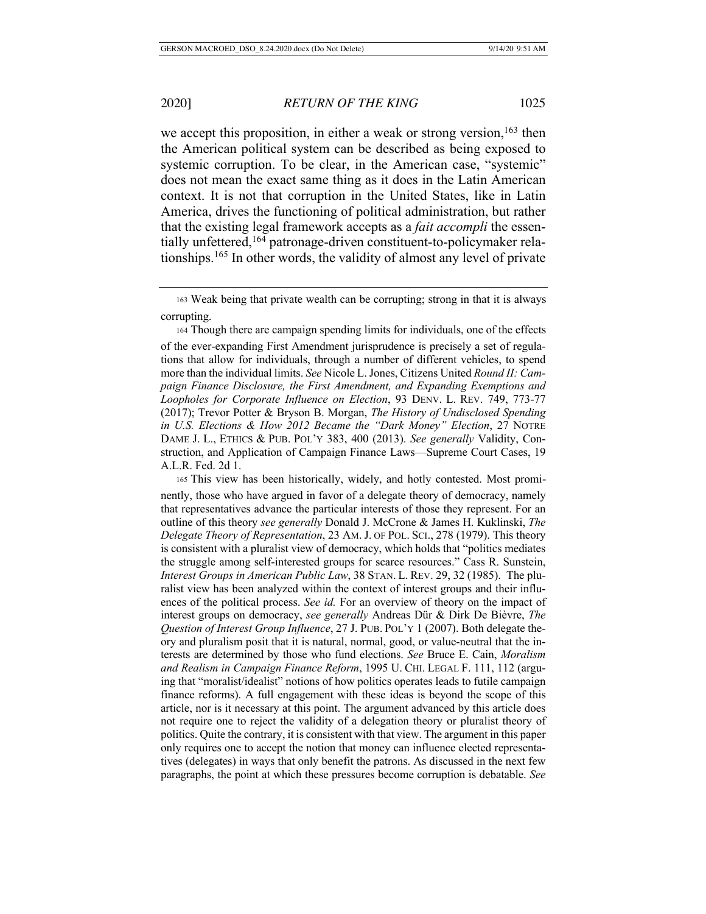we accept this proposition, in either a weak or strong version,[163] then the American political system can be described as being exposed to systemic corruption. To be clear, in the American case, "systemic" does not mean the exact same thing as it does in the Latin American context. It is not that corruption in the United States, like in Latin America, drives the functioning of political administration, but rather that the existing legal framework accepts as a *fait accompli* the essentially unfettered,[164] patronage-driven constituent-to-policymaker relationships.[165] In other words, the validity of almost any level of private

---

163 Weak being that private wealth can be corrupting; strong in that it is always corrupting.

164 Though there are campaign spending limits for individuals, one of the effects of the ever-expanding First Amendment jurisprudence is precisely a set of regulations that allow for individuals, through a number of different vehicles, to spend more than the individual limits. *See* Nicole L. Jones, Citizens United *Round II: Campaign Finance Disclosure, the First Amendment, and Expanding Exemptions and Loopholes for Corporate Influence on Election*, 93 DENV. L. REV. 749, 773-77 (2017); Trevor Potter & Bryson B. Morgan, *The History of Undisclosed Spending in U.S. Elections & How 2012 Became the "Dark Money" Election*, 27 NOTRE DAME J. L., ETHICS & PUB. POL'Y 383, 400 (2013). *See generally* Validity, Construction, and Application of Campaign Finance Laws—Supreme Court Cases, 19 A.L.R. Fed. 2d 1.

165 This view has been historically, widely, and hotly contested. Most prominently, those who have argued in favor of a delegate theory of democracy, namely that representatives advance the particular interests of those they represent. For an outline of this theory *see generally* Donald J. McCrone & James H. Kuklinski, *The Delegate Theory of Representation*, 23 AM. J. OF POL. SCI., 278 (1979). This theory is consistent with a pluralist view of democracy, which holds that "politics mediates the struggle among self-interested groups for scarce resources." Cass R. Sunstein, *Interest Groups in American Public Law*, 38 STAN. L. REV. 29, 32 (1985). The pluralist view has been analyzed within the context of interest groups and their influences of the political process. *See id.* For an overview of theory on the impact of interest groups on democracy, *see generally* Andreas Dür & Dirk De Bièvre, *The Question of Interest Group Influence*, 27 J. PUB. POL'Y 1 (2007). Both delegate theory and pluralism posit that it is natural, normal, good, or value-neutral that the interests are determined by those who fund elections. *See* Bruce E. Cain, *Moralism and Realism in Campaign Finance Reform*, 1995 U. CHI. LEGAL F. 111, 112 (arguing that "moralist/idealist" notions of how politics operates leads to futile campaign finance reforms). A full engagement with these ideas is beyond the scope of this article, nor is it necessary at this point. The argument advanced by this article does not require one to reject the validity of a delegation theory or pluralist theory of politics. Quite the contrary, it is consistent with that view. The argument in this paper only requires one to accept the notion that money can influence elected representatives (delegates) in ways that only benefit the patrons. As discussed in the next few paragraphs, the point at which these pressures become corruption is debatable. *See*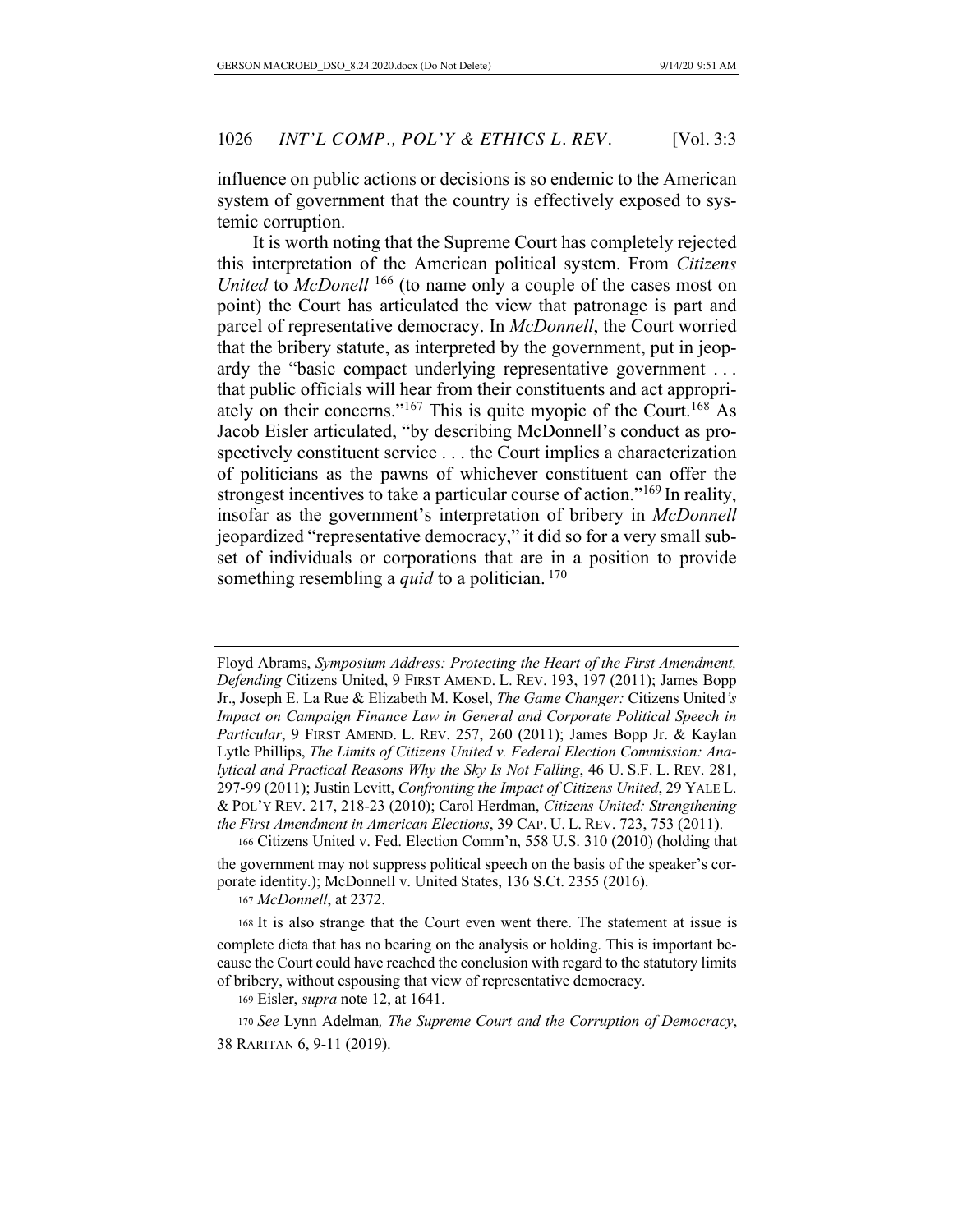influence on public actions or decisions is so endemic to the American system of government that the country is effectively exposed to systemic corruption.

It is worth noting that the Supreme Court has completely rejected this interpretation of the American political system. From *Citizens United* to *McDonell* [166] (to name only a couple of the cases most on point) the Court has articulated the view that patronage is part and parcel of representative democracy. In *McDonnell*, the Court worried that the bribery statute, as interpreted by the government, put in jeopardy the "basic compact underlying representative government . . . that public officials will hear from their constituents and act appropriately on their concerns."[167] This is quite myopic of the Court.[168] As Jacob Eisler articulated, "by describing McDonnell's conduct as prospectively constituent service . . . the Court implies a characterization of politicians as the pawns of whichever constituent can offer the strongest incentives to take a particular course of action."[169] In reality, insofar as the government's interpretation of bribery in *McDonnell* jeopardized "representative democracy," it did so for a very small subset of individuals or corporations that are in a position to provide something resembling a *quid* to a politician. [170]

---

Floyd Abrams, *Symposium Address: Protecting the Heart of the First Amendment, Defending* Citizens United, 9 FIRST AMEND. L. REV. 193, 197 (2011); James Bopp Jr., Joseph E. La Rue & Elizabeth M. Kosel, *The Game Changer:* Citizens United*'s Impact on Campaign Finance Law in General and Corporate Political Speech in Particular*, 9 FIRST AMEND. L. REV. 257, 260 (2011); James Bopp Jr. & Kaylan Lytle Phillips, *The Limits of Citizens United v. Federal Election Commission: Analytical and Practical Reasons Why the Sky Is Not Falling*, 46 U. S.F. L. REV. 281, 297-99 (2011); Justin Levitt, *Confronting the Impact of Citizens United*, 29 YALE L. & POL'Y REV. 217, 218-23 (2010); Carol Herdman, *Citizens United: Strengthening the First Amendment in American Elections*, 39 CAP. U. L. REV. 723, 753 (2011).

166 Citizens United v. Fed. Election Comm'n, 558 U.S. 310 (2010) (holding that the government may not suppress political speech on the basis of the speaker's corporate identity.); McDonnell v. United States, 136 S.Ct. 2355 (2016).

167 *McDonnell*, at 2372.

168 It is also strange that the Court even went there. The statement at issue is complete dicta that has no bearing on the analysis or holding. This is important because the Court could have reached the conclusion with regard to the statutory limits of bribery, without espousing that view of representative democracy.

169 Eisler, *supra* note 12, at 1641.

170 *See* Lynn Adelman*, The Supreme Court and the Corruption of Democracy*, 38 RARITAN 6, 9-11 (2019).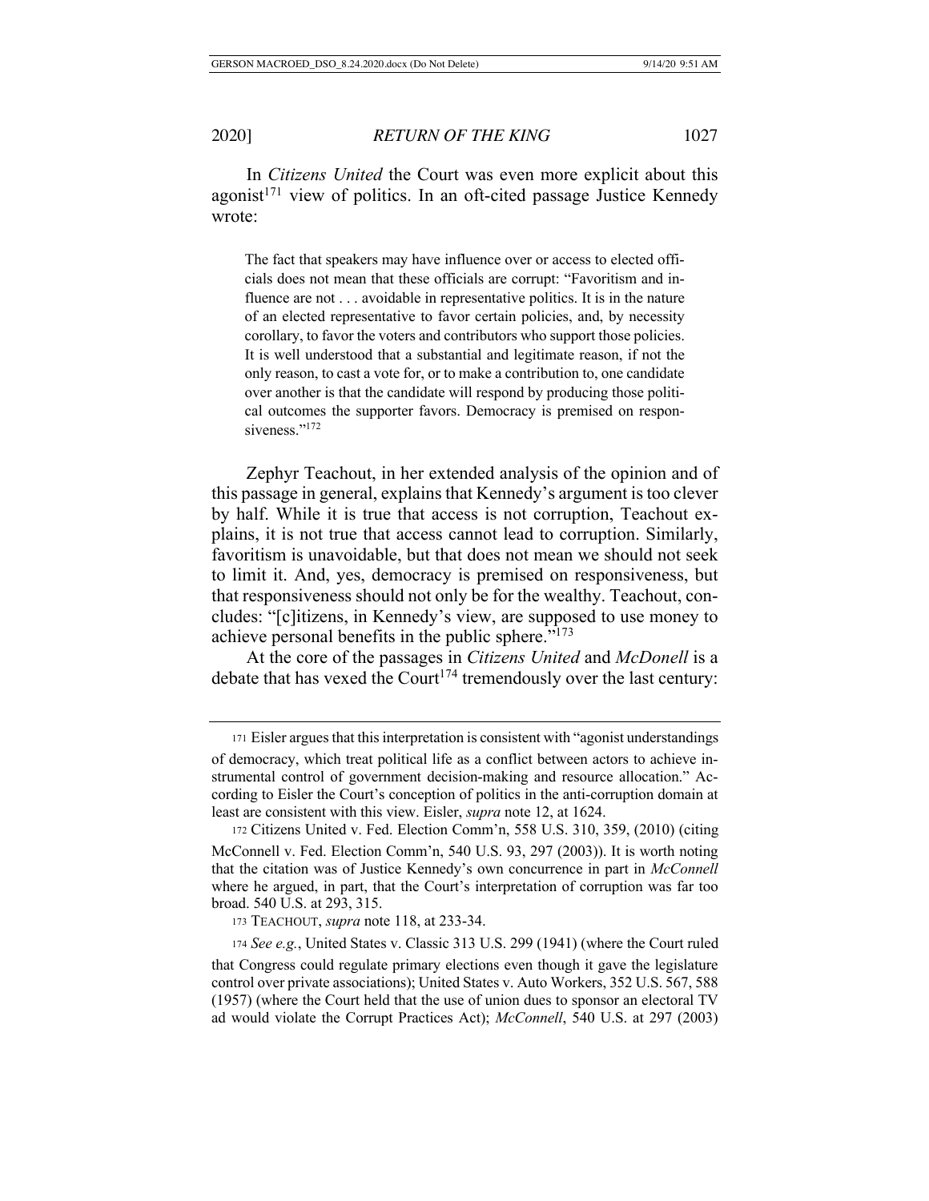In *Citizens United* the Court was even more explicit about this agonist[171] view of politics. In an oft-cited passage Justice Kennedy wrote:

> The fact that speakers may have influence over or access to elected officials does not mean that these officials are corrupt: "Favoritism and influence are not . . . avoidable in representative politics. It is in the nature of an elected representative to favor certain policies, and, by necessity corollary, to favor the voters and contributors who support those policies. It is well understood that a substantial and legitimate reason, if not the only reason, to cast a vote for, or to make a contribution to, one candidate over another is that the candidate will respond by producing those political outcomes the supporter favors. Democracy is premised on responsiveness."[172]

Zephyr Teachout, in her extended analysis of the opinion and of this passage in general, explains that Kennedy's argument is too clever by half. While it is true that access is not corruption, Teachout explains, it is not true that access cannot lead to corruption. Similarly, favoritism is unavoidable, but that does not mean we should not seek to limit it. And, yes, democracy is premised on responsiveness, but that responsiveness should not only be for the wealthy. Teachout, concludes: "[c]itizens, in Kennedy's view, are supposed to use money to achieve personal benefits in the public sphere."[173]

At the core of the passages in *Citizens United* and *McDonell* is a debate that has vexed the Court[174] tremendously over the last century:

---

[171] Eisler argues that this interpretation is consistent with "agonist understandings of democracy, which treat political life as a conflict between actors to achieve instrumental control of government decision-making and resource allocation." According to Eisler the Court's conception of politics in the anti-corruption domain at least are consistent with this view. Eisler, *supra* note 12, at 1624.

[172] Citizens United v. Fed. Election Comm'n, 558 U.S. 310, 359, (2010) (citing McConnell v. Fed. Election Comm'n, 540 U.S. 93, 297 (2003)). It is worth noting that the citation was of Justice Kennedy's own concurrence in part in *McConnell* where he argued, in part, that the Court's interpretation of corruption was far too broad. 540 U.S. at 293, 315.

[173] TEACHOUT, *supra* note 118, at 233-34.

[174] *See e.g.*, United States v. Classic 313 U.S. 299 (1941) (where the Court ruled that Congress could regulate primary elections even though it gave the legislature control over private associations); United States v. Auto Workers, 352 U.S. 567, 588 (1957) (where the Court held that the use of union dues to sponsor an electoral TV ad would violate the Corrupt Practices Act); *McConnell*, 540 U.S. at 297 (2003)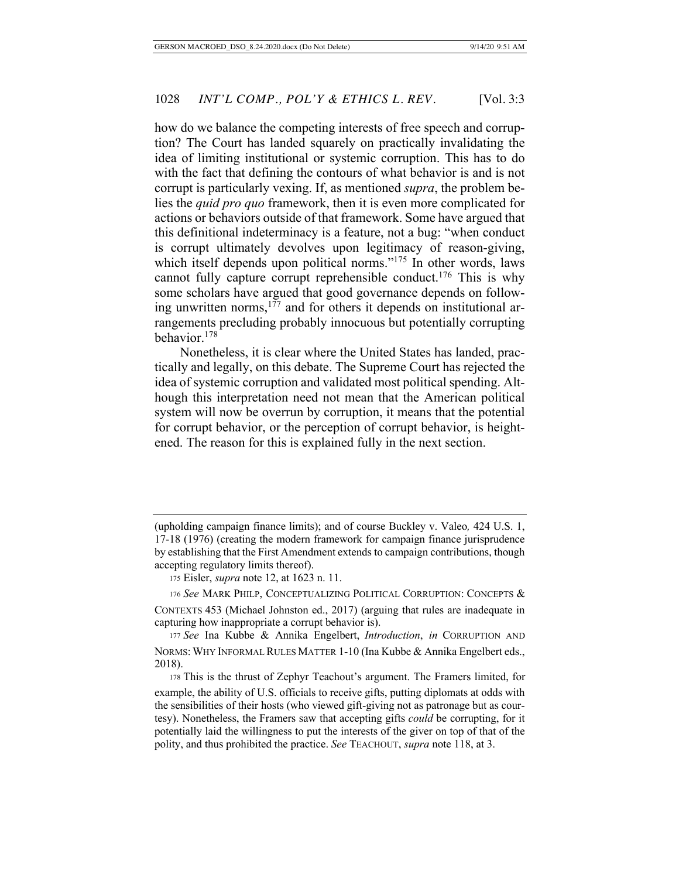how do we balance the competing interests of free speech and corruption? The Court has landed squarely on practically invalidating the idea of limiting institutional or systemic corruption. This has to do with the fact that defining the contours of what behavior is and is not corrupt is particularly vexing. If, as mentioned *supra*, the problem belies the *quid pro quo* framework, then it is even more complicated for actions or behaviors outside of that framework. Some have argued that this definitional indeterminacy is a feature, not a bug: "when conduct is corrupt ultimately devolves upon legitimacy of reason-giving, which itself depends upon political norms."[175] In other words, laws cannot fully capture corrupt reprehensible conduct.[176] This is why some scholars have argued that good governance depends on following unwritten norms,[177] and for others it depends on institutional arrangements precluding probably innocuous but potentially corrupting behavior.[178]

Nonetheless, it is clear where the United States has landed, practically and legally, on this debate. The Supreme Court has rejected the idea of systemic corruption and validated most political spending. Although this interpretation need not mean that the American political system will now be overrun by corruption, it means that the potential for corrupt behavior, or the perception of corrupt behavior, is heightened. The reason for this is explained fully in the next section.

---

(upholding campaign finance limits); and of course Buckley v. Valeo*,* 424 U.S. 1, 17-18 (1976) (creating the modern framework for campaign finance jurisprudence by establishing that the First Amendment extends to campaign contributions, though accepting regulatory limits thereof).

[175] Eisler, *supra* note 12, at 1623 n. 11.

[176] *See* MARK PHILP, CONCEPTUALIZING POLITICAL CORRUPTION: CONCEPTS & CONTEXTS 453 (Michael Johnston ed., 2017) (arguing that rules are inadequate in capturing how inappropriate a corrupt behavior is).

[177] *See* Ina Kubbe & Annika Engelbert, *Introduction*, *in* CORRUPTION AND NORMS: WHY INFORMAL RULES MATTER 1-10 (Ina Kubbe & Annika Engelbert eds., 2018).

[178] This is the thrust of Zephyr Teachout's argument. The Framers limited, for example, the ability of U.S. officials to receive gifts, putting diplomats at odds with the sensibilities of their hosts (who viewed gift-giving not as patronage but as courtesy). Nonetheless, the Framers saw that accepting gifts *could* be corrupting, for it potentially laid the willingness to put the interests of the giver on top of that of the polity, and thus prohibited the practice. *See* TEACHOUT, *supra* note 118, at 3.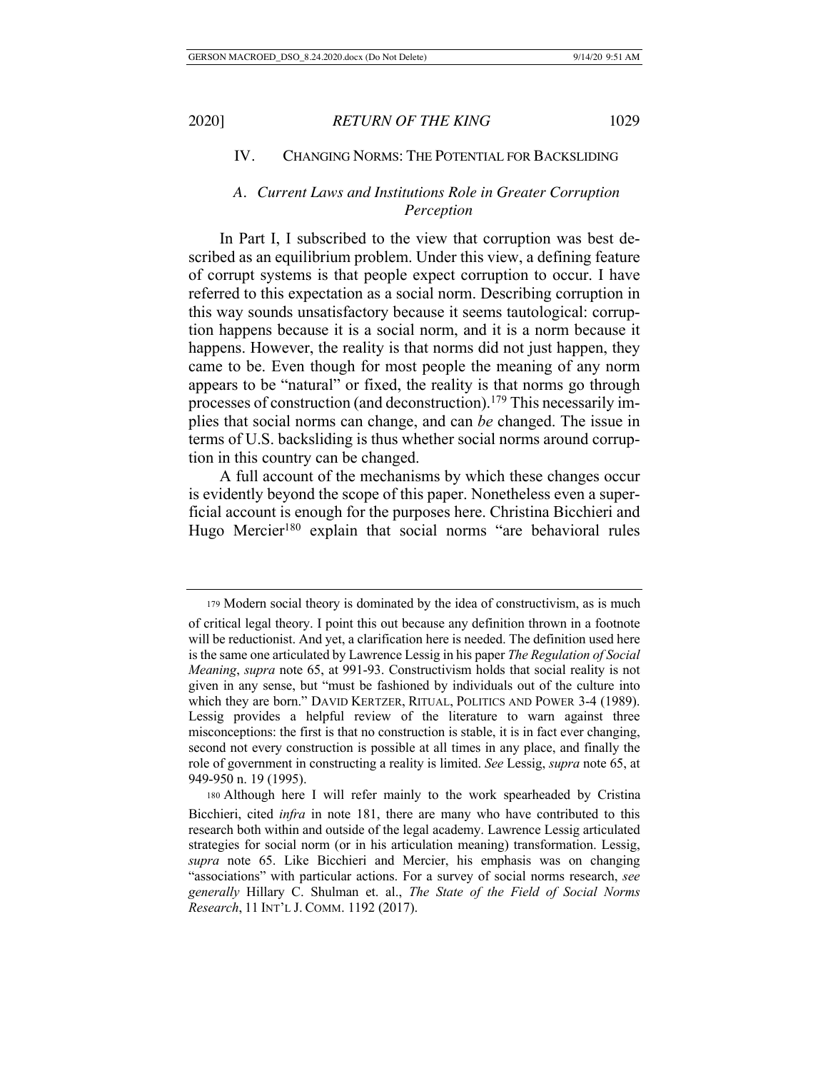## IV. Changing Norms: The Potential for Backsliding

### *A. Current Laws and Institutions Role in Greater Corruption Perception*

In Part I, I subscribed to the view that corruption was best described as an equilibrium problem. Under this view, a defining feature of corrupt systems is that people expect corruption to occur. I have referred to this expectation as a social norm. Describing corruption in this way sounds unsatisfactory because it seems tautological: corruption happens because it is a social norm, and it is a norm because it happens. However, the reality is that norms did not just happen, they came to be. Even though for most people the meaning of any norm appears to be "natural" or fixed, the reality is that norms go through processes of construction (and deconstruction).[179] This necessarily implies that social norms can change, and can *be* changed. The issue in terms of U.S. backsliding is thus whether social norms around corruption in this country can be changed.

A full account of the mechanisms by which these changes occur is evidently beyond the scope of this paper. Nonetheless even a superficial account is enough for the purposes here. Christina Bicchieri and Hugo Mercier[180] explain that social norms "are behavioral rules

---

179 Modern social theory is dominated by the idea of constructivism, as is much of critical legal theory. I point this out because any definition thrown in a footnote will be reductionist. And yet, a clarification here is needed. The definition used here is the same one articulated by Lawrence Lessig in his paper *The Regulation of Social Meaning*, *supra* note 65, at 991-93. Constructivism holds that social reality is not given in any sense, but "must be fashioned by individuals out of the culture into which they are born." David Kertzer, Ritual, Politics and Power 3-4 (1989). Lessig provides a helpful review of the literature to warn against three misconceptions: the first is that no construction is stable, it is in fact ever changing, second not every construction is possible at all times in any place, and finally the role of government in constructing a reality is limited. *See* Lessig, *supra* note 65, at 949-950 n. 19 (1995).

180 Although here I will refer mainly to the work spearheaded by Cristina Bicchieri, cited *infra* in note 181, there are many who have contributed to this research both within and outside of the legal academy. Lawrence Lessig articulated strategies for social norm (or in his articulation meaning) transformation. Lessig, *supra* note 65. Like Bicchieri and Mercier, his emphasis was on changing "associations" with particular actions. For a survey of social norms research, *see generally* Hillary C. Shulman et. al., *The State of the Field of Social Norms Research*, 11 Int'l J. Comm. 1192 (2017).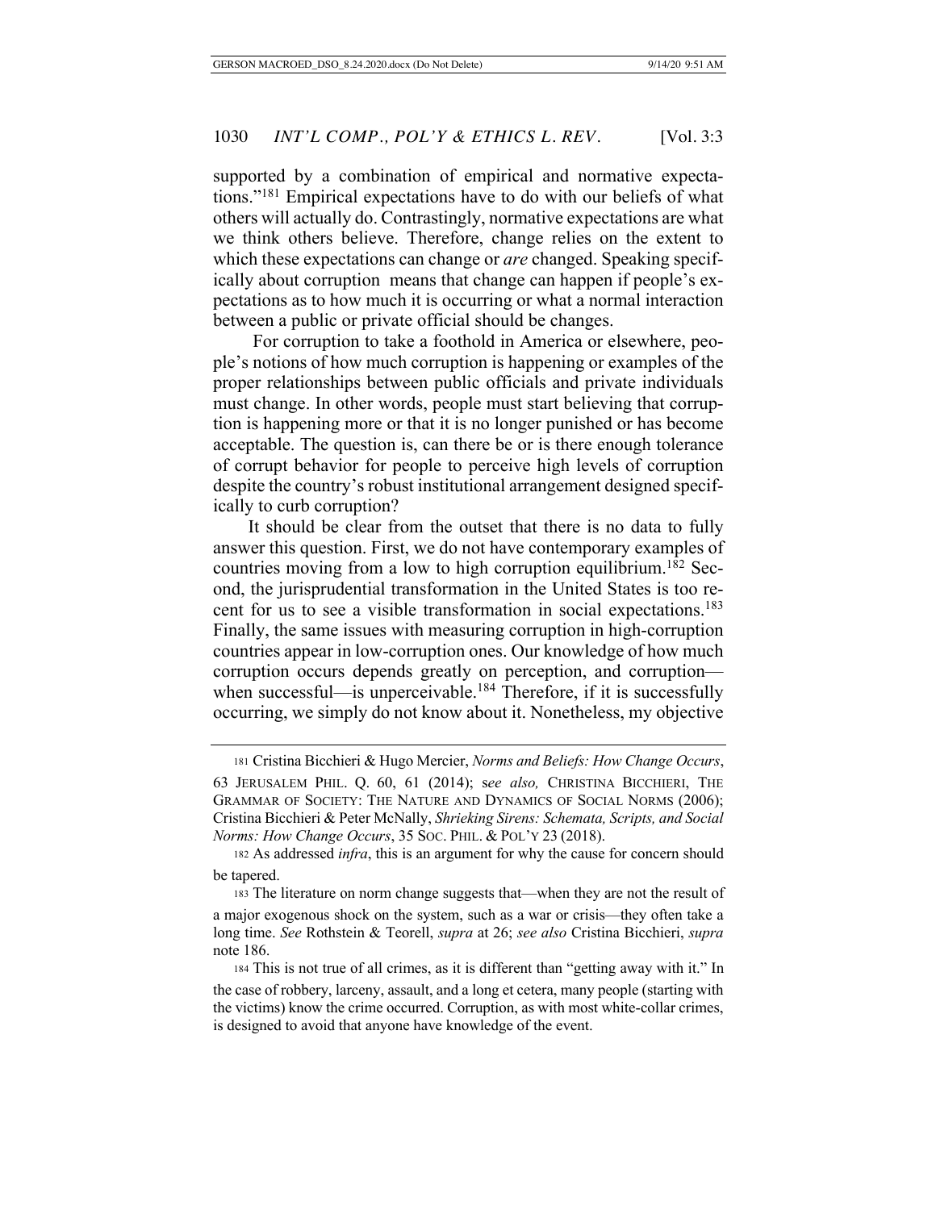supported by a combination of empirical and normative expectations."[181] Empirical expectations have to do with our beliefs of what others will actually do. Contrastingly, normative expectations are what we think others believe. Therefore, change relies on the extent to which these expectations can change or *are* changed. Speaking specifically about corruption means that change can happen if people's expectations as to how much it is occurring or what a normal interaction between a public or private official should be changes.

For corruption to take a foothold in America or elsewhere, people's notions of how much corruption is happening or examples of the proper relationships between public officials and private individuals must change. In other words, people must start believing that corruption is happening more or that it is no longer punished or has become acceptable. The question is, can there be or is there enough tolerance of corrupt behavior for people to perceive high levels of corruption despite the country's robust institutional arrangement designed specifically to curb corruption?

It should be clear from the outset that there is no data to fully answer this question. First, we do not have contemporary examples of countries moving from a low to high corruption equilibrium.[182] Second, the jurisprudential transformation in the United States is too recent for us to see a visible transformation in social expectations.[183] Finally, the same issues with measuring corruption in high-corruption countries appear in low-corruption ones. Our knowledge of how much corruption occurs depends greatly on perception, and corruption—when successful—is unperceivable.[184] Therefore, if it is successfully occurring, we simply do not know about it. Nonetheless, my objective

---

181 Cristina Bicchieri & Hugo Mercier, *Norms and Beliefs: How Change Occurs*, 63 JERUSALEM PHIL. Q. 60, 61 (2014); s*ee also,* CHRISTINA BICCHIERI, THE GRAMMAR OF SOCIETY: THE NATURE AND DYNAMICS OF SOCIAL NORMS (2006); Cristina Bicchieri & Peter McNally, *Shrieking Sirens: Schemata, Scripts, and Social Norms: How Change Occurs*, 35 SOC. PHIL. & POL'Y 23 (2018).

182 As addressed *infra*, this is an argument for why the cause for concern should be tapered.

183 The literature on norm change suggests that—when they are not the result of a major exogenous shock on the system, such as a war or crisis—they often take a long time. *See* Rothstein & Teorell, *supra* at 26; *see also* Cristina Bicchieri, *supra* note 186.

184 This is not true of all crimes, as it is different than "getting away with it." In the case of robbery, larceny, assault, and a long et cetera, many people (starting with the victims) know the crime occurred. Corruption, as with most white-collar crimes, is designed to avoid that anyone have knowledge of the event.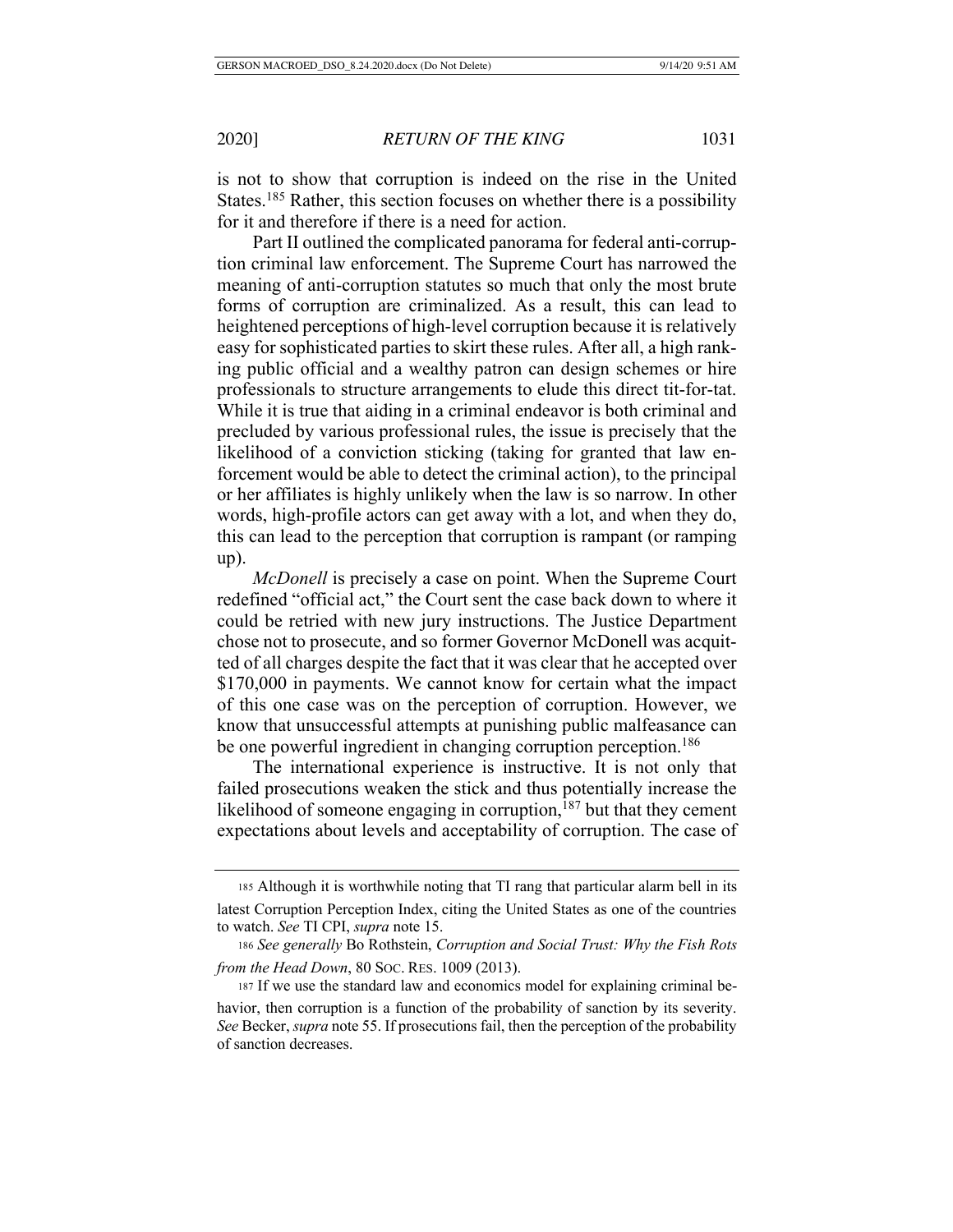is not to show that corruption is indeed on the rise in the United States.[185] Rather, this section focuses on whether there is a possibility for it and therefore if there is a need for action.

Part II outlined the complicated panorama for federal anti-corruption criminal law enforcement. The Supreme Court has narrowed the meaning of anti-corruption statutes so much that only the most brute forms of corruption are criminalized. As a result, this can lead to heightened perceptions of high-level corruption because it is relatively easy for sophisticated parties to skirt these rules. After all, a high ranking public official and a wealthy patron can design schemes or hire professionals to structure arrangements to elude this direct tit-for-tat. While it is true that aiding in a criminal endeavor is both criminal and precluded by various professional rules, the issue is precisely that the likelihood of a conviction sticking (taking for granted that law enforcement would be able to detect the criminal action), to the principal or her affiliates is highly unlikely when the law is so narrow. In other words, high-profile actors can get away with a lot, and when they do, this can lead to the perception that corruption is rampant (or ramping up).

*McDonell* is precisely a case on point. When the Supreme Court redefined "official act," the Court sent the case back down to where it could be retried with new jury instructions. The Justice Department chose not to prosecute, and so former Governor McDonell was acquitted of all charges despite the fact that it was clear that he accepted over \$170,000 in payments. We cannot know for certain what the impact of this one case was on the perception of corruption. However, we know that unsuccessful attempts at punishing public malfeasance can be one powerful ingredient in changing corruption perception.[186]

The international experience is instructive. It is not only that failed prosecutions weaken the stick and thus potentially increase the likelihood of someone engaging in corruption,[187] but that they cement expectations about levels and acceptability of corruption. The case of

---

[185] Although it is worthwhile noting that TI rang that particular alarm bell in its latest Corruption Perception Index, citing the United States as one of the countries to watch. *See* TI CPI, *supra* note 15.

[186] *See generally* Bo Rothstein, *Corruption and Social Trust: Why the Fish Rots from the Head Down*, 80 SOC. RES. 1009 (2013).

[187] If we use the standard law and economics model for explaining criminal behavior, then corruption is a function of the probability of sanction by its severity. *See* Becker, *supra* note 55. If prosecutions fail, then the perception of the probability of sanction decreases.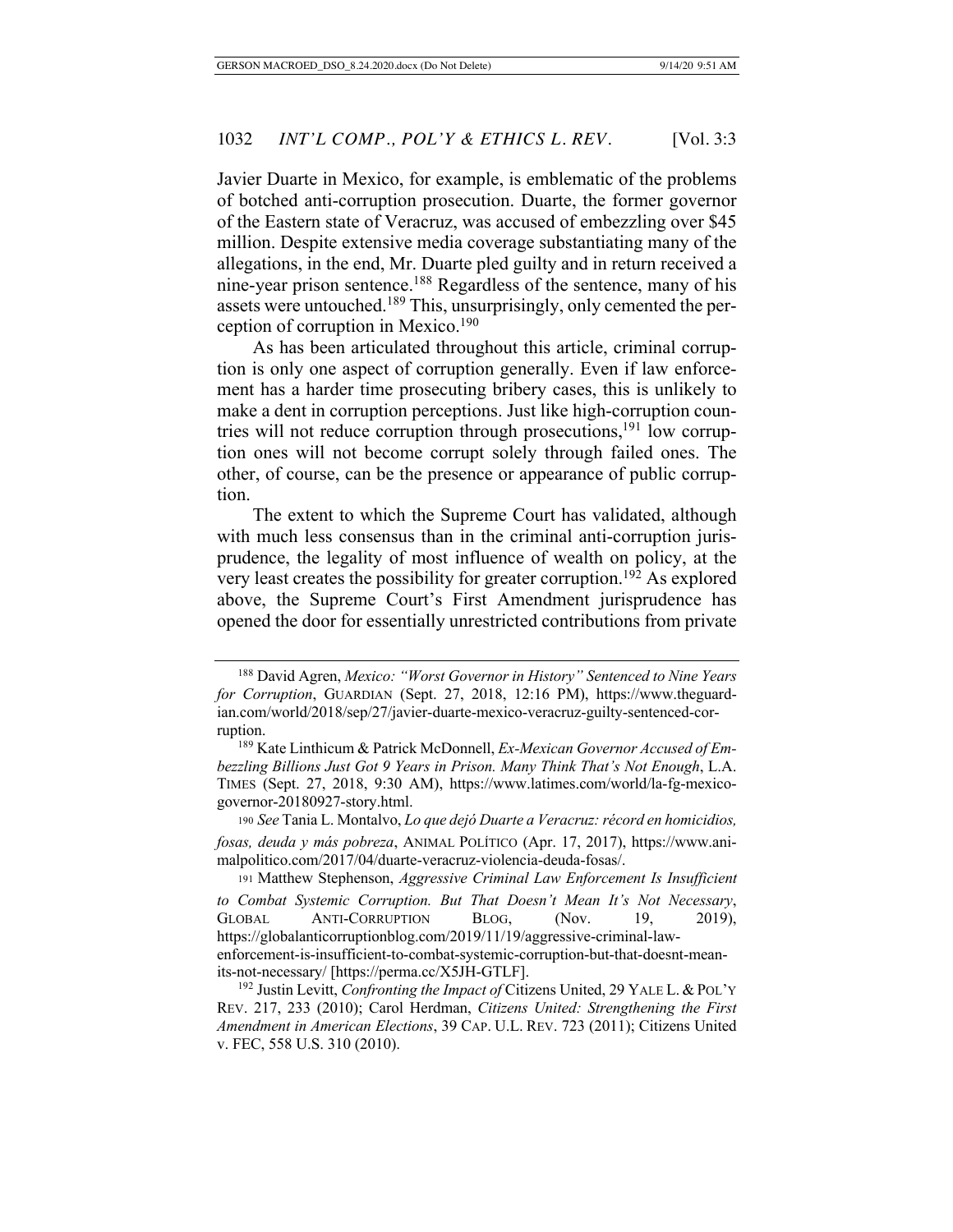Javier Duarte in Mexico, for example, is emblematic of the problems of botched anti-corruption prosecution. Duarte, the former governor of the Eastern state of Veracruz, was accused of embezzling over $45 million. Despite extensive media coverage substantiating many of the allegations, in the end, Mr. Duarte pled guilty and in return received a nine-year prison sentence.[188] Regardless of the sentence, many of his assets were untouched.[189] This, unsurprisingly, only cemented the perception of corruption in Mexico.[190]

As has been articulated throughout this article, criminal corruption is only one aspect of corruption generally. Even if law enforcement has a harder time prosecuting bribery cases, this is unlikely to make a dent in corruption perceptions. Just like high-corruption countries will not reduce corruption through prosecutions,[191] low corruption ones will not become corrupt solely through failed ones. The other, of course, can be the presence or appearance of public corruption.

The extent to which the Supreme Court has validated, although with much less consensus than in the criminal anti-corruption jurisprudence, the legality of most influence of wealth on policy, at the very least creates the possibility for greater corruption.[192] As explored above, the Supreme Court's First Amendment jurisprudence has opened the door for essentially unrestricted contributions from private

---

[188] David Agren, *Mexico: "Worst Governor in History" Sentenced to Nine Years for Corruption*, GUARDIAN (Sept. 27, 2018, 12:16 PM), https://www.theguardian.com/world/2018/sep/27/javier-duarte-mexico-veracruz-guilty-sentenced-corruption.

[189] Kate Linthicum & Patrick McDonnell, *Ex-Mexican Governor Accused of Embezzling Billions Just Got 9 Years in Prison. Many Think That's Not Enough*, L.A. TIMES (Sept. 27, 2018, 9:30 AM), https://www.latimes.com/world/la-fg-mexico-governor-20180927-story.html.

[190] *See* Tania L. Montalvo, *Lo que dejó Duarte a Veracruz: récord en homicidios, fosas, deuda y más pobreza*, ANIMAL POLÍTICO (Apr. 17, 2017), https://www.animalpolitico.com/2017/04/duarte-veracruz-violencia-deuda-fosas/.

[191] Matthew Stephenson, *Aggressive Criminal Law Enforcement Is Insufficient to Combat Systemic Corruption. But That Doesn't Mean It's Not Necessary*, GLOBAL ANTI-CORRUPTION BLOG, (Nov. 19, 2019), https://globalanticorruptionblog.com/2019/11/19/aggressive-criminal-law-enforcement-is-insufficient-to-combat-systemic-corruption-but-that-doesnt-mean-its-not-necessary/ [https://perma.cc/X5JH-GTLF].

[192] Justin Levitt, *Confronting the Impact of* Citizens United, 29 YALE L. & POL'Y REV. 217, 233 (2010); Carol Herdman, *Citizens United: Strengthening the First Amendment in American Elections*, 39 CAP. U.L. REV. 723 (2011); Citizens United v. FEC, 558 U.S. 310 (2010).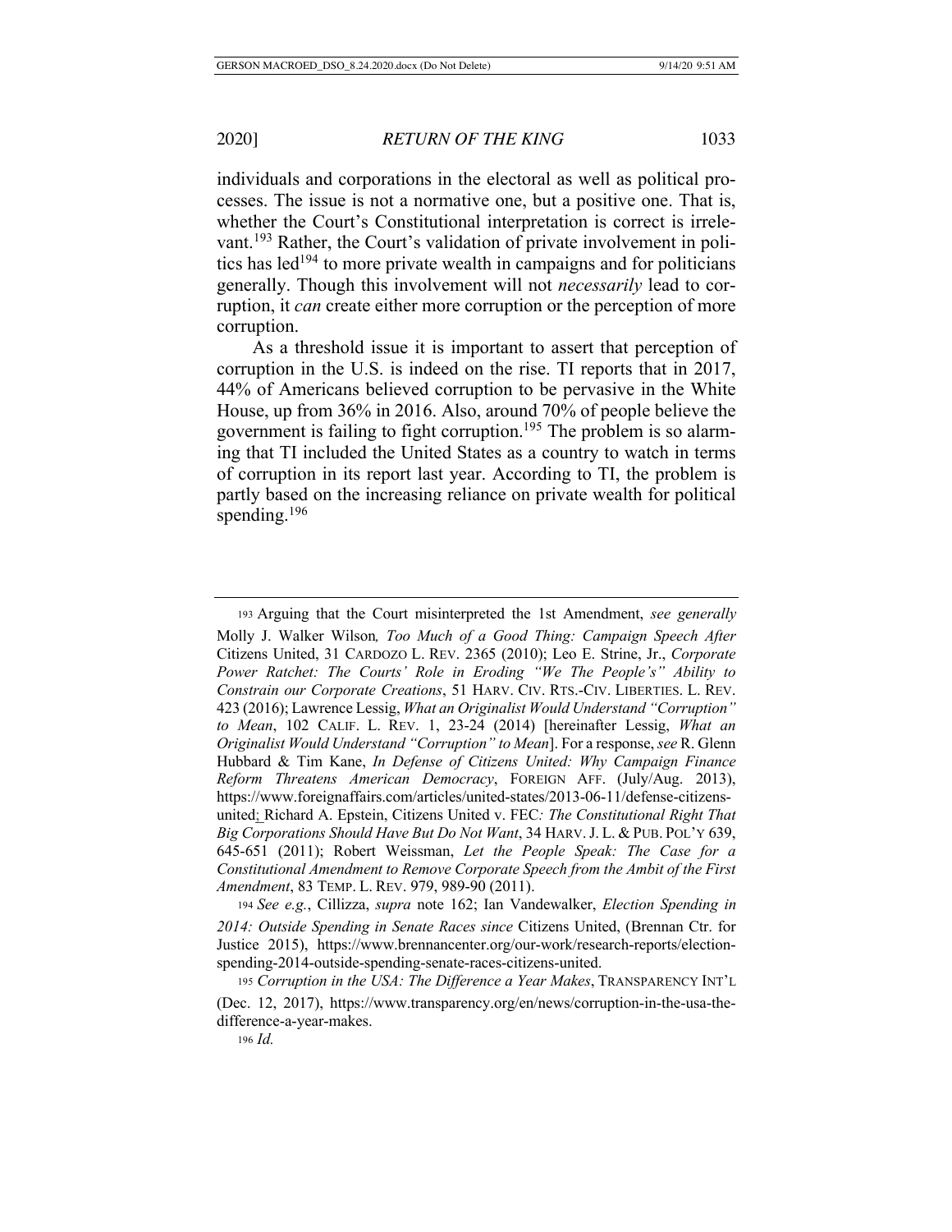individuals and corporations in the electoral as well as political processes. The issue is not a normative one, but a positive one. That is, whether the Court's Constitutional interpretation is correct is irrelevant.[193] Rather, the Court's validation of private involvement in politics has led[194] to more private wealth in campaigns and for politicians generally. Though this involvement will not *necessarily* lead to corruption, it *can* create either more corruption or the perception of more corruption.

As a threshold issue it is important to assert that perception of corruption in the U.S. is indeed on the rise. TI reports that in 2017, 44% of Americans believed corruption to be pervasive in the White House, up from 36% in 2016. Also, around 70% of people believe the government is failing to fight corruption.[195] The problem is so alarming that TI included the United States as a country to watch in terms of corruption in its report last year. According to TI, the problem is partly based on the increasing reliance on private wealth for political spending.[196]

---

[193] Arguing that the Court misinterpreted the 1st Amendment, *see generally* Molly J. Walker Wilson*, Too Much of a Good Thing: Campaign Speech After* Citizens United, 31 CARDOZO L. REV. 2365 (2010); Leo E. Strine, Jr., *Corporate Power Ratchet: The Courts' Role in Eroding "We The People's" Ability to Constrain our Corporate Creations*, 51 HARV. CIV. RTS.-CIV. LIBERTIES. L. REV. 423 (2016); Lawrence Lessig, *What an Originalist Would Understand "Corruption" to Mean*, 102 CALIF. L. REV. 1, 23-24 (2014) [hereinafter Lessig, *What an Originalist Would Understand "Corruption" to Mean*]. For a response, *see* R. Glenn Hubbard & Tim Kane, *In Defense of Citizens United: Why Campaign Finance Reform Threatens American Democracy*, FOREIGN AFF. (July/Aug. 2013), https://www.foreignaffairs.com/articles/united-states/2013-06-11/defense-citizens-united; Richard A. Epstein, Citizens United v. FEC*: The Constitutional Right That Big Corporations Should Have But Do Not Want*, 34 HARV. J. L. & PUB. POL'Y 639, 645-651 (2011); Robert Weissman, *Let the People Speak: The Case for a Constitutional Amendment to Remove Corporate Speech from the Ambit of the First Amendment*, 83 TEMP. L. REV. 979, 989-90 (2011).

[194] *See e.g.*, Cillizza, *supra* note 162; Ian Vandewalker, *Election Spending in 2014: Outside Spending in Senate Races since* Citizens United, (Brennan Ctr. for Justice 2015), https://www.brennancenter.org/our-work/research-reports/election-spending-2014-outside-spending-senate-races-citizens-united.

[195] *Corruption in the USA: The Difference a Year Makes*, TRANSPARENCY INT'L (Dec. 12, 2017), https://www.transparency.org/en/news/corruption-in-the-usa-the-difference-a-year-makes.

[196] *Id.*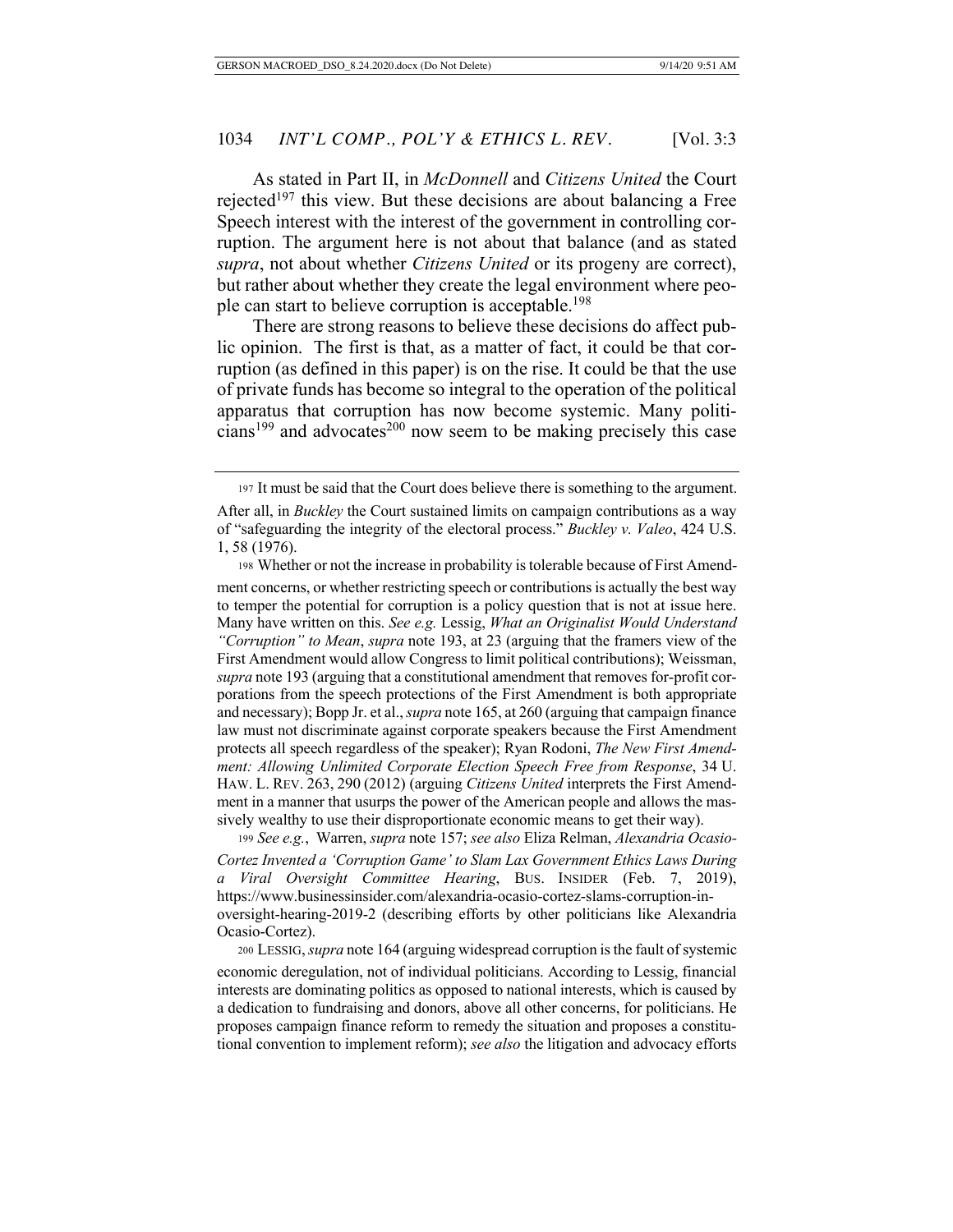As stated in Part II, in *McDonnell* and *Citizens United* the Court rejected[197] this view. But these decisions are about balancing a Free Speech interest with the interest of the government in controlling corruption. The argument here is not about that balance (and as stated *supra*, not about whether *Citizens United* or its progeny are correct), but rather about whether they create the legal environment where people can start to believe corruption is acceptable.[198]

There are strong reasons to believe these decisions do affect public opinion. The first is that, as a matter of fact, it could be that corruption (as defined in this paper) is on the rise. It could be that the use of private funds has become so integral to the operation of the political apparatus that corruption has now become systemic. Many politicians[199] and advocates[200] now seem to be making precisely this case

---

197 It must be said that the Court does believe there is something to the argument. After all, in *Buckley* the Court sustained limits on campaign contributions as a way of "safeguarding the integrity of the electoral process." *Buckley v. Valeo*, 424 U.S. 1, 58 (1976).

198 Whether or not the increase in probability is tolerable because of First Amendment concerns, or whether restricting speech or contributions is actually the best way to temper the potential for corruption is a policy question that is not at issue here. Many have written on this. *See e.g.* Lessig, *What an Originalist Would Understand "Corruption" to Mean*, *supra* note 193, at 23 (arguing that the framers view of the First Amendment would allow Congress to limit political contributions); Weissman, *supra* note 193 (arguing that a constitutional amendment that removes for-profit corporations from the speech protections of the First Amendment is both appropriate and necessary); Bopp Jr. et al., *supra* note 165, at 260 (arguing that campaign finance law must not discriminate against corporate speakers because the First Amendment protects all speech regardless of the speaker); Ryan Rodoni, *The New First Amendment: Allowing Unlimited Corporate Election Speech Free from Response*, 34 U. HAW. L. REV. 263, 290 (2012) (arguing *Citizens United* interprets the First Amendment in a manner that usurps the power of the American people and allows the massively wealthy to use their disproportionate economic means to get their way).

199 *See e.g.*, Warren, *supra* note 157; *see also* Eliza Relman, *Alexandria Ocasio-Cortez Invented a 'Corruption Game' to Slam Lax Government Ethics Laws During a Viral Oversight Committee Hearing*, BUS. INSIDER (Feb. 7, 2019), https://www.businessinsider.com/alexandria-ocasio-cortez-slams-corruption-in-oversight-hearing-2019-2 (describing efforts by other politicians like Alexandria Ocasio-Cortez).

200 LESSIG, *supra* note 164 (arguing widespread corruption is the fault of systemic economic deregulation, not of individual politicians. According to Lessig, financial interests are dominating politics as opposed to national interests, which is caused by a dedication to fundraising and donors, above all other concerns, for politicians. He proposes campaign finance reform to remedy the situation and proposes a constitutional convention to implement reform); *see also* the litigation and advocacy efforts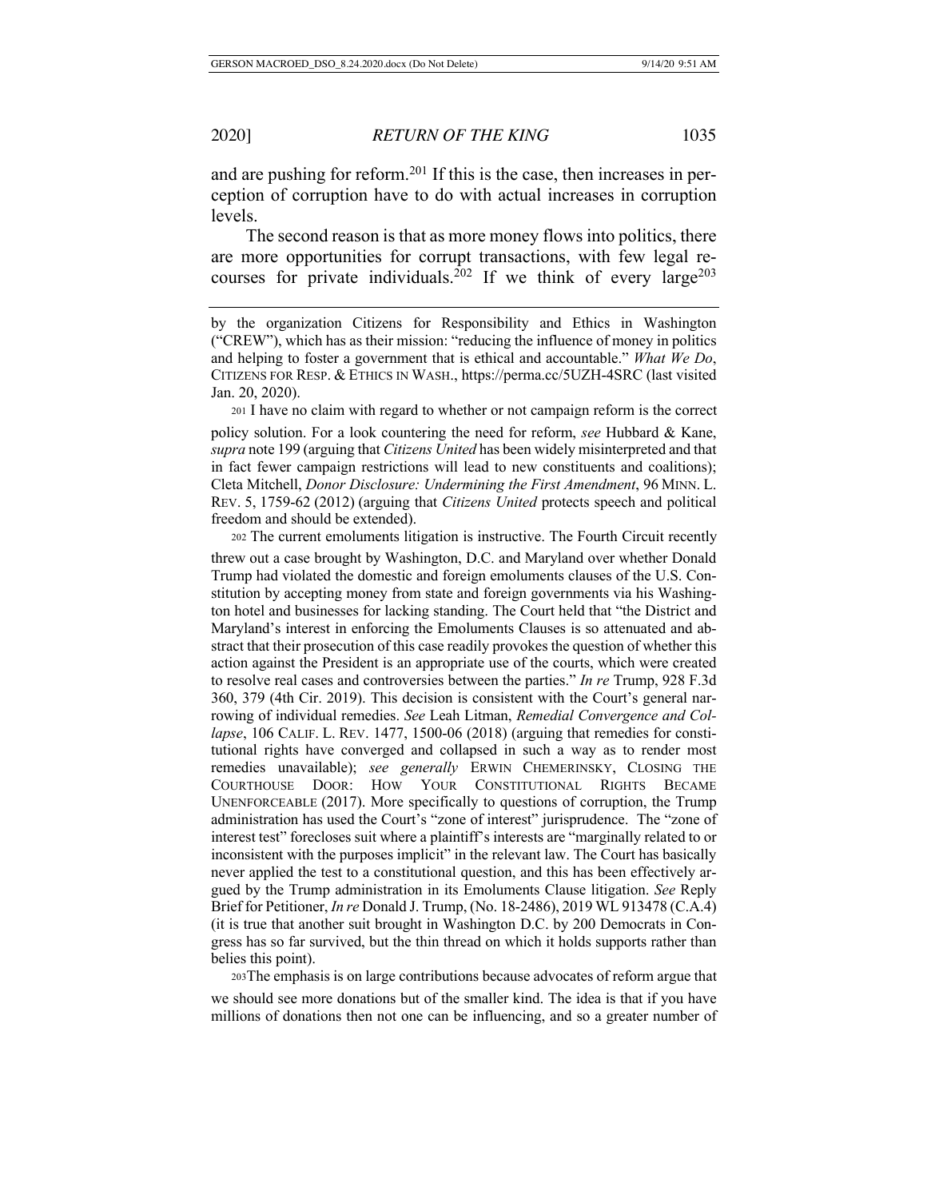and are pushing for reform.[201] If this is the case, then increases in perception of corruption have to do with actual increases in corruption levels.

The second reason is that as more money flows into politics, there are more opportunities for corrupt transactions, with few legal recourses for private individuals.[202] If we think of every large[203]

---

by the organization Citizens for Responsibility and Ethics in Washington ("CREW"), which has as their mission: "reducing the influence of money in politics and helping to foster a government that is ethical and accountable." *What We Do*, CITIZENS FOR RESP. & ETHICS IN WASH., https://perma.cc/5UZH-4SRC (last visited Jan. 20, 2020).

201 I have no claim with regard to whether or not campaign reform is the correct policy solution. For a look countering the need for reform, *see* Hubbard & Kane, *supra* note 199 (arguing that *Citizens United* has been widely misinterpreted and that in fact fewer campaign restrictions will lead to new constituents and coalitions); Cleta Mitchell, *Donor Disclosure: Undermining the First Amendment*, 96 MINN. L. REV. 5, 1759-62 (2012) (arguing that *Citizens United* protects speech and political freedom and should be extended).

202 The current emoluments litigation is instructive. The Fourth Circuit recently threw out a case brought by Washington, D.C. and Maryland over whether Donald Trump had violated the domestic and foreign emoluments clauses of the U.S. Constitution by accepting money from state and foreign governments via his Washington hotel and businesses for lacking standing. The Court held that "the District and Maryland's interest in enforcing the Emoluments Clauses is so attenuated and abstract that their prosecution of this case readily provokes the question of whether this action against the President is an appropriate use of the courts, which were created to resolve real cases and controversies between the parties." *In re* Trump, 928 F.3d 360, 379 (4th Cir. 2019). This decision is consistent with the Court's general narrowing of individual remedies. *See* Leah Litman, *Remedial Convergence and Collapse*, 106 CALIF. L. REV. 1477, 1500-06 (2018) (arguing that remedies for constitutional rights have converged and collapsed in such a way as to render most remedies unavailable); *see generally* ERWIN CHEMERINSKY, CLOSING THE COURTHOUSE DOOR: HOW YOUR CONSTITUTIONAL RIGHTS BECAME UNENFORCEABLE (2017). More specifically to questions of corruption, the Trump administration has used the Court's "zone of interest" jurisprudence. The "zone of interest test" forecloses suit where a plaintiff's interests are "marginally related to or inconsistent with the purposes implicit" in the relevant law. The Court has basically never applied the test to a constitutional question, and this has been effectively argued by the Trump administration in its Emoluments Clause litigation. *See* Reply Brief for Petitioner, *In re* Donald J. Trump, (No. 18-2486), 2019 WL 913478 (C.A.4) (it is true that another suit brought in Washington D.C. by 200 Democrats in Congress has so far survived, but the thin thread on which it holds supports rather than belies this point).

203 The emphasis is on large contributions because advocates of reform argue that we should see more donations but of the smaller kind. The idea is that if you have millions of donations then not one can be influencing, and so a greater number of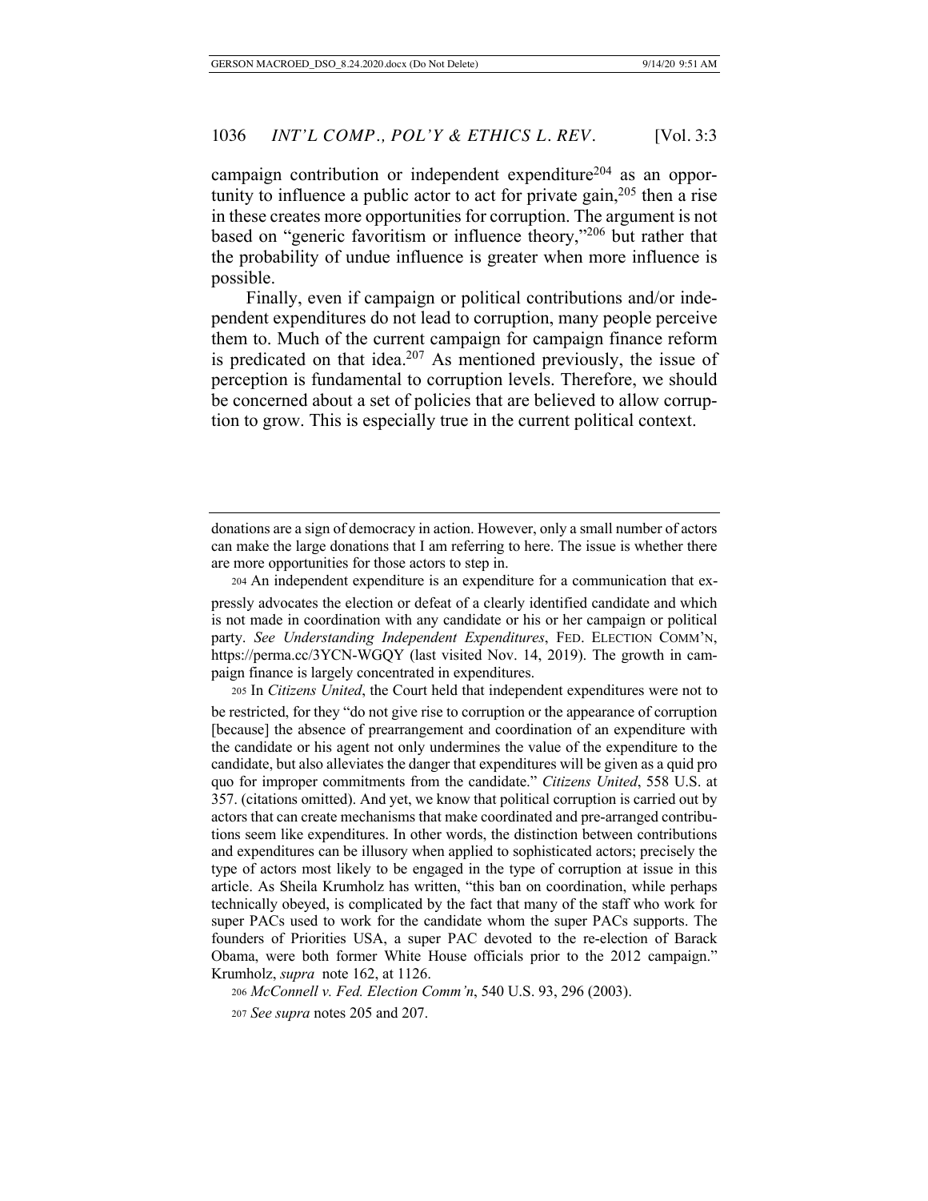campaign contribution or independent expenditure[204] as an opportunity to influence a public actor to act for private gain,[205] then a rise in these creates more opportunities for corruption. The argument is not based on "generic favoritism or influence theory,"[206] but rather that the probability of undue influence is greater when more influence is possible.

Finally, even if campaign or political contributions and/or independent expenditures do not lead to corruption, many people perceive them to. Much of the current campaign for campaign finance reform is predicated on that idea.[207] As mentioned previously, the issue of perception is fundamental to corruption levels. Therefore, we should be concerned about a set of policies that are believed to allow corruption to grow. This is especially true in the current political context.

---

donations are a sign of democracy in action. However, only a small number of actors can make the large donations that I am referring to here. The issue is whether there are more opportunities for those actors to step in.

204 An independent expenditure is an expenditure for a communication that expressly advocates the election or defeat of a clearly identified candidate and which is not made in coordination with any candidate or his or her campaign or political party. *See Understanding Independent Expenditures*, FED. ELECTION COMM'N, https://perma.cc/3YCN-WGQY (last visited Nov. 14, 2019). The growth in campaign finance is largely concentrated in expenditures.

205 In *Citizens United*, the Court held that independent expenditures were not to be restricted, for they "do not give rise to corruption or the appearance of corruption [because] the absence of prearrangement and coordination of an expenditure with the candidate or his agent not only undermines the value of the expenditure to the candidate, but also alleviates the danger that expenditures will be given as a quid pro quo for improper commitments from the candidate." *Citizens United*, 558 U.S. at 357. (citations omitted). And yet, we know that political corruption is carried out by actors that can create mechanisms that make coordinated and pre-arranged contributions seem like expenditures. In other words, the distinction between contributions and expenditures can be illusory when applied to sophisticated actors; precisely the type of actors most likely to be engaged in the type of corruption at issue in this article. As Sheila Krumholz has written, "this ban on coordination, while perhaps technically obeyed, is complicated by the fact that many of the staff who work for super PACs used to work for the candidate whom the super PACs supports. The founders of Priorities USA, a super PAC devoted to the re-election of Barack Obama, were both former White House officials prior to the 2012 campaign." Krumholz, *supra* note 162, at 1126.

206 *McConnell v. Fed. Election Comm'n*, 540 U.S. 93, 296 (2003).

207 *See supra* notes 205 and 207.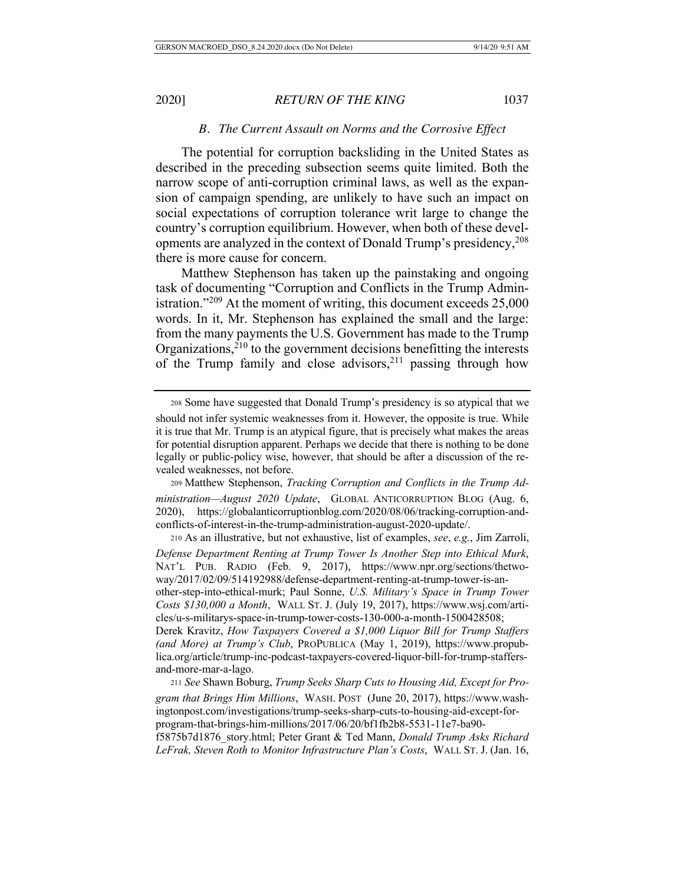### *B. The Current Assault on Norms and the Corrosive Effect*

The potential for corruption backsliding in the United States as described in the preceding subsection seems quite limited. Both the narrow scope of anti-corruption criminal laws, as well as the expansion of campaign spending, are unlikely to have such an impact on social expectations of corruption tolerance writ large to change the country's corruption equilibrium. However, when both of these developments are analyzed in the context of Donald Trump's presidency,[208] there is more cause for concern.

Matthew Stephenson has taken up the painstaking and ongoing task of documenting "Corruption and Conflicts in the Trump Administration."[209] At the moment of writing, this document exceeds 25,000 words. In it, Mr. Stephenson has explained the small and the large: from the many payments the U.S. Government has made to the Trump Organizations,[210] to the government decisions benefitting the interests of the Trump family and close advisors,[211] passing through how

---

[208] Some have suggested that Donald Trump's presidency is so atypical that we should not infer systemic weaknesses from it. However, the opposite is true. While it is true that Mr. Trump is an atypical figure, that is precisely what makes the areas for potential disruption apparent. Perhaps we decide that there is nothing to be done legally or public-policy wise, however, that should be after a discussion of the revealed weaknesses, not before.

[209] Matthew Stephenson, *Tracking Corruption and Conflicts in the Trump Administration—August 2020 Update*, GLOBAL ANTICORRUPTION BLOG (Aug. 6, 2020), https://globalanticorruptionblog.com/2020/08/06/tracking-corruption-and-conflicts-of-interest-in-the-trump-administration-august-2020-update/.

[210] As an illustrative, but not exhaustive, list of examples, *see*, *e.g.*, Jim Zarroli, *Defense Department Renting at Trump Tower Is Another Step into Ethical Murk*, NAT'L PUB. RADIO (Feb. 9, 2017), https://www.npr.org/sections/thetwo-way/2017/02/09/514192988/defense-department-renting-at-trump-tower-is-another-step-into-ethical-murk; Paul Sonne, *U.S. Military's Space in Trump Tower Costs $130,000 a Month*, WALL ST. J. (July 19, 2017), https://www.wsj.com/articles/u-s-militarys-space-in-trump-tower-costs-130-000-a-month-1500428508; Derek Kravitz, *How Taxpayers Covered a $1,000 Liquor Bill for Trump Staffers (and More) at Trump's Club*, PROPUBLICA (May 1, 2019), https://www.propublica.org/article/trump-inc-podcast-taxpayers-covered-liquor-bill-for-trump-staffers-and-more-mar-a-lago.

[211] *See* Shawn Boburg, *Trump Seeks Sharp Cuts to Housing Aid, Except for Program that Brings Him Millions*, WASH. POST (June 20, 2017), https://www.washingtonpost.com/investigations/trump-seeks-sharp-cuts-to-housing-aid-except-for-program-that-brings-him-millions/2017/06/20/bf1fb2b8-5531-11e7-ba90-f5875b7d1876_story.html; Peter Grant & Ted Mann, *Donald Trump Asks Richard LeFrak, Steven Roth to Monitor Infrastructure Plan's Costs*, WALL ST. J. (Jan. 16,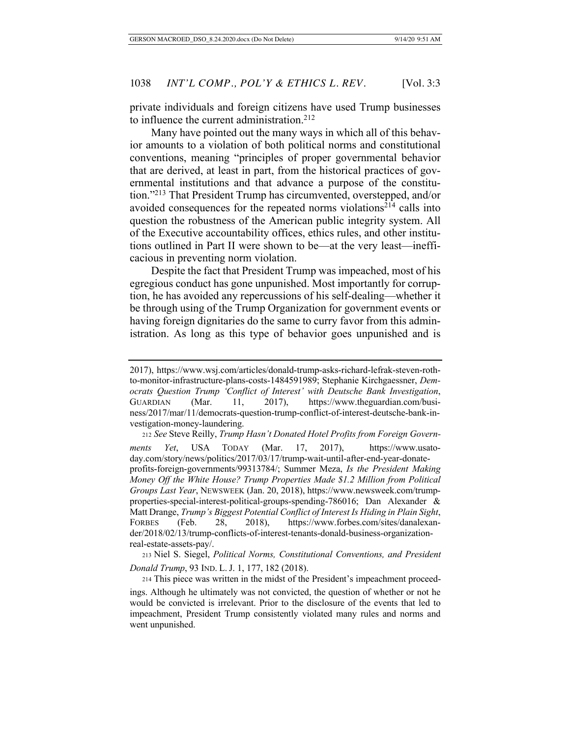private individuals and foreign citizens have used Trump businesses to influence the current administration.[212]

Many have pointed out the many ways in which all of this behavior amounts to a violation of both political norms and constitutional conventions, meaning "principles of proper governmental behavior that are derived, at least in part, from the historical practices of governmental institutions and that advance a purpose of the constitution."[213] That President Trump has circumvented, overstepped, and/or avoided consequences for the repeated norms violations[214] calls into question the robustness of the American public integrity system. All of the Executive accountability offices, ethics rules, and other institutions outlined in Part II were shown to be—at the very least—inefficacious in preventing norm violation.

Despite the fact that President Trump was impeached, most of his egregious conduct has gone unpunished. Most importantly for corruption, he has avoided any repercussions of his self-dealing—whether it be through using of the Trump Organization for government events or having foreign dignitaries do the same to curry favor from this administration. As long as this type of behavior goes unpunished and is

---

2017), https://www.wsj.com/articles/donald-trump-asks-richard-lefrak-steven-roth-to-monitor-infrastructure-plans-costs-1484591989; Stephanie Kirchgaessner, *Democrats Question Trump 'Conflict of Interest' with Deutsche Bank Investigation*, GUARDIAN (Mar. 11, 2017), https://www.theguardian.com/business/2017/mar/11/democrats-question-trump-conflict-of-interest-deutsche-bank-investigation-money-laundering.

212 *See* Steve Reilly, *Trump Hasn't Donated Hotel Profits from Foreign Governments Yet*, USA TODAY (Mar. 17, 2017), https://www.usatoday.com/story/news/politics/2017/03/17/trump-wait-until-after-end-year-donate-profits-foreign-governments/99313784/; Summer Meza, *Is the President Making Money Off the White House? Trump Properties Made $1.2 Million from Political Groups Last Year*, NEWSWEEK (Jan. 20, 2018), https://www.newsweek.com/trump-properties-special-interest-political-groups-spending-786016; Dan Alexander & Matt Drange, *Trump's Biggest Potential Conflict of Interest Is Hiding in Plain Sight*, FORBES (Feb. 28, 2018), https://www.forbes.com/sites/danalexander/2018/02/13/trump-conflicts-of-interest-tenants-donald-business-organization-real-estate-assets-pay/.

213 Niel S. Siegel, *Political Norms, Constitutional Conventions, and President Donald Trump*, 93 IND. L. J. 1, 177, 182 (2018).

214 This piece was written in the midst of the President's impeachment proceedings. Although he ultimately was not convicted, the question of whether or not he would be convicted is irrelevant. Prior to the disclosure of the events that led to impeachment, President Trump consistently violated many rules and norms and went unpunished.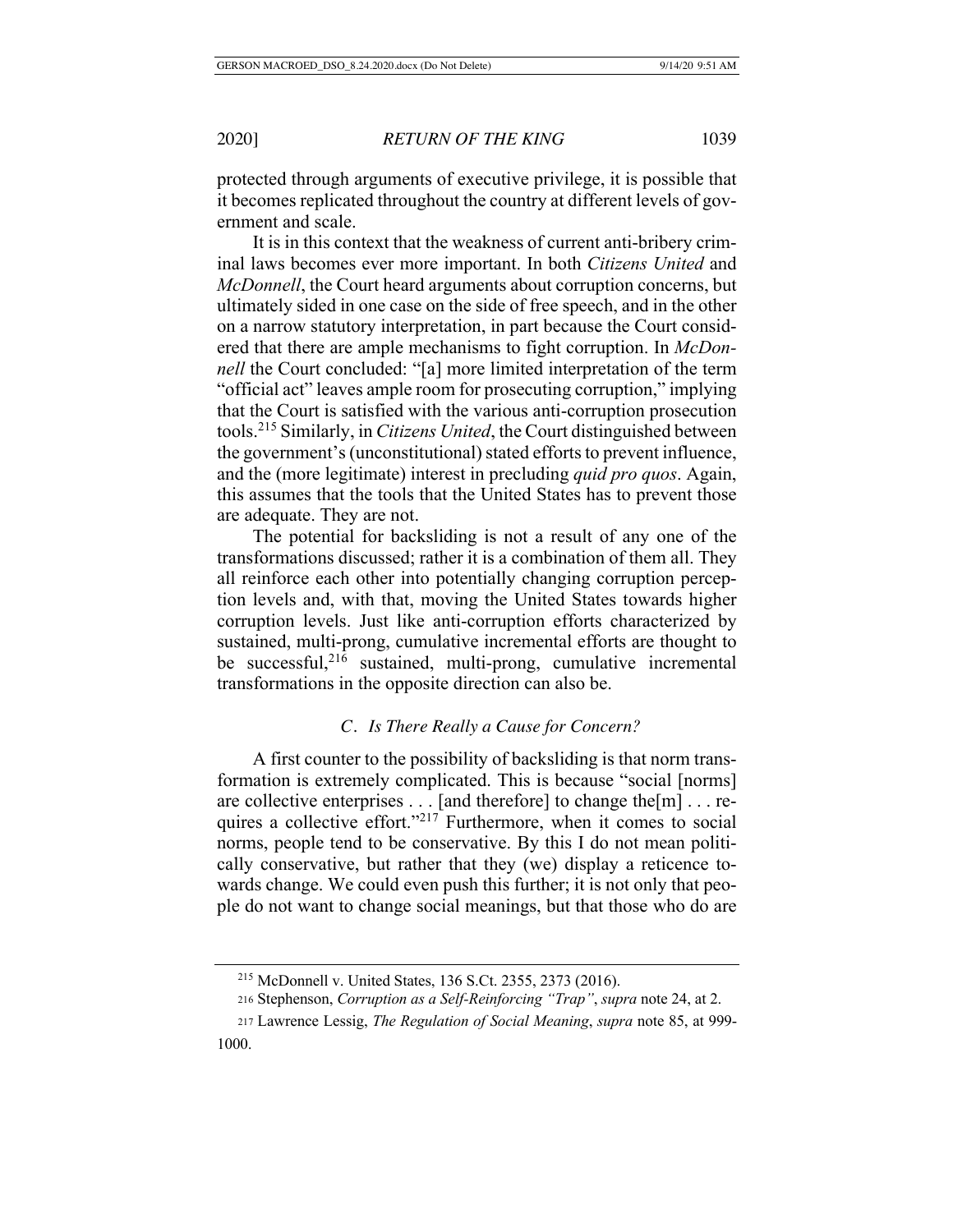protected through arguments of executive privilege, it is possible that it becomes replicated throughout the country at different levels of government and scale.

It is in this context that the weakness of current anti-bribery criminal laws becomes ever more important. In both *Citizens United* and *McDonnell*, the Court heard arguments about corruption concerns, but ultimately sided in one case on the side of free speech, and in the other on a narrow statutory interpretation, in part because the Court considered that there are ample mechanisms to fight corruption. In *McDonnell* the Court concluded: "[a] more limited interpretation of the term "official act" leaves ample room for prosecuting corruption," implying that the Court is satisfied with the various anti-corruption prosecution tools.[215] Similarly, in *Citizens United*, the Court distinguished between the government's (unconstitutional) stated efforts to prevent influence, and the (more legitimate) interest in precluding *quid pro quos*. Again, this assumes that the tools that the United States has to prevent those are adequate. They are not.

The potential for backsliding is not a result of any one of the transformations discussed; rather it is a combination of them all. They all reinforce each other into potentially changing corruption perception levels and, with that, moving the United States towards higher corruption levels. Just like anti-corruption efforts characterized by sustained, multi-prong, cumulative incremental efforts are thought to be successful,[216] sustained, multi-prong, cumulative incremental transformations in the opposite direction can also be.

### *C. Is There Really a Cause for Concern?*

A first counter to the possibility of backsliding is that norm transformation is extremely complicated. This is because "social [norms] are collective enterprises . . . [and therefore] to change the[m] . . . requires a collective effort."[217] Furthermore, when it comes to social norms, people tend to be conservative. By this I do not mean politically conservative, but rather that they (we) display a reticence towards change. We could even push this further; it is not only that people do not want to change social meanings, but that those who do are

---

[215] McDonnell v. United States, 136 S.Ct. 2355, 2373 (2016).

[216] Stephenson, *Corruption as a Self-Reinforcing "Trap"*, *supra* note 24, at 2.

[217] Lawrence Lessig, *The Regulation of Social Meaning*, *supra* note 85, at 999-1000.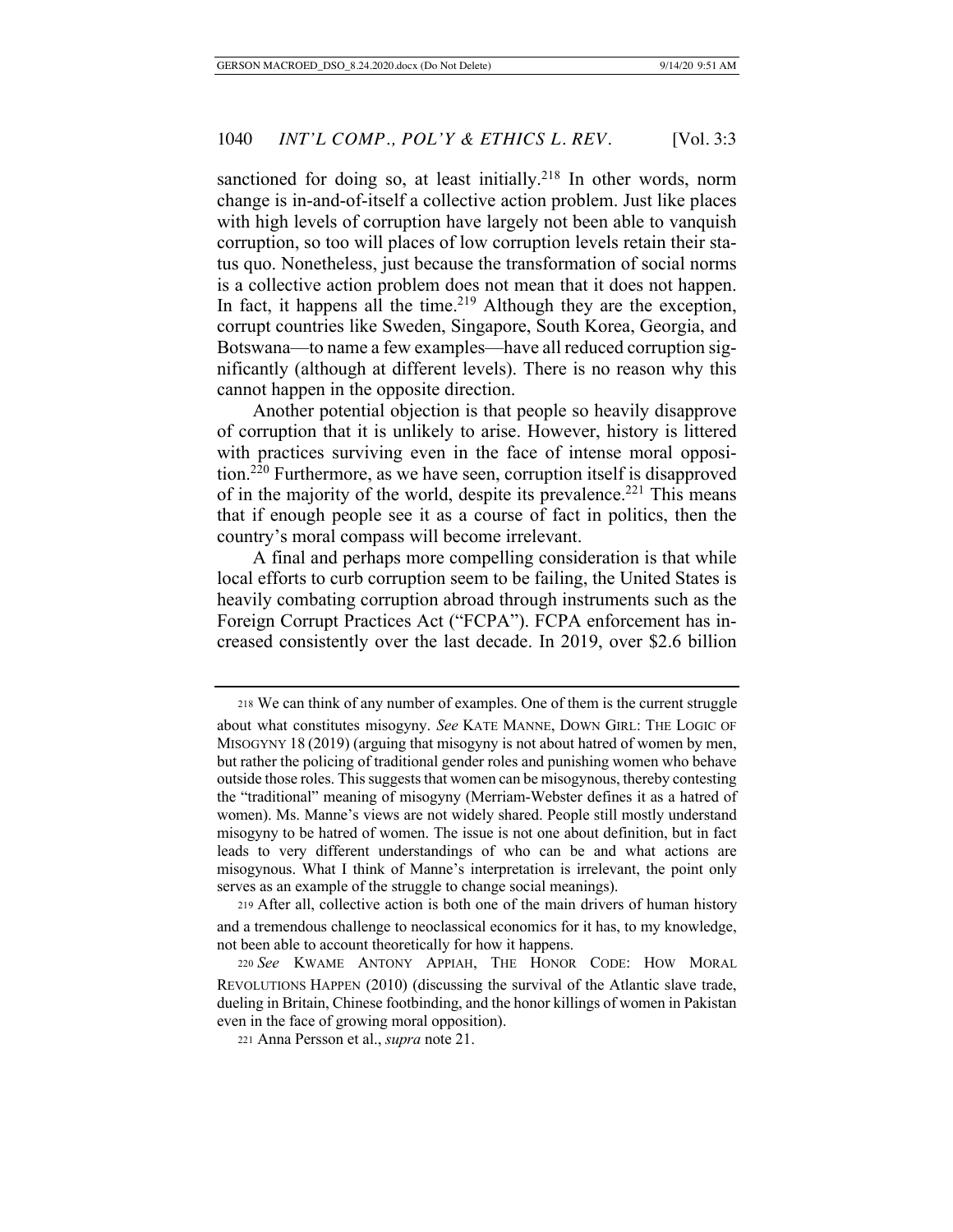sanctioned for doing so, at least initially.[218] In other words, norm change is in-and-of-itself a collective action problem. Just like places with high levels of corruption have largely not been able to vanquish corruption, so too will places of low corruption levels retain their status quo. Nonetheless, just because the transformation of social norms is a collective action problem does not mean that it does not happen. In fact, it happens all the time.[219] Although they are the exception, corrupt countries like Sweden, Singapore, South Korea, Georgia, and Botswana—to name a few examples—have all reduced corruption significantly (although at different levels). There is no reason why this cannot happen in the opposite direction.

Another potential objection is that people so heavily disapprove of corruption that it is unlikely to arise. However, history is littered with practices surviving even in the face of intense moral opposition.[220] Furthermore, as we have seen, corruption itself is disapproved of in the majority of the world, despite its prevalence.[221] This means that if enough people see it as a course of fact in politics, then the country's moral compass will become irrelevant.

A final and perhaps more compelling consideration is that while local efforts to curb corruption seem to be failing, the United States is heavily combating corruption abroad through instruments such as the Foreign Corrupt Practices Act ("FCPA"). FCPA enforcement has increased consistently over the last decade. In 2019, over $2.6 billion

---

218 We can think of any number of examples. One of them is the current struggle about what constitutes misogyny. *See* KATE MANNE, DOWN GIRL: THE LOGIC OF MISOGYNY 18 (2019) (arguing that misogyny is not about hatred of women by men, but rather the policing of traditional gender roles and punishing women who behave outside those roles. This suggests that women can be misogynous, thereby contesting the "traditional" meaning of misogyny (Merriam-Webster defines it as a hatred of women). Ms. Manne's views are not widely shared. People still mostly understand misogyny to be hatred of women. The issue is not one about definition, but in fact leads to very different understandings of who can be and what actions are misogynous. What I think of Manne's interpretation is irrelevant, the point only serves as an example of the struggle to change social meanings).

219 After all, collective action is both one of the main drivers of human history and a tremendous challenge to neoclassical economics for it has, to my knowledge, not been able to account theoretically for how it happens.

220 *See* KWAME ANTONY APPIAH, THE HONOR CODE: HOW MORAL REVOLUTIONS HAPPEN (2010) (discussing the survival of the Atlantic slave trade, dueling in Britain, Chinese footbinding, and the honor killings of women in Pakistan even in the face of growing moral opposition).

221 Anna Persson et al., *supra* note 21.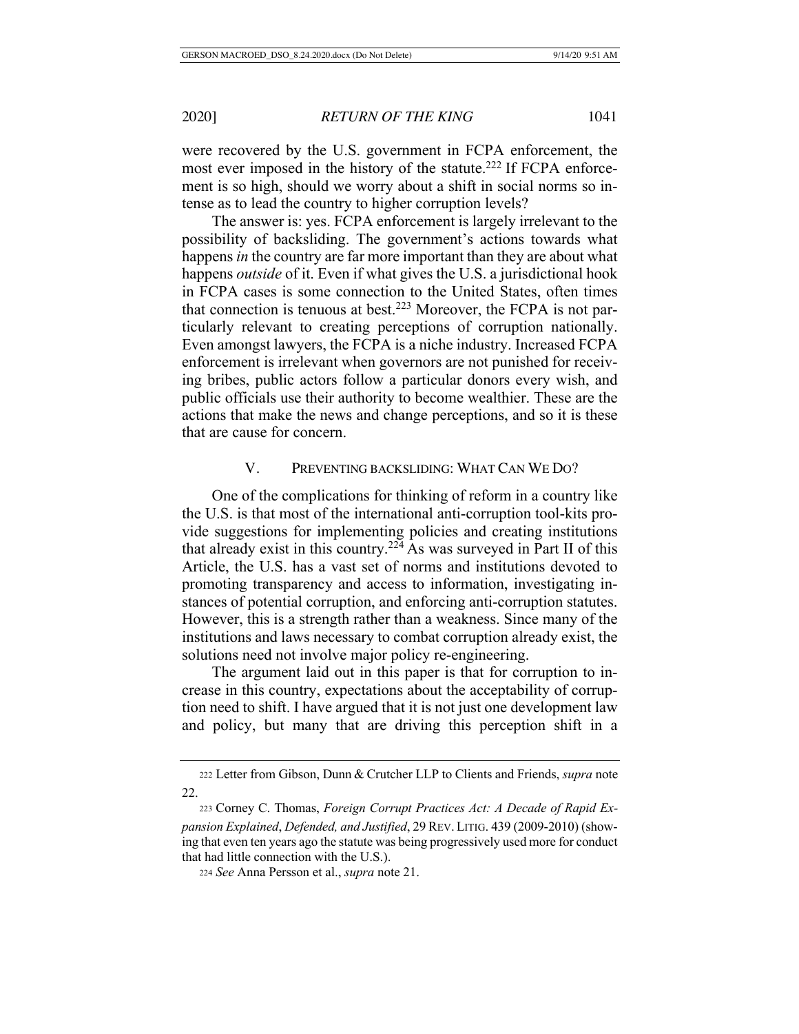were recovered by the U.S. government in FCPA enforcement, the most ever imposed in the history of the statute.[222] If FCPA enforcement is so high, should we worry about a shift in social norms so intense as to lead the country to higher corruption levels?

The answer is: yes. FCPA enforcement is largely irrelevant to the possibility of backsliding. The government's actions towards what happens *in* the country are far more important than they are about what happens *outside* of it. Even if what gives the U.S. a jurisdictional hook in FCPA cases is some connection to the United States, often times that connection is tenuous at best.[223] Moreover, the FCPA is not particularly relevant to creating perceptions of corruption nationally. Even amongst lawyers, the FCPA is a niche industry. Increased FCPA enforcement is irrelevant when governors are not punished for receiving bribes, public actors follow a particular donors every wish, and public officials use their authority to become wealthier. These are the actions that make the news and change perceptions, and so it is these that are cause for concern.

## V. Preventing Backsliding: What Can We Do?

One of the complications for thinking of reform in a country like the U.S. is that most of the international anti-corruption tool-kits provide suggestions for implementing policies and creating institutions that already exist in this country.[224] As was surveyed in Part II of this Article, the U.S. has a vast set of norms and institutions devoted to promoting transparency and access to information, investigating instances of potential corruption, and enforcing anti-corruption statutes. However, this is a strength rather than a weakness. Since many of the institutions and laws necessary to combat corruption already exist, the solutions need not involve major policy re-engineering.

The argument laid out in this paper is that for corruption to increase in this country, expectations about the acceptability of corruption need to shift. I have argued that it is not just one development law and policy, but many that are driving this perception shift in a

---

222 Letter from Gibson, Dunn & Crutcher LLP to Clients and Friends, *supra* note 22.

223 Corney C. Thomas, *Foreign Corrupt Practices Act: A Decade of Rapid Expansion Explained, Defended, and Justified*, 29 Rev. Litig. 439 (2009-2010) (showing that even ten years ago the statute was being progressively used more for conduct that had little connection with the U.S.).

224 *See* Anna Persson et al., *supra* note 21.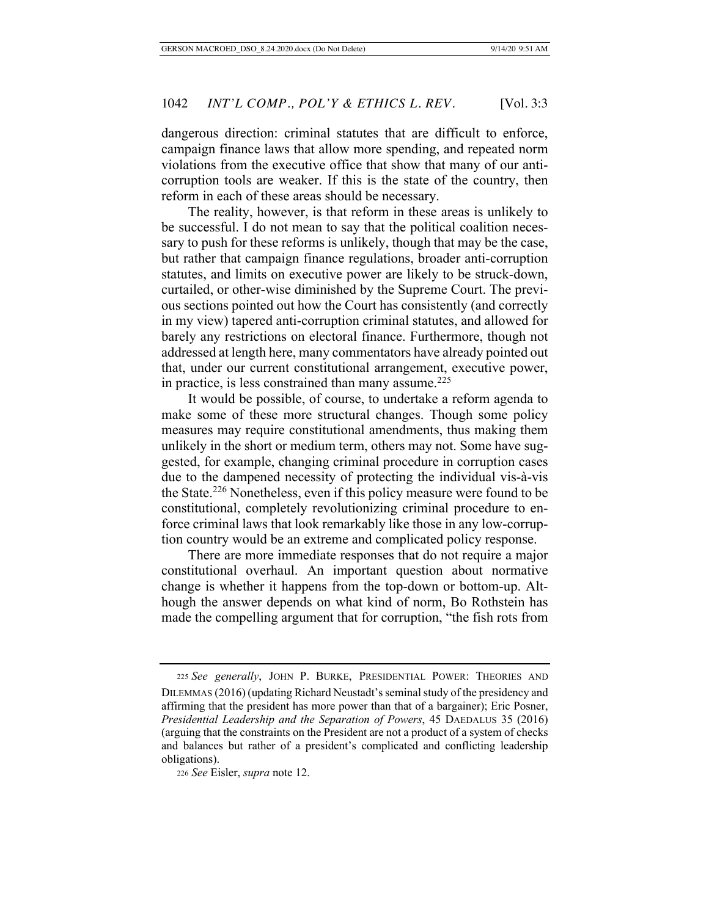dangerous direction: criminal statutes that are difficult to enforce, campaign finance laws that allow more spending, and repeated norm violations from the executive office that show that many of our anti-corruption tools are weaker. If this is the state of the country, then reform in each of these areas should be necessary.

The reality, however, is that reform in these areas is unlikely to be successful. I do not mean to say that the political coalition necessary to push for these reforms is unlikely, though that may be the case, but rather that campaign finance regulations, broader anti-corruption statutes, and limits on executive power are likely to be struck-down, curtailed, or other-wise diminished by the Supreme Court. The previous sections pointed out how the Court has consistently (and correctly in my view) tapered anti-corruption criminal statutes, and allowed for barely any restrictions on electoral finance. Furthermore, though not addressed at length here, many commentators have already pointed out that, under our current constitutional arrangement, executive power, in practice, is less constrained than many assume.[225]

It would be possible, of course, to undertake a reform agenda to make some of these more structural changes. Though some policy measures may require constitutional amendments, thus making them unlikely in the short or medium term, others may not. Some have suggested, for example, changing criminal procedure in corruption cases due to the dampened necessity of protecting the individual vis-à-vis the State.[226] Nonetheless, even if this policy measure were found to be constitutional, completely revolutionizing criminal procedure to enforce criminal laws that look remarkably like those in any low-corruption country would be an extreme and complicated policy response.

There are more immediate responses that do not require a major constitutional overhaul. An important question about normative change is whether it happens from the top-down or bottom-up. Although the answer depends on what kind of norm, Bo Rothstein has made the compelling argument that for corruption, "the fish rots from

---

[225] *See generally*, JOHN P. BURKE, PRESIDENTIAL POWER: THEORIES AND DILEMMAS (2016) (updating Richard Neustadt's seminal study of the presidency and affirming that the president has more power than that of a bargainer); Eric Posner, *Presidential Leadership and the Separation of Powers*, 45 DAEDALUS 35 (2016) (arguing that the constraints on the President are not a product of a system of checks and balances but rather of a president's complicated and conflicting leadership obligations).

[226] *See* Eisler, *supra* note 12.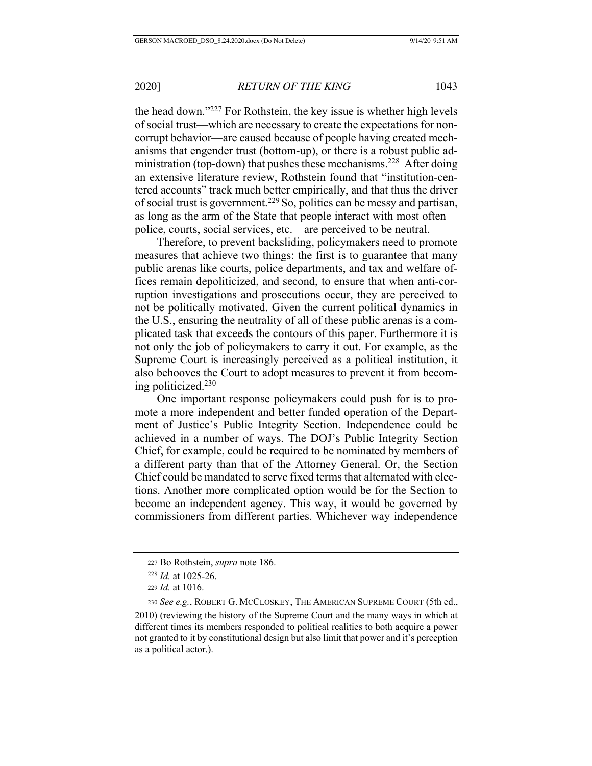the head down."[227] For Rothstein, the key issue is whether high levels of social trust—which are necessary to create the expectations for non-corrupt behavior—are caused because of people having created mechanisms that engender trust (bottom-up), or there is a robust public administration (top-down) that pushes these mechanisms.[228] After doing an extensive literature review, Rothstein found that "institution-centered accounts" track much better empirically, and that thus the driver of social trust is government.[229] So, politics can be messy and partisan, as long as the arm of the State that people interact with most often—police, courts, social services, etc.—are perceived to be neutral.

Therefore, to prevent backsliding, policymakers need to promote measures that achieve two things: the first is to guarantee that many public arenas like courts, police departments, and tax and welfare offices remain depoliticized, and second, to ensure that when anti-corruption investigations and prosecutions occur, they are perceived to not be politically motivated. Given the current political dynamics in the U.S., ensuring the neutrality of all of these public arenas is a complicated task that exceeds the contours of this paper. Furthermore it is not only the job of policymakers to carry it out. For example, as the Supreme Court is increasingly perceived as a political institution, it also behooves the Court to adopt measures to prevent it from becoming politicized.[230]

One important response policymakers could push for is to promote a more independent and better funded operation of the Department of Justice's Public Integrity Section. Independence could be achieved in a number of ways. The DOJ's Public Integrity Section Chief, for example, could be required to be nominated by members of a different party than that of the Attorney General. Or, the Section Chief could be mandated to serve fixed terms that alternated with elections. Another more complicated option would be for the Section to become an independent agency. This way, it would be governed by commissioners from different parties. Whichever way independence

---

[227] Bo Rothstein, *supra* note 186.

[228] *Id.* at 1025-26.

[229] *Id.* at 1016.

[230] *See e.g.*, ROBERT G. MCCLOSKEY, THE AMERICAN SUPREME COURT (5th ed., 2010) (reviewing the history of the Supreme Court and the many ways in which at different times its members responded to political realities to both acquire a power not granted to it by constitutional design but also limit that power and it's perception as a political actor.).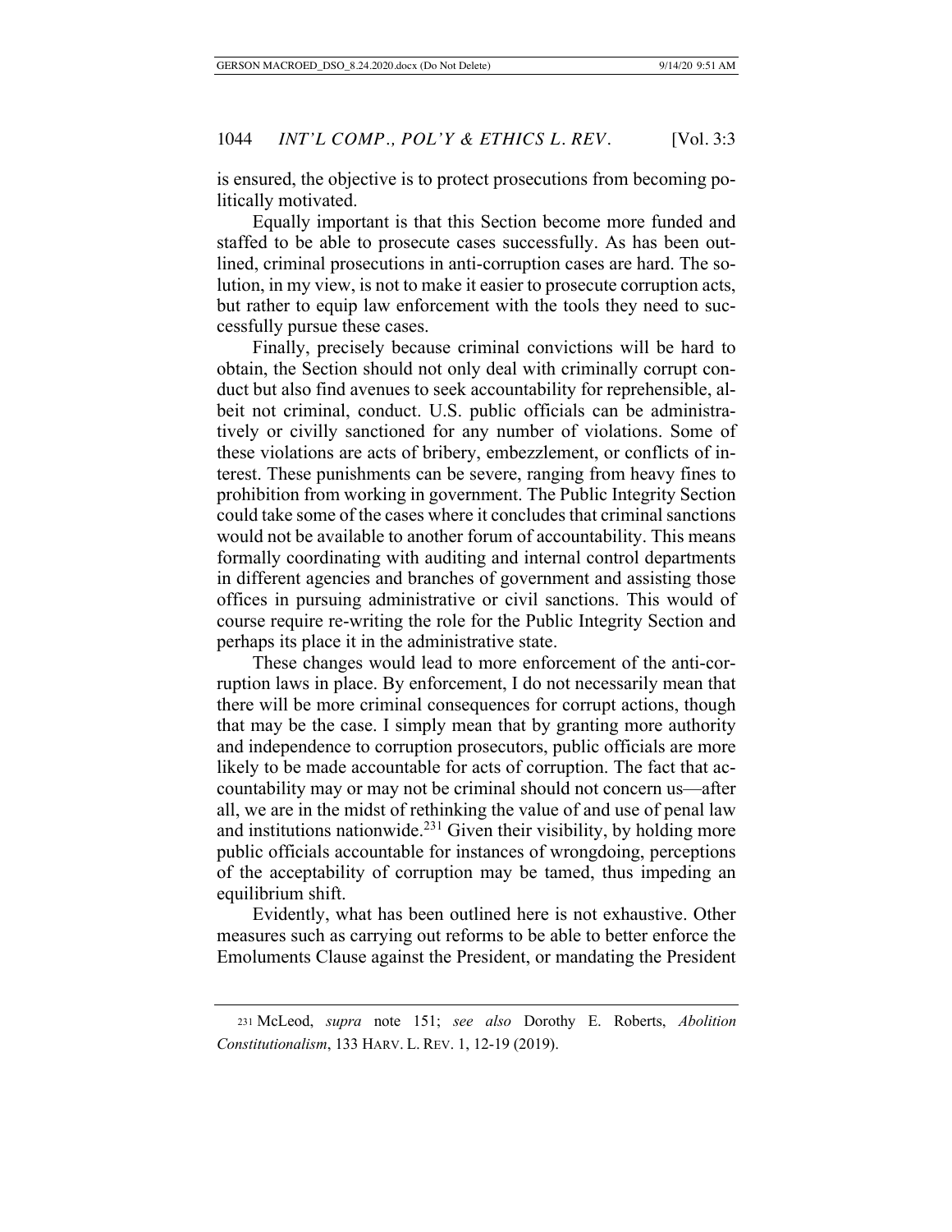is ensured, the objective is to protect prosecutions from becoming politically motivated.

Equally important is that this Section become more funded and staffed to be able to prosecute cases successfully. As has been outlined, criminal prosecutions in anti-corruption cases are hard. The solution, in my view, is not to make it easier to prosecute corruption acts, but rather to equip law enforcement with the tools they need to successfully pursue these cases.

Finally, precisely because criminal convictions will be hard to obtain, the Section should not only deal with criminally corrupt conduct but also find avenues to seek accountability for reprehensible, albeit not criminal, conduct. U.S. public officials can be administratively or civilly sanctioned for any number of violations. Some of these violations are acts of bribery, embezzlement, or conflicts of interest. These punishments can be severe, ranging from heavy fines to prohibition from working in government. The Public Integrity Section could take some of the cases where it concludes that criminal sanctions would not be available to another forum of accountability. This means formally coordinating with auditing and internal control departments in different agencies and branches of government and assisting those offices in pursuing administrative or civil sanctions. This would of course require re-writing the role for the Public Integrity Section and perhaps its place it in the administrative state.

These changes would lead to more enforcement of the anti-corruption laws in place. By enforcement, I do not necessarily mean that there will be more criminal consequences for corrupt actions, though that may be the case. I simply mean that by granting more authority and independence to corruption prosecutors, public officials are more likely to be made accountable for acts of corruption. The fact that accountability may or may not be criminal should not concern us—after all, we are in the midst of rethinking the value of and use of penal law and institutions nationwide.[231] Given their visibility, by holding more public officials accountable for instances of wrongdoing, perceptions of the acceptability of corruption may be tamed, thus impeding an equilibrium shift.

Evidently, what has been outlined here is not exhaustive. Other measures such as carrying out reforms to be able to better enforce the Emoluments Clause against the President, or mandating the President

[231] McLeod, *supra* note 151; *see also* Dorothy E. Roberts, *Abolition Constitutionalism*, 133 HARV. L. REV. 1, 12-19 (2019).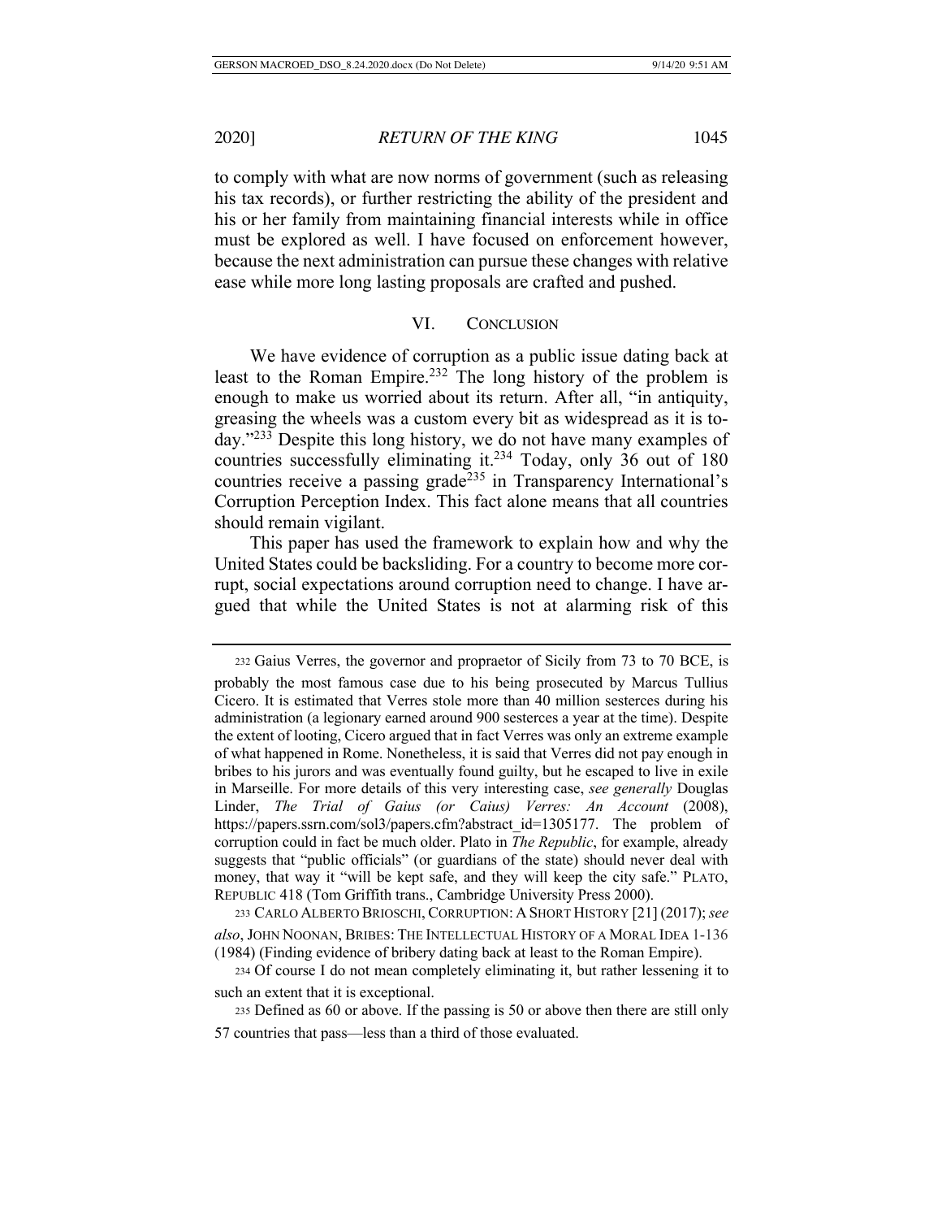to comply with what are now norms of government (such as releasing his tax records), or further restricting the ability of the president and his or her family from maintaining financial interests while in office must be explored as well. I have focused on enforcement however, because the next administration can pursue these changes with relative ease while more long lasting proposals are crafted and pushed.

## VI. CONCLUSION

We have evidence of corruption as a public issue dating back at least to the Roman Empire.[232] The long history of the problem is enough to make us worried about its return. After all, "in antiquity, greasing the wheels was a custom every bit as widespread as it is today."[233] Despite this long history, we do not have many examples of countries successfully eliminating it.[234] Today, only 36 out of 180 countries receive a passing grade[235] in Transparency International's Corruption Perception Index. This fact alone means that all countries should remain vigilant.

This paper has used the framework to explain how and why the United States could be backsliding. For a country to become more corrupt, social expectations around corruption need to change. I have argued that while the United States is not at alarming risk of this

---

[232] Gaius Verres, the governor and propraetor of Sicily from 73 to 70 BCE, is probably the most famous case due to his being prosecuted by Marcus Tullius Cicero. It is estimated that Verres stole more than 40 million sesterces during his administration (a legionary earned around 900 sesterces a year at the time). Despite the extent of looting, Cicero argued that in fact Verres was only an extreme example of what happened in Rome. Nonetheless, it is said that Verres did not pay enough in bribes to his jurors and was eventually found guilty, but he escaped to live in exile in Marseille. For more details of this very interesting case, *see generally* Douglas Linder, *The Trial of Gaius (or Caius) Verres: An Account* (2008), https://papers.ssrn.com/sol3/papers.cfm?abstract_id=1305177. The problem of corruption could in fact be much older. Plato in *The Republic*, for example, already suggests that "public officials" (or guardians of the state) should never deal with money, that way it "will be kept safe, and they will keep the city safe." PLATO, REPUBLIC 418 (Tom Griffith trans., Cambridge University Press 2000).

[233] CARLO ALBERTO BRIOSCHI, CORRUPTION: A SHORT HISTORY [21] (2017); *see also*, JOHN NOONAN, BRIBES: THE INTELLECTUAL HISTORY OF A MORAL IDEA 1-136 (1984) (Finding evidence of bribery dating back at least to the Roman Empire).

[234] Of course I do not mean completely eliminating it, but rather lessening it to such an extent that it is exceptional.

[235] Defined as 60 or above. If the passing is 50 or above then there are still only 57 countries that pass—less than a third of those evaluated.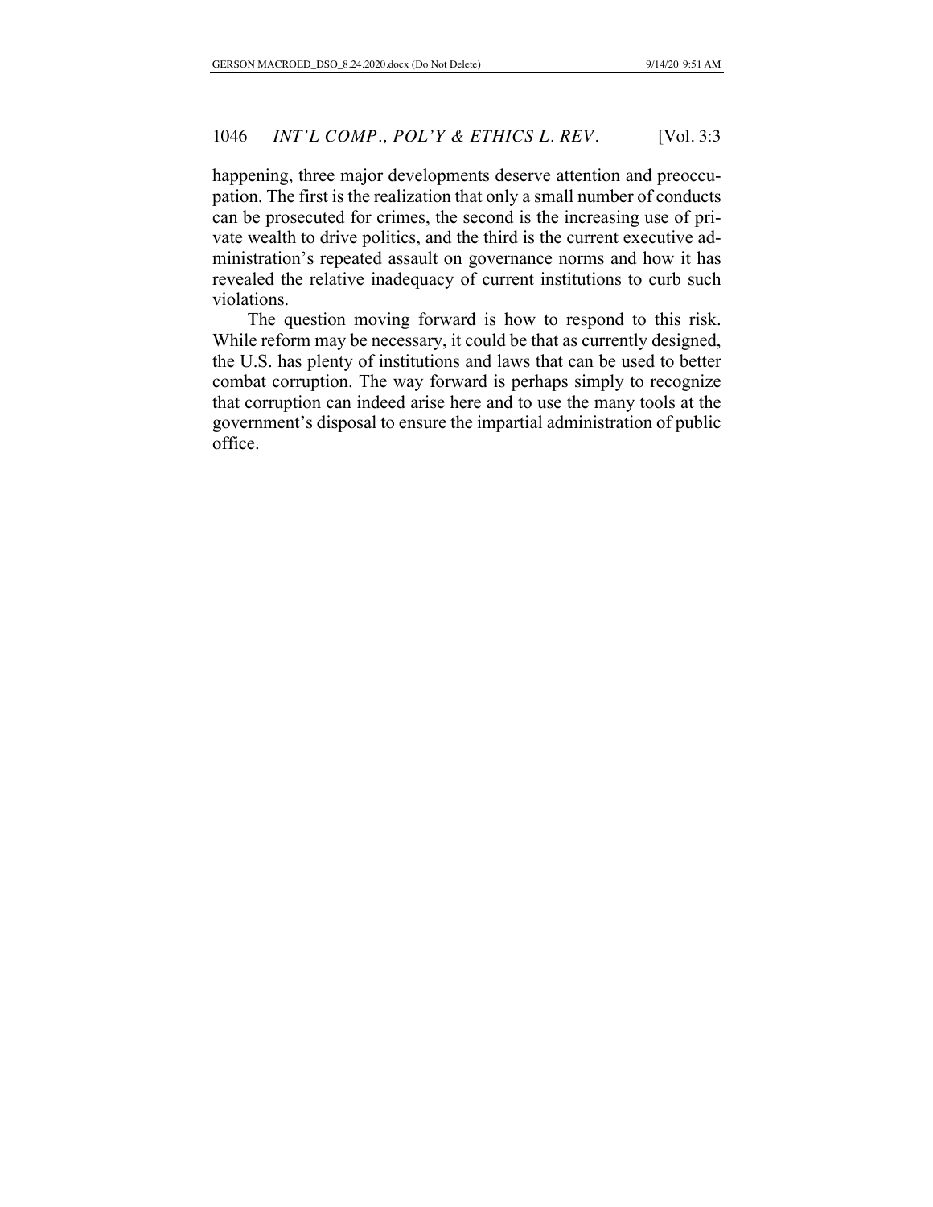happening, three major developments deserve attention and preoccupation. The first is the realization that only a small number of conducts can be prosecuted for crimes, the second is the increasing use of private wealth to drive politics, and the third is the current executive administration's repeated assault on governance norms and how it has revealed the relative inadequacy of current institutions to curb such violations.

The question moving forward is how to respond to this risk. While reform may be necessary, it could be that as currently designed, the U.S. has plenty of institutions and laws that can be used to better combat corruption. The way forward is perhaps simply to recognize that corruption can indeed arise here and to use the many tools at the government's disposal to ensure the impartial administration of public office.